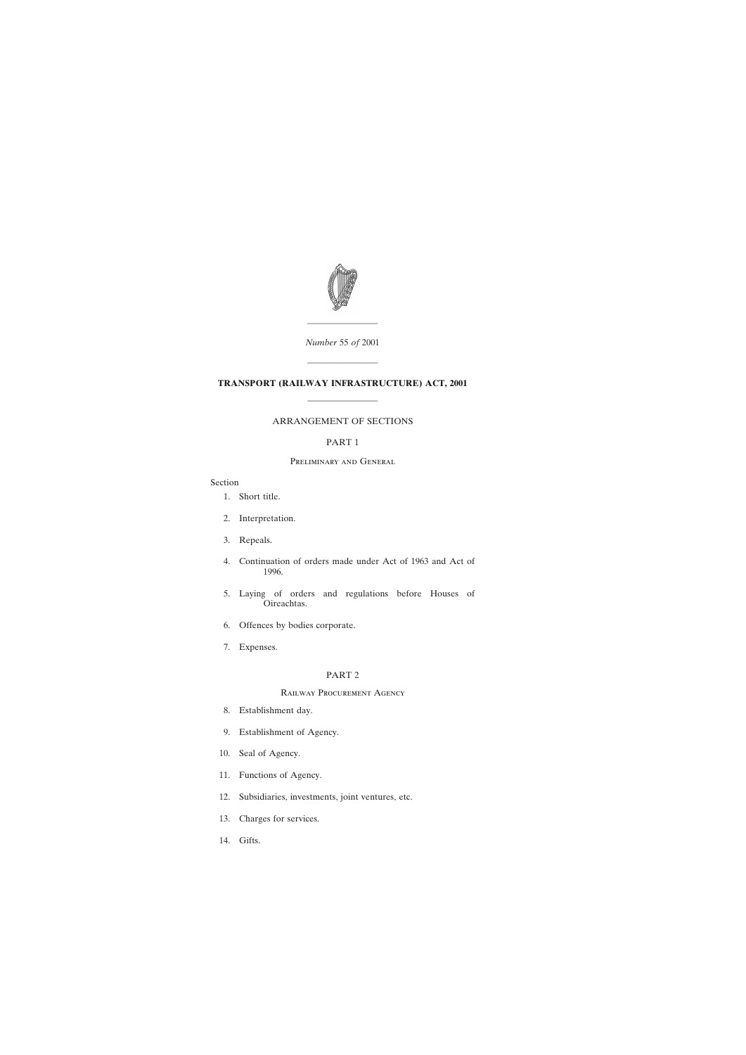*Number* 55 *of* 2001

# TRANSPORT (RAILWAY INFRASTRUCTURE) ACT, 2001

ARRANGEMENT OF SECTIONS

PART 1

Preliminary and General

Section

1. Short title.
2. Interpretation.
3. Repeals.
4. Continuation of orders made under Act of 1963 and Act of 1996.
5. Laying of orders and regulations before Houses of Oireachtas.
6. Offences by bodies corporate.
7. Expenses.

PART 2

Railway Procurement Agency

8. Establishment day.
9. Establishment of Agency.
10. Seal of Agency.
11. Functions of Agency.
12. Subsidiaries, investments, joint ventures, etc.
13. Charges for services.
14. Gifts.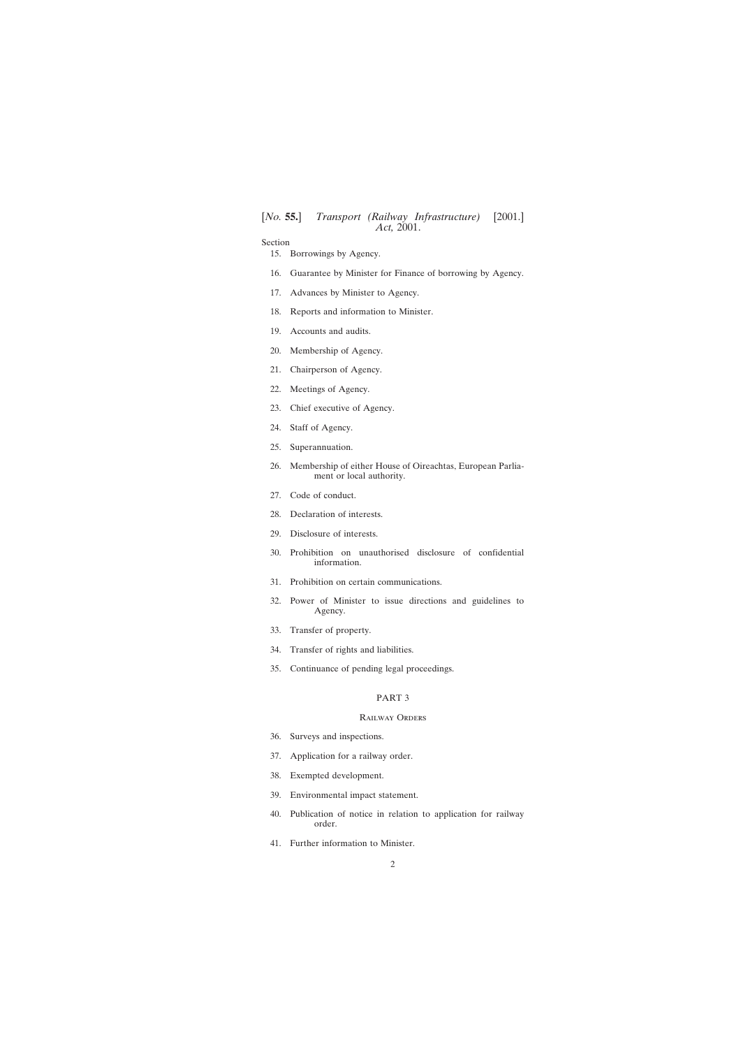Section

15. Borrowings by Agency.

16. Guarantee by Minister for Finance of borrowing by Agency.

17. Advances by Minister to Agency.

18. Reports and information to Minister.

19. Accounts and audits.

20. Membership of Agency.

21. Chairperson of Agency.

22. Meetings of Agency.

23. Chief executive of Agency.

24. Staff of Agency.

25. Superannuation.

26. Membership of either House of Oireachtas, European Parliament or local authority.

27. Code of conduct.

28. Declaration of interests.

29. Disclosure of interests.

30. Prohibition on unauthorised disclosure of confidential information.

31. Prohibition on certain communications.

32. Power of Minister to issue directions and guidelines to Agency.

33. Transfer of property.

34. Transfer of rights and liabilities.

35. Continuance of pending legal proceedings.

## PART 3

### Railway Orders

36. Surveys and inspections.

37. Application for a railway order.

38. Exempted development.

39. Environmental impact statement.

40. Publication of notice in relation to application for railway order.

41. Further information to Minister.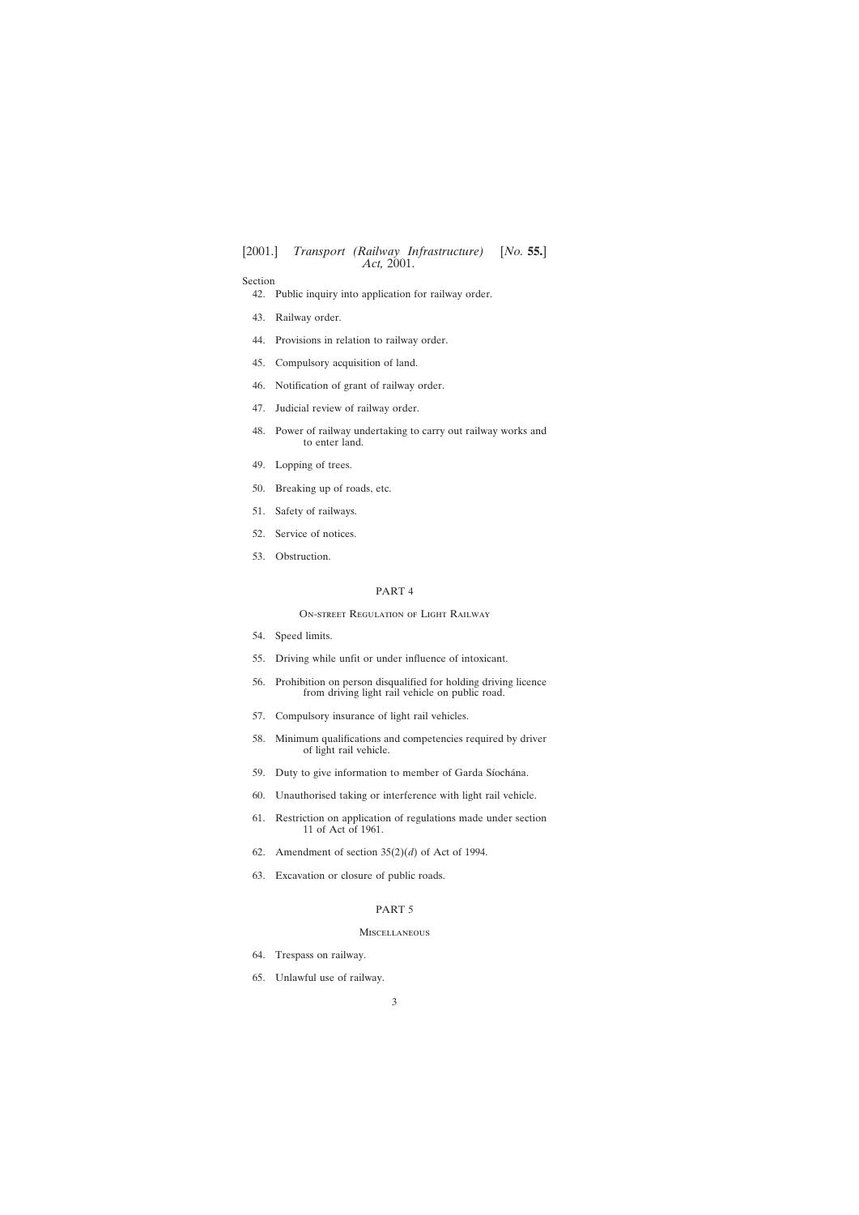Section

42. Public inquiry into application for railway order.
43. Railway order.
44. Provisions in relation to railway order.
45. Compulsory acquisition of land.
46. Notification of grant of railway order.
47. Judicial review of railway order.
48. Power of railway undertaking to carry out railway works and to enter land.
49. Lopping of trees.
50. Breaking up of roads, etc.
51. Safety of railways.
52. Service of notices.
53. Obstruction.

PART 4

On-street Regulation of Light Railway

54. Speed limits.
55. Driving while unfit or under influence of intoxicant.
56. Prohibition on person disqualified for holding driving licence from driving light rail vehicle on public road.
57. Compulsory insurance of light rail vehicles.
58. Minimum qualifications and competencies required by driver of light rail vehicle.
59. Duty to give information to member of Garda Síochána.
60. Unauthorised taking or interference with light rail vehicle.
61. Restriction on application of regulations made under section 11 of Act of 1961.
62. Amendment of section 35(2)(*d*) of Act of 1994.
63. Excavation or closure of public roads.

PART 5

Miscellaneous

64. Trespass on railway.
65. Unlawful use of railway.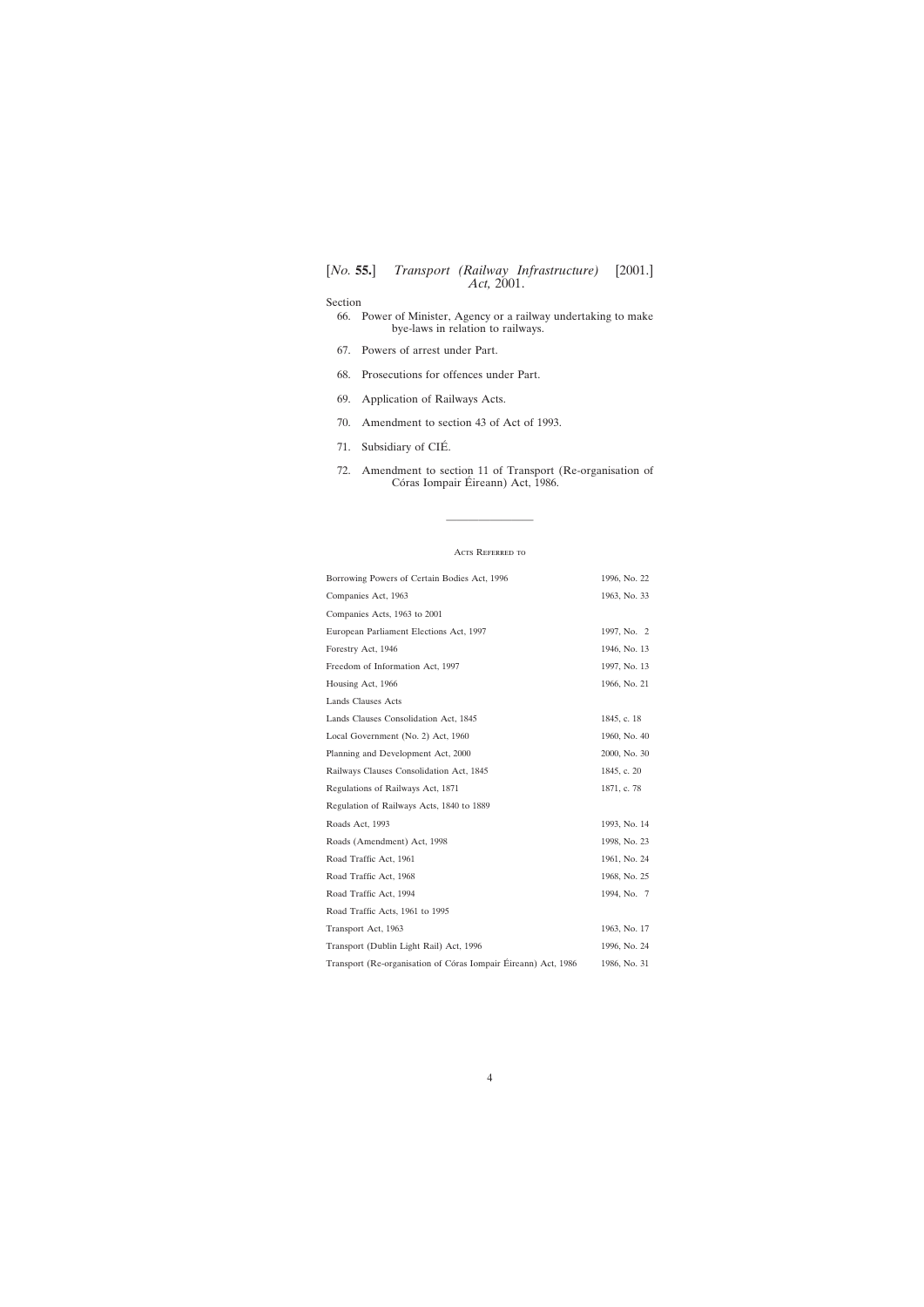Section

66. Power of Minister, Agency or a railway undertaking to make bye-laws in relation to railways.

67. Powers of arrest under Part.

68. Prosecutions for offences under Part.

69. Application of Railways Acts.

70. Amendment to section 43 of Act of 1993.

71. Subsidiary of CIÉ.

72. Amendment to section 11 of Transport (Re-organisation of Córas Iompair Éireann) Act, 1986.

---

## Acts Referred to

| | |
|---|---|
| Borrowing Powers of Certain Bodies Act, 1996 | 1996, No. 22 |
| Companies Act, 1963 | 1963, No. 33 |
| Companies Acts, 1963 to 2001 | |
| European Parliament Elections Act, 1997 | 1997, No. 2 |
| Forestry Act, 1946 | 1946, No. 13 |
| Freedom of Information Act, 1997 | 1997, No. 13 |
| Housing Act, 1966 | 1966, No. 21 |
| Lands Clauses Acts | |
| Lands Clauses Consolidation Act, 1845 | 1845, c. 18 |
| Local Government (No. 2) Act, 1960 | 1960, No. 40 |
| Planning and Development Act, 2000 | 2000, No. 30 |
| Railways Clauses Consolidation Act, 1845 | 1845, c. 20 |
| Regulations of Railways Act, 1871 | 1871, c. 78 |
| Regulation of Railways Acts, 1840 to 1889 | |
| Roads Act, 1993 | 1993, No. 14 |
| Roads (Amendment) Act, 1998 | 1998, No. 23 |
| Road Traffic Act, 1961 | 1961, No. 24 |
| Road Traffic Act, 1968 | 1968, No. 25 |
| Road Traffic Act, 1994 | 1994, No. 7 |
| Road Traffic Acts, 1961 to 1995 | |
| Transport Act, 1963 | 1963, No. 17 |
| Transport (Dublin Light Rail) Act, 1996 | 1996, No. 24 |
| Transport (Re-organisation of Córas Iompair Éireann) Act, 1986 | 1986, No. 31 |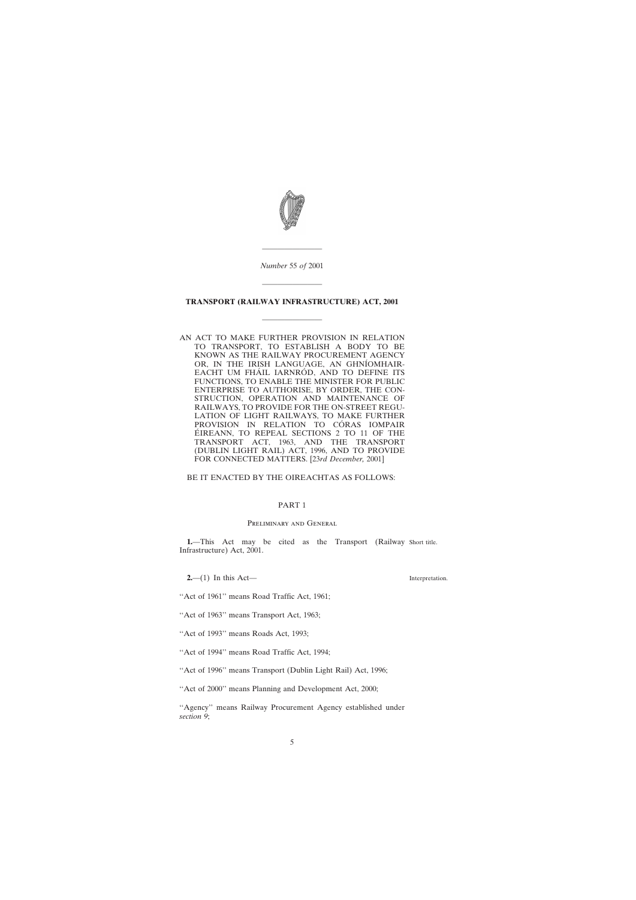*Number* 55 *of* 2001

---

# TRANSPORT (RAILWAY INFRASTRUCTURE) ACT, 2001

---

AN ACT TO MAKE FURTHER PROVISION IN RELATION TO TRANSPORT, TO ESTABLISH A BODY TO BE KNOWN AS THE RAILWAY PROCUREMENT AGENCY OR, IN THE IRISH LANGUAGE, AN GHNÍOMHAIREACHT UM FHÁIL IARNRÓD, AND TO DEFINE ITS FUNCTIONS, TO ENABLE THE MINISTER FOR PUBLIC ENTERPRISE TO AUTHORISE, BY ORDER, THE CONSTRUCTION, OPERATION AND MAINTENANCE OF RAILWAYS, TO PROVIDE FOR THE ON-STREET REGULATION OF LIGHT RAILWAYS, TO MAKE FURTHER PROVISION IN RELATION TO CÓRAS IOMPAIR ÉIREANN, TO REPEAL SECTIONS 2 TO 11 OF THE TRANSPORT ACT, 1963, AND THE TRANSPORT (DUBLIN LIGHT RAIL) ACT, 1996, AND TO PROVIDE FOR CONNECTED MATTERS. [23*rd December,* 2001]

BE IT ENACTED BY THE OIREACHTAS AS FOLLOWS:

## PART 1

### Preliminary and General

Short title.

**1.**—This Act may be cited as the Transport (Railway Infrastructure) Act, 2001.

Interpretation.

**2.**—(1) In this Act—

''Act of 1961'' means Road Traffic Act, 1961;

''Act of 1963'' means Transport Act, 1963;

''Act of 1993'' means Roads Act, 1993;

''Act of 1994'' means Road Traffic Act, 1994;

''Act of 1996'' means Transport (Dublin Light Rail) Act, 1996;

''Act of 2000'' means Planning and Development Act, 2000;

''Agency'' means Railway Procurement Agency established under *section 9*;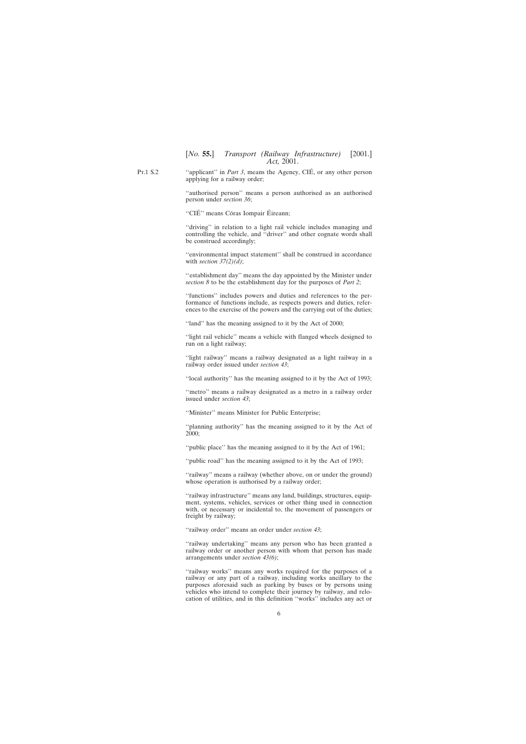Pt.1 S.2

''applicant'' in *Part 3*, means the Agency, CIÉ, or any other person applying for a railway order;

''authorised person'' means a person authorised as an authorised person under *section 36*;

''CIÉ'' means Córas Iompair Éireann;

''driving'' in relation to a light rail vehicle includes managing and controlling the vehicle, and ''driver'' and other cognate words shall be construed accordingly;

''environmental impact statement'' shall be construed in accordance with *section 37(2)(d)*;

''establishment day'' means the day appointed by the Minister under *section 8* to be the establishment day for the purposes of *Part 2*;

''functions'' includes powers and duties and references to the performance of functions include, as respects powers and duties, references to the exercise of the powers and the carrying out of the duties;

''land'' has the meaning assigned to it by the Act of 2000;

''light rail vehicle'' means a vehicle with flanged wheels designed to run on a light railway;

''light railway'' means a railway designated as a light railway in a railway order issued under *section 43*;

''local authority'' has the meaning assigned to it by the Act of 1993;

''metro'' means a railway designated as a metro in a railway order issued under *section 43*;

''Minister'' means Minister for Public Enterprise;

''planning authority'' has the meaning assigned to it by the Act of 2000;

''public place'' has the meaning assigned to it by the Act of 1961;

''public road'' has the meaning assigned to it by the Act of 1993;

''railway'' means a railway (whether above, on or under the ground) whose operation is authorised by a railway order;

''railway infrastructure'' means any land, buildings, structures, equipment, systems, vehicles, services or other thing used in connection with, or necessary or incidental to, the movement of passengers or freight by railway;

''railway order'' means an order under *section 43*;

''railway undertaking'' means any person who has been granted a railway order or another person with whom that person has made arrangements under *section 43(6)*;

''railway works'' means any works required for the purposes of a railway or any part of a railway, including works ancillary to the purposes aforesaid such as parking by buses or by persons using vehicles who intend to complete their journey by railway, and relocation of utilities, and in this definition ''works'' includes any act or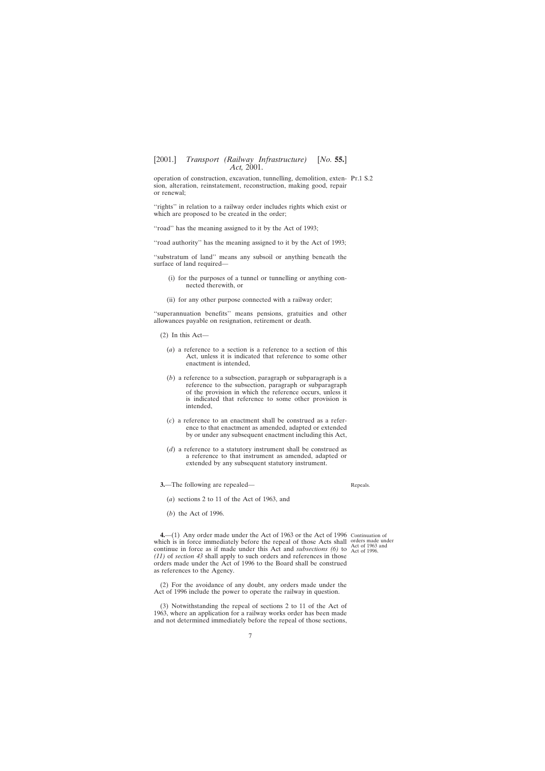operation of construction, excavation, tunnelling, demolition, extension, alteration, reinstatement, reconstruction, making good, repair or renewal;

''rights'' in relation to a railway order includes rights which exist or which are proposed to be created in the order;

''road'' has the meaning assigned to it by the Act of 1993;

''road authority'' has the meaning assigned to it by the Act of 1993;

''substratum of land'' means any subsoil or anything beneath the surface of land required—

(i) for the purposes of a tunnel or tunnelling or anything connected therewith, or

(ii) for any other purpose connected with a railway order;

''superannuation benefits'' means pensions, gratuities and other allowances payable on resignation, retirement or death.

(2) In this Act—

(*a*) a reference to a section is a reference to a section of this Act, unless it is indicated that reference to some other enactment is intended,

(*b*) a reference to a subsection, paragraph or subparagraph is a reference to the subsection, paragraph or subparagraph of the provision in which the reference occurs, unless it is indicated that reference to some other provision is intended,

(*c*) a reference to an enactment shall be construed as a reference to that enactment as amended, adapted or extended by or under any subsequent enactment including this Act,

(*d*) a reference to a statutory instrument shall be construed as a reference to that instrument as amended, adapted or extended by any subsequent statutory instrument.

Repeals.

**3.**—The following are repealed—

(*a*) sections 2 to 11 of the Act of 1963, and

(*b*) the Act of 1996.

Continuation of orders made under Act of 1963 and Act of 1996.

**4.**—(1) Any order made under the Act of 1963 or the Act of 1996 which is in force immediately before the repeal of those Acts shall continue in force as if made under this Act and *subsections (6)* to *(11)* of *section 43* shall apply to such orders and references in those orders made under the Act of 1996 to the Board shall be construed as references to the Agency.

(2) For the avoidance of any doubt, any orders made under the Act of 1996 include the power to operate the railway in question.

(3) Notwithstanding the repeal of sections 2 to 11 of the Act of 1963, where an application for a railway works order has been made and not determined immediately before the repeal of those sections,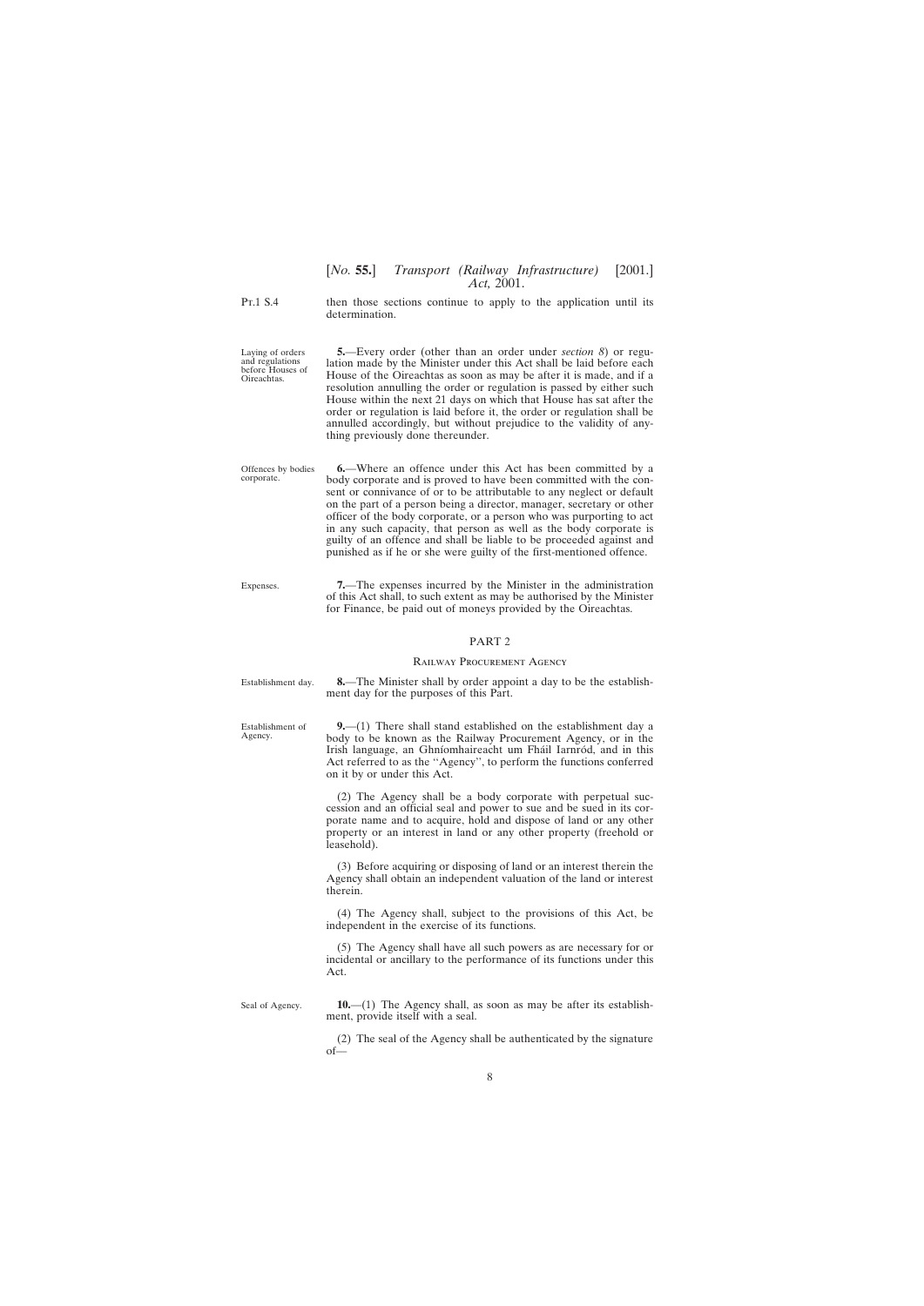then those sections continue to apply to the application until its determination.

Laying of orders and regulations before Houses of Oireachtas.

**5.**—Every order (other than an order under *section 8*) or regulation made by the Minister under this Act shall be laid before each House of the Oireachtas as soon as may be after it is made, and if a resolution annulling the order or regulation is passed by either such House within the next 21 days on which that House has sat after the order or regulation is laid before it, the order or regulation shall be annulled accordingly, but without prejudice to the validity of anything previously done thereunder.

Offences by bodies corporate.

**6.**—Where an offence under this Act has been committed by a body corporate and is proved to have been committed with the consent or connivance of or to be attributable to any neglect or default on the part of a person being a director, manager, secretary or other officer of the body corporate, or a person who was purporting to act in any such capacity, that person as well as the body corporate is guilty of an offence and shall be liable to be proceeded against and punished as if he or she were guilty of the first-mentioned offence.

Expenses.

**7.**—The expenses incurred by the Minister in the administration of this Act shall, to such extent as may be authorised by the Minister for Finance, be paid out of moneys provided by the Oireachtas.

## PART 2

### Railway Procurement Agency

Establishment day.

**8.**—The Minister shall by order appoint a day to be the establishment day for the purposes of this Part.

Establishment of Agency.

**9.**—(1) There shall stand established on the establishment day a body to be known as the Railway Procurement Agency, or in the Irish language, an Ghníomhaireacht um Fháil Iarnród, and in this Act referred to as the ''Agency'', to perform the functions conferred on it by or under this Act.

(2) The Agency shall be a body corporate with perpetual succession and an official seal and power to sue and be sued in its corporate name and to acquire, hold and dispose of land or any other property or an interest in land or any other property (freehold or leasehold).

(3) Before acquiring or disposing of land or an interest therein the Agency shall obtain an independent valuation of the land or interest therein.

(4) The Agency shall, subject to the provisions of this Act, be independent in the exercise of its functions.

(5) The Agency shall have all such powers as are necessary for or incidental or ancillary to the performance of its functions under this Act.

Seal of Agency.

**10.**—(1) The Agency shall, as soon as may be after its establishment, provide itself with a seal.

(2) The seal of the Agency shall be authenticated by the signature of—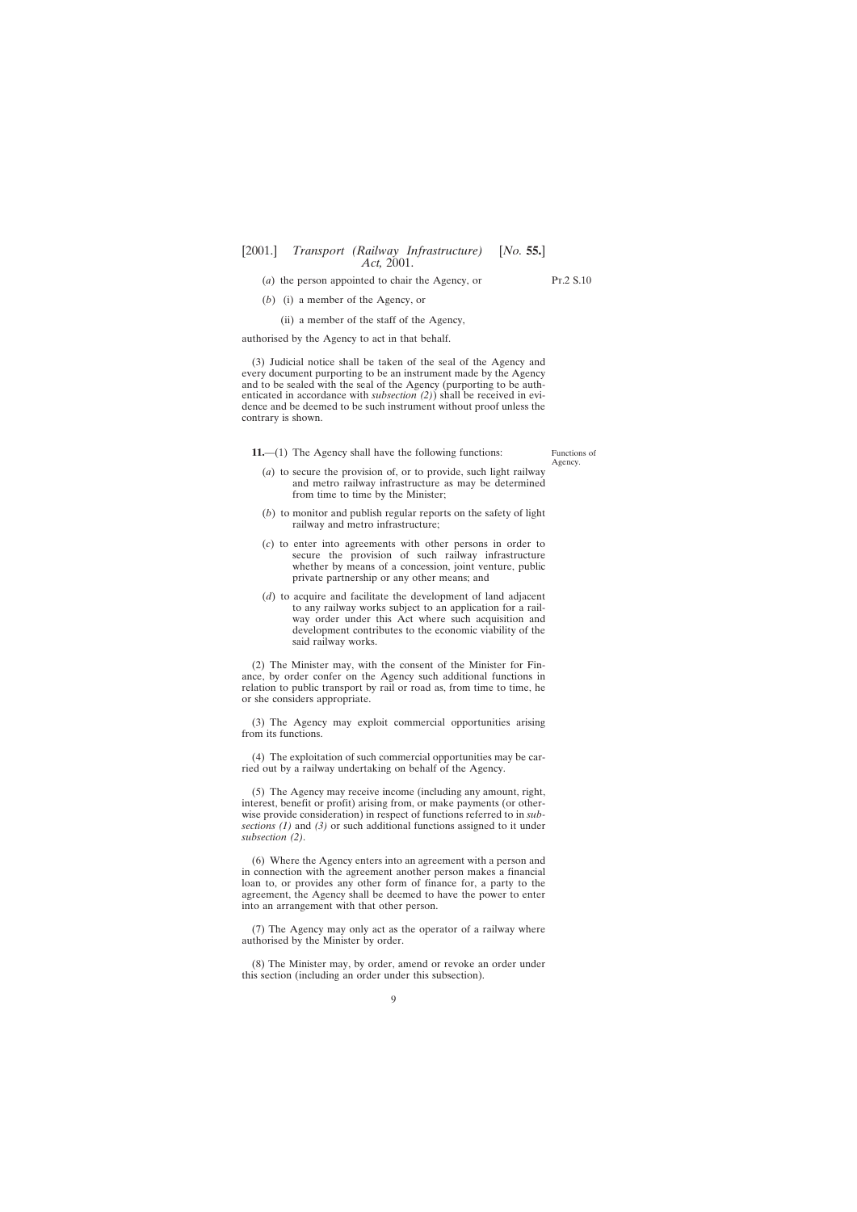(*a*) the person appointed to chair the Agency, or

(*b*) (i) a member of the Agency, or

(ii) a member of the staff of the Agency,

authorised by the Agency to act in that behalf.

(3) Judicial notice shall be taken of the seal of the Agency and every document purporting to be an instrument made by the Agency and to be sealed with the seal of the Agency (purporting to be authenticated in accordance with *subsection (2)*) shall be received in evidence and be deemed to be such instrument without proof unless the contrary is shown.

Functions of Agency.

**11.**—(1) The Agency shall have the following functions:

(*a*) to secure the provision of, or to provide, such light railway and metro railway infrastructure as may be determined from time to time by the Minister;

(*b*) to monitor and publish regular reports on the safety of light railway and metro infrastructure;

(*c*) to enter into agreements with other persons in order to secure the provision of such railway infrastructure whether by means of a concession, joint venture, public private partnership or any other means; and

(*d*) to acquire and facilitate the development of land adjacent to any railway works subject to an application for a railway order under this Act where such acquisition and development contributes to the economic viability of the said railway works.

(2) The Minister may, with the consent of the Minister for Finance, by order confer on the Agency such additional functions in relation to public transport by rail or road as, from time to time, he or she considers appropriate.

(3) The Agency may exploit commercial opportunities arising from its functions.

(4) The exploitation of such commercial opportunities may be carried out by a railway undertaking on behalf of the Agency.

(5) The Agency may receive income (including any amount, right, interest, benefit or profit) arising from, or make payments (or otherwise provide consideration) in respect of functions referred to in *subsections (1)* and *(3)* or such additional functions assigned to it under *subsection (2)*.

(6) Where the Agency enters into an agreement with a person and in connection with the agreement another person makes a financial loan to, or provides any other form of finance for, a party to the agreement, the Agency shall be deemed to have the power to enter into an arrangement with that other person.

(7) The Agency may only act as the operator of a railway where authorised by the Minister by order.

(8) The Minister may, by order, amend or revoke an order under this section (including an order under this subsection).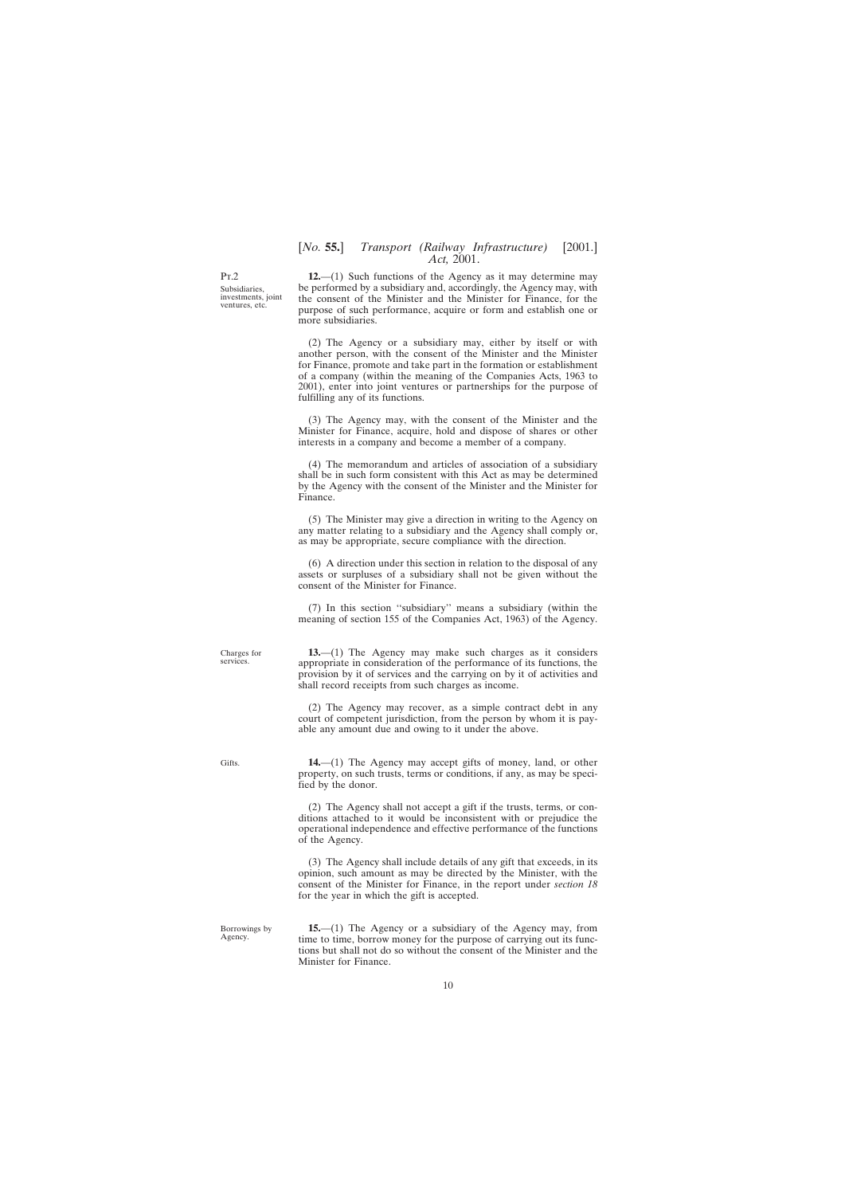Pt.2

Subsidiaries, investments, joint ventures, etc.

**12.**—(1) Such functions of the Agency as it may determine may be performed by a subsidiary and, accordingly, the Agency may, with the consent of the Minister and the Minister for Finance, for the purpose of such performance, acquire or form and establish one or more subsidiaries.

(2) The Agency or a subsidiary may, either by itself or with another person, with the consent of the Minister and the Minister for Finance, promote and take part in the formation or establishment of a company (within the meaning of the Companies Acts, 1963 to 2001), enter into joint ventures or partnerships for the purpose of fulfilling any of its functions.

(3) The Agency may, with the consent of the Minister and the Minister for Finance, acquire, hold and dispose of shares or other interests in a company and become a member of a company.

(4) The memorandum and articles of association of a subsidiary shall be in such form consistent with this Act as may be determined by the Agency with the consent of the Minister and the Minister for Finance.

(5) The Minister may give a direction in writing to the Agency on any matter relating to a subsidiary and the Agency shall comply or, as may be appropriate, secure compliance with the direction.

(6) A direction under this section in relation to the disposal of any assets or surpluses of a subsidiary shall not be given without the consent of the Minister for Finance.

(7) In this section ''subsidiary'' means a subsidiary (within the meaning of section 155 of the Companies Act, 1963) of the Agency.

Charges for services.

**13.**—(1) The Agency may make such charges as it considers appropriate in consideration of the performance of its functions, the provision by it of services and the carrying on by it of activities and shall record receipts from such charges as income.

(2) The Agency may recover, as a simple contract debt in any court of competent jurisdiction, from the person by whom it is payable any amount due and owing to it under the above.

Gifts.

**14.**—(1) The Agency may accept gifts of money, land, or other property, on such trusts, terms or conditions, if any, as may be specified by the donor.

(2) The Agency shall not accept a gift if the trusts, terms, or conditions attached to it would be inconsistent with or prejudice the operational independence and effective performance of the functions of the Agency.

(3) The Agency shall include details of any gift that exceeds, in its opinion, such amount as may be directed by the Minister, with the consent of the Minister for Finance, in the report under *section 18* for the year in which the gift is accepted.

Borrowings by Agency.

**15.**—(1) The Agency or a subsidiary of the Agency may, from time to time, borrow money for the purpose of carrying out its functions but shall not do so without the consent of the Minister and the Minister for Finance.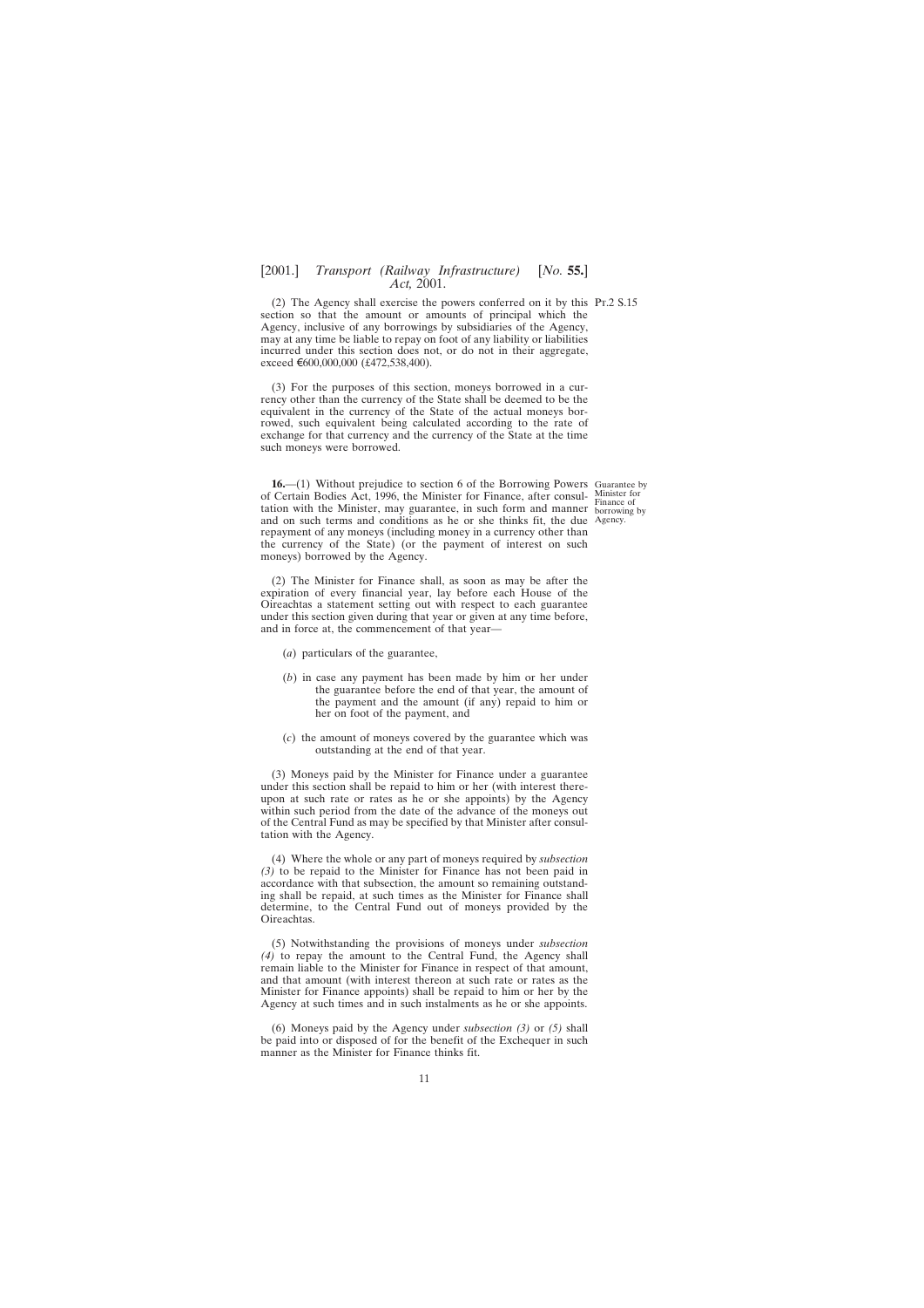(2) The Agency shall exercise the powers conferred on it by this section so that the amount or amounts of principal which the Agency, inclusive of any borrowings by subsidiaries of the Agency, may at any time be liable to repay on foot of any liability or liabilities incurred under this section does not, or do not in their aggregate, exceed €600,000,000 (£472,538,400).

(3) For the purposes of this section, moneys borrowed in a currency other than the currency of the State shall be deemed to be the equivalent in the currency of the State of the actual moneys borrowed, such equivalent being calculated according to the rate of exchange for that currency and the currency of the State at the time such moneys were borrowed.

Guarantee by Minister for Finance of borrowing by Agency.

**16.**—(1) Without prejudice to section 6 of the Borrowing Powers of Certain Bodies Act, 1996, the Minister for Finance, after consultation with the Minister, may guarantee, in such form and manner and on such terms and conditions as he or she thinks fit, the due repayment of any moneys (including money in a currency other than the currency of the State) (or the payment of interest on such moneys) borrowed by the Agency.

(2) The Minister for Finance shall, as soon as may be after the expiration of every financial year, lay before each House of the Oireachtas a statement setting out with respect to each guarantee under this section given during that year or given at any time before, and in force at, the commencement of that year—

(*a*) particulars of the guarantee,

(*b*) in case any payment has been made by him or her under the guarantee before the end of that year, the amount of the payment and the amount (if any) repaid to him or her on foot of the payment, and

(*c*) the amount of moneys covered by the guarantee which was outstanding at the end of that year.

(3) Moneys paid by the Minister for Finance under a guarantee under this section shall be repaid to him or her (with interest thereupon at such rate or rates as he or she appoints) by the Agency within such period from the date of the advance of the moneys out of the Central Fund as may be specified by that Minister after consultation with the Agency.

(4) Where the whole or any part of moneys required by *subsection (3)* to be repaid to the Minister for Finance has not been paid in accordance with that subsection, the amount so remaining outstanding shall be repaid, at such times as the Minister for Finance shall determine, to the Central Fund out of moneys provided by the Oireachtas.

(5) Notwithstanding the provisions of moneys under *subsection (4)* to repay the amount to the Central Fund, the Agency shall remain liable to the Minister for Finance in respect of that amount, and that amount (with interest thereon at such rate or rates as the Minister for Finance appoints) shall be repaid to him or her by the Agency at such times and in such instalments as he or she appoints.

(6) Moneys paid by the Agency under *subsection (3)* or *(5)* shall be paid into or disposed of for the benefit of the Exchequer in such manner as the Minister for Finance thinks fit.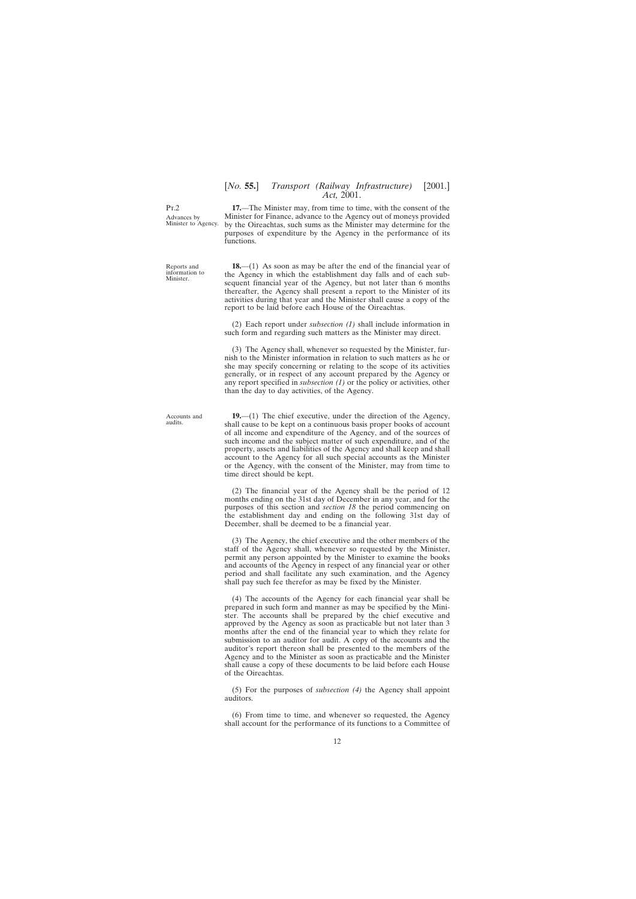Pt.2

Advances by Minister to Agency.

**17.**—The Minister may, from time to time, with the consent of the Minister for Finance, advance to the Agency out of moneys provided by the Oireachtas, such sums as the Minister may determine for the purposes of expenditure by the Agency in the performance of its functions.

Reports and information to Minister.

**18.**—(1) As soon as may be after the end of the financial year of the Agency in which the establishment day falls and of each subsequent financial year of the Agency, but not later than 6 months thereafter, the Agency shall present a report to the Minister of its activities during that year and the Minister shall cause a copy of the report to be laid before each House of the Oireachtas.

(2) Each report under *subsection (1)* shall include information in such form and regarding such matters as the Minister may direct.

(3) The Agency shall, whenever so requested by the Minister, furnish to the Minister information in relation to such matters as he or she may specify concerning or relating to the scope of its activities generally, or in respect of any account prepared by the Agency or any report specified in *subsection (1)* or the policy or activities, other than the day to day activities, of the Agency.

Accounts and audits.

**19.**—(1) The chief executive, under the direction of the Agency, shall cause to be kept on a continuous basis proper books of account of all income and expenditure of the Agency, and of the sources of such income and the subject matter of such expenditure, and of the property, assets and liabilities of the Agency and shall keep and shall account to the Agency for all such special accounts as the Minister or the Agency, with the consent of the Minister, may from time to time direct should be kept.

(2) The financial year of the Agency shall be the period of 12 months ending on the 31st day of December in any year, and for the purposes of this section and *section 18* the period commencing on the establishment day and ending on the following 31st day of December, shall be deemed to be a financial year.

(3) The Agency, the chief executive and the other members of the staff of the Agency shall, whenever so requested by the Minister, permit any person appointed by the Minister to examine the books and accounts of the Agency in respect of any financial year or other period and shall facilitate any such examination, and the Agency shall pay such fee therefor as may be fixed by the Minister.

(4) The accounts of the Agency for each financial year shall be prepared in such form and manner as may be specified by the Minister. The accounts shall be prepared by the chief executive and approved by the Agency as soon as practicable but not later than 3 months after the end of the financial year to which they relate for submission to an auditor for audit. A copy of the accounts and the auditor's report thereon shall be presented to the members of the Agency and to the Minister as soon as practicable and the Minister shall cause a copy of these documents to be laid before each House of the Oireachtas.

(5) For the purposes of *subsection (4)* the Agency shall appoint auditors.

(6) From time to time, and whenever so requested, the Agency shall account for the performance of its functions to a Committee of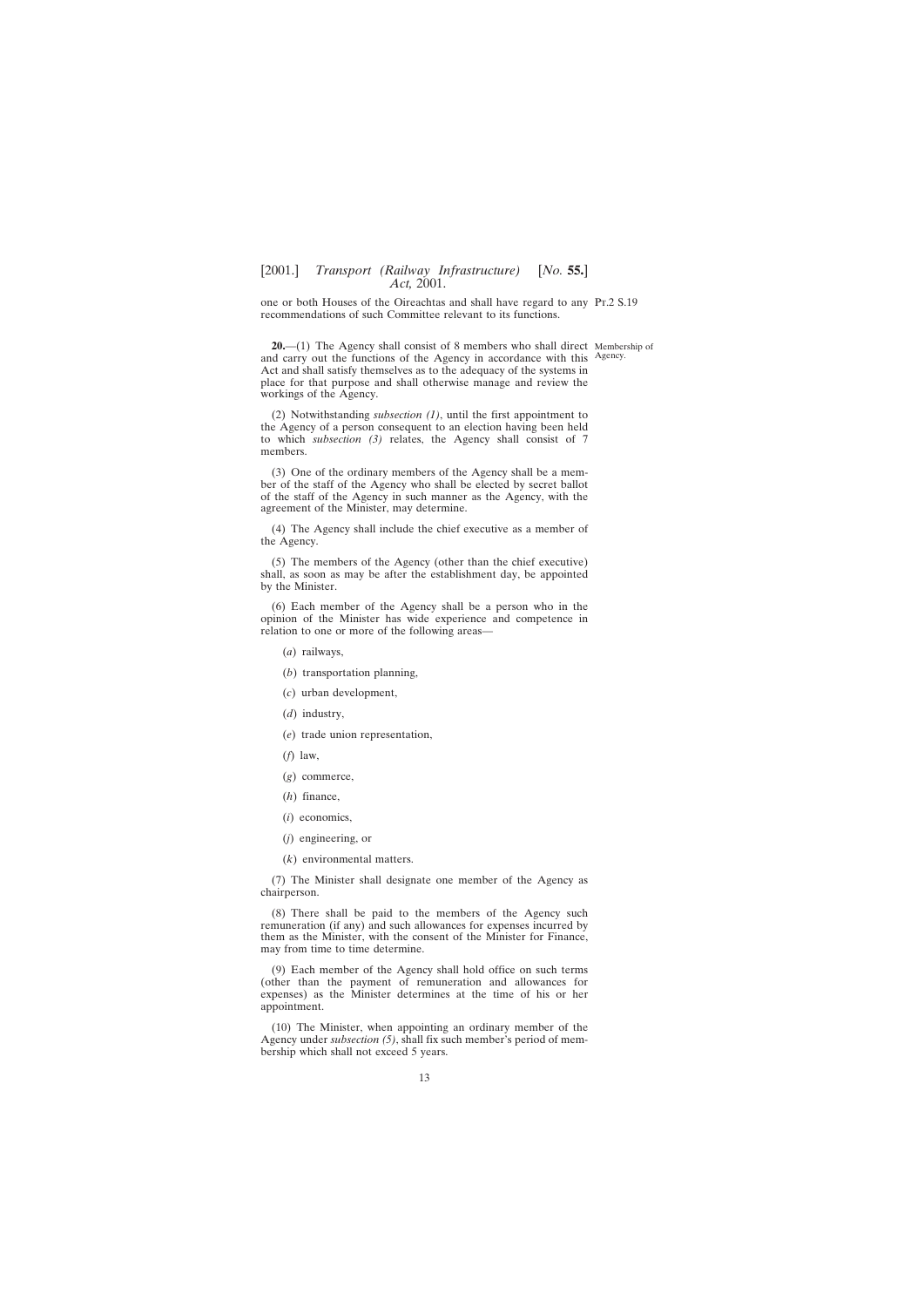one or both Houses of the Oireachtas and shall have regard to any recommendations of such Committee relevant to its functions.

Membership of Agency.

**20.**—(1) The Agency shall consist of 8 members who shall direct and carry out the functions of the Agency in accordance with this Act and shall satisfy themselves as to the adequacy of the systems in place for that purpose and shall otherwise manage and review the workings of the Agency.

(2) Notwithstanding *subsection (1)*, until the first appointment to the Agency of a person consequent to an election having been held to which *subsection (3)* relates, the Agency shall consist of 7 members.

(3) One of the ordinary members of the Agency shall be a member of the staff of the Agency who shall be elected by secret ballot of the staff of the Agency in such manner as the Agency, with the agreement of the Minister, may determine.

(4) The Agency shall include the chief executive as a member of the Agency.

(5) The members of the Agency (other than the chief executive) shall, as soon as may be after the establishment day, be appointed by the Minister.

(6) Each member of the Agency shall be a person who in the opinion of the Minister has wide experience and competence in relation to one or more of the following areas—

(*a*) railways,

(*b*) transportation planning,

(*c*) urban development,

(*d*) industry,

(*e*) trade union representation,

(*f*) law,

(*g*) commerce,

(*h*) finance,

(*i*) economics,

(*j*) engineering, or

(*k*) environmental matters.

(7) The Minister shall designate one member of the Agency as chairperson.

(8) There shall be paid to the members of the Agency such remuneration (if any) and such allowances for expenses incurred by them as the Minister, with the consent of the Minister for Finance, may from time to time determine.

(9) Each member of the Agency shall hold office on such terms (other than the payment of remuneration and allowances for expenses) as the Minister determines at the time of his or her appointment.

(10) The Minister, when appointing an ordinary member of the Agency under *subsection (5)*, shall fix such member's period of membership which shall not exceed 5 years.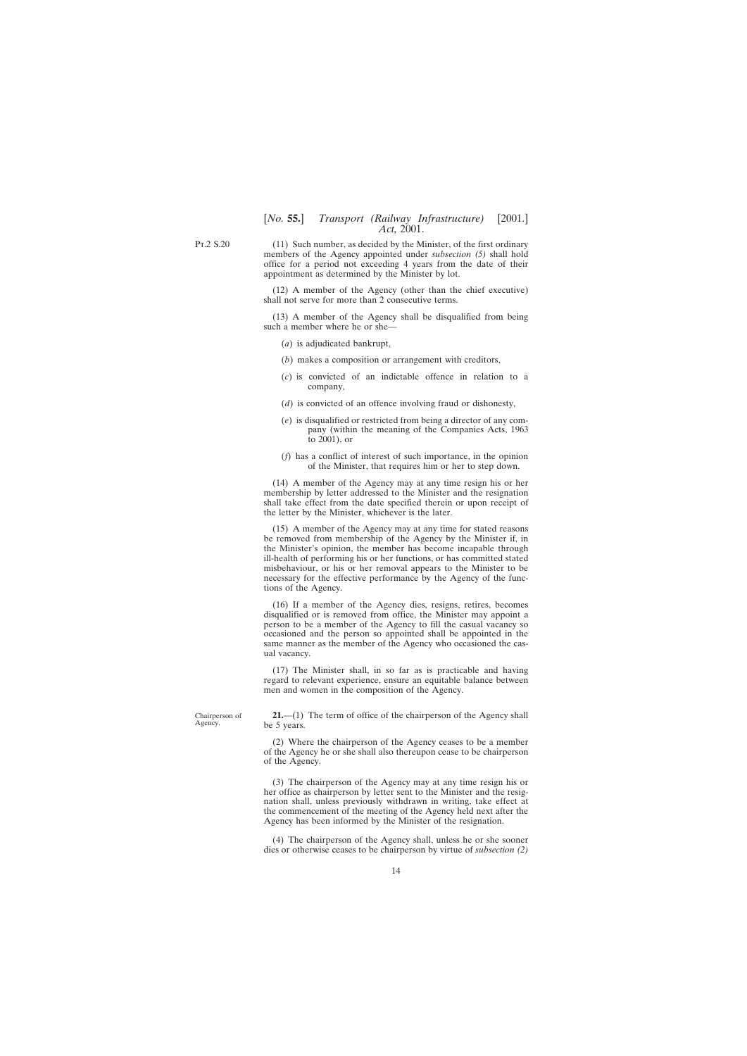(11) Such number, as decided by the Minister, of the first ordinary members of the Agency appointed under *subsection (5)* shall hold office for a period not exceeding 4 years from the date of their appointment as determined by the Minister by lot.

(12) A member of the Agency (other than the chief executive) shall not serve for more than 2 consecutive terms.

(13) A member of the Agency shall be disqualified from being such a member where he or she—

(*a*) is adjudicated bankrupt,

(*b*) makes a composition or arrangement with creditors,

(*c*) is convicted of an indictable offence in relation to a company,

(*d*) is convicted of an offence involving fraud or dishonesty,

(*e*) is disqualified or restricted from being a director of any company (within the meaning of the Companies Acts, 1963 to 2001), or

(*f*) has a conflict of interest of such importance, in the opinion of the Minister, that requires him or her to step down.

(14) A member of the Agency may at any time resign his or her membership by letter addressed to the Minister and the resignation shall take effect from the date specified therein or upon receipt of the letter by the Minister, whichever is the later.

(15) A member of the Agency may at any time for stated reasons be removed from membership of the Agency by the Minister if, in the Minister's opinion, the member has become incapable through ill-health of performing his or her functions, or has committed stated misbehaviour, or his or her removal appears to the Minister to be necessary for the effective performance by the Agency of the functions of the Agency.

(16) If a member of the Agency dies, resigns, retires, becomes disqualified or is removed from office, the Minister may appoint a person to be a member of the Agency to fill the casual vacancy so occasioned and the person so appointed shall be appointed in the same manner as the member of the Agency who occasioned the casual vacancy.

(17) The Minister shall, in so far as is practicable and having regard to relevant experience, ensure an equitable balance between men and women in the composition of the Agency.

Chairperson of Agency.

**21.**—(1) The term of office of the chairperson of the Agency shall be 5 years.

(2) Where the chairperson of the Agency ceases to be a member of the Agency he or she shall also thereupon cease to be chairperson of the Agency.

(3) The chairperson of the Agency may at any time resign his or her office as chairperson by letter sent to the Minister and the resignation shall, unless previously withdrawn in writing, take effect at the commencement of the meeting of the Agency held next after the Agency has been informed by the Minister of the resignation.

(4) The chairperson of the Agency shall, unless he or she sooner dies or otherwise ceases to be chairperson by virtue of *subsection (2)*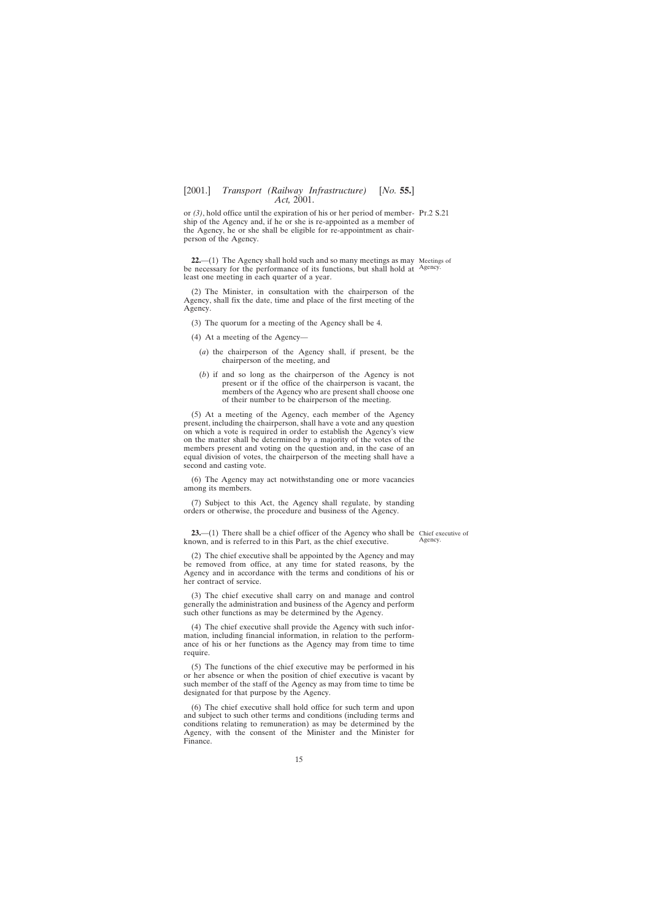or *(3)*, hold office until the expiration of his or her period of membership of the Agency and, if he or she is re-appointed as a member of the Agency, he or she shall be eligible for re-appointment as chairperson of the Agency.

Pt.2 S.21

**22.**—(1) The Agency shall hold such and so many meetings as may be necessary for the performance of its functions, but shall hold at least one meeting in each quarter of a year.

Meetings of Agency.

(2) The Minister, in consultation with the chairperson of the Agency, shall fix the date, time and place of the first meeting of the Agency.

(3) The quorum for a meeting of the Agency shall be 4.

(4) At a meeting of the Agency—

(*a*) the chairperson of the Agency shall, if present, be the chairperson of the meeting, and

(*b*) if and so long as the chairperson of the Agency is not present or if the office of the chairperson is vacant, the members of the Agency who are present shall choose one of their number to be chairperson of the meeting.

(5) At a meeting of the Agency, each member of the Agency present, including the chairperson, shall have a vote and any question on which a vote is required in order to establish the Agency's view on the matter shall be determined by a majority of the votes of the members present and voting on the question and, in the case of an equal division of votes, the chairperson of the meeting shall have a second and casting vote.

(6) The Agency may act notwithstanding one or more vacancies among its members.

(7) Subject to this Act, the Agency shall regulate, by standing orders or otherwise, the procedure and business of the Agency.

**23.**—(1) There shall be a chief officer of the Agency who shall be known, and is referred to in this Part, as the chief executive.

Chief executive of Agency.

(2) The chief executive shall be appointed by the Agency and may be removed from office, at any time for stated reasons, by the Agency and in accordance with the terms and conditions of his or her contract of service.

(3) The chief executive shall carry on and manage and control generally the administration and business of the Agency and perform such other functions as may be determined by the Agency.

(4) The chief executive shall provide the Agency with such information, including financial information, in relation to the performance of his or her functions as the Agency may from time to time require.

(5) The functions of the chief executive may be performed in his or her absence or when the position of chief executive is vacant by such member of the staff of the Agency as may from time to time be designated for that purpose by the Agency.

(6) The chief executive shall hold office for such term and upon and subject to such other terms and conditions (including terms and conditions relating to remuneration) as may be determined by the Agency, with the consent of the Minister and the Minister for Finance.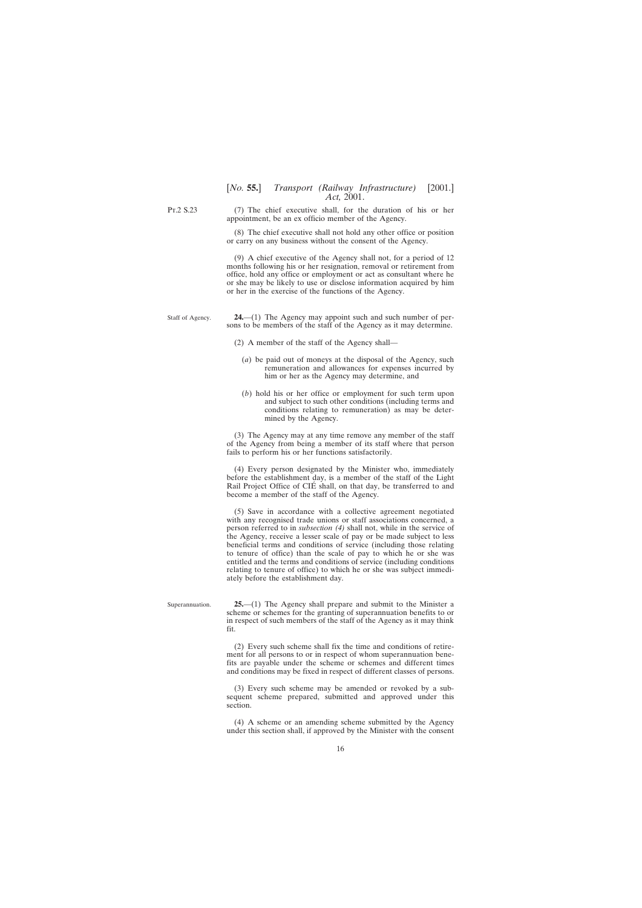Pt.2 S.23

(7) The chief executive shall, for the duration of his or her appointment, be an ex officio member of the Agency.

(8) The chief executive shall not hold any other office or position or carry on any business without the consent of the Agency.

(9) A chief executive of the Agency shall not, for a period of 12 months following his or her resignation, removal or retirement from office, hold any office or employment or act as consultant where he or she may be likely to use or disclose information acquired by him or her in the exercise of the functions of the Agency.

Staff of Agency.

**24.**—(1) The Agency may appoint such and such number of persons to be members of the staff of the Agency as it may determine.

(2) A member of the staff of the Agency shall—

(*a*) be paid out of moneys at the disposal of the Agency, such remuneration and allowances for expenses incurred by him or her as the Agency may determine, and

(*b*) hold his or her office or employment for such term upon and subject to such other conditions (including terms and conditions relating to remuneration) as may be determined by the Agency.

(3) The Agency may at any time remove any member of the staff of the Agency from being a member of its staff where that person fails to perform his or her functions satisfactorily.

(4) Every person designated by the Minister who, immediately before the establishment day, is a member of the staff of the Light Rail Project Office of CIÉ shall, on that day, be transferred to and become a member of the staff of the Agency.

(5) Save in accordance with a collective agreement negotiated with any recognised trade unions or staff associations concerned, a person referred to in *subsection (4)* shall not, while in the service of the Agency, receive a lesser scale of pay or be made subject to less beneficial terms and conditions of service (including those relating to tenure of office) than the scale of pay to which he or she was entitled and the terms and conditions of service (including conditions relating to tenure of office) to which he or she was subject immediately before the establishment day.

Superannuation.

**25.**—(1) The Agency shall prepare and submit to the Minister a scheme or schemes for the granting of superannuation benefits to or in respect of such members of the staff of the Agency as it may think fit.

(2) Every such scheme shall fix the time and conditions of retirement for all persons to or in respect of whom superannuation benefits are payable under the scheme or schemes and different times and conditions may be fixed in respect of different classes of persons.

(3) Every such scheme may be amended or revoked by a subsequent scheme prepared, submitted and approved under this section.

(4) A scheme or an amending scheme submitted by the Agency under this section shall, if approved by the Minister with the consent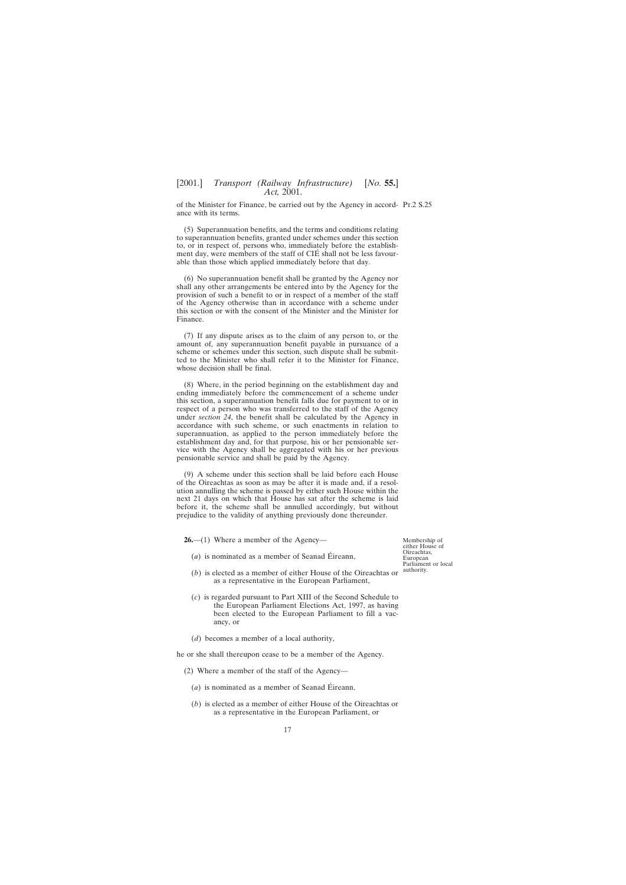of the Minister for Finance, be carried out by the Agency in accordance with its terms.

(5) Superannuation benefits, and the terms and conditions relating to superannuation benefits, granted under schemes under this section to, or in respect of, persons who, immediately before the establishment day, were members of the staff of CIÉ shall not be less favourable than those which applied immediately before that day.

(6) No superannuation benefit shall be granted by the Agency nor shall any other arrangements be entered into by the Agency for the provision of such a benefit to or in respect of a member of the staff of the Agency otherwise than in accordance with a scheme under this section or with the consent of the Minister and the Minister for Finance.

(7) If any dispute arises as to the claim of any person to, or the amount of, any superannuation benefit payable in pursuance of a scheme or schemes under this section, such dispute shall be submitted to the Minister who shall refer it to the Minister for Finance, whose decision shall be final.

(8) Where, in the period beginning on the establishment day and ending immediately before the commencement of a scheme under this section, a superannuation benefit falls due for payment to or in respect of a person who was transferred to the staff of the Agency under *section 24*, the benefit shall be calculated by the Agency in accordance with such scheme, or such enactments in relation to superannuation, as applied to the person immediately before the establishment day and, for that purpose, his or her pensionable service with the Agency shall be aggregated with his or her previous pensionable service and shall be paid by the Agency.

(9) A scheme under this section shall be laid before each House of the Oireachtas as soon as may be after it is made and, if a resolution annulling the scheme is passed by either such House within the next 21 days on which that House has sat after the scheme is laid before it, the scheme shall be annulled accordingly, but without prejudice to the validity of anything previously done thereunder.

Membership of either House of Oireachtas, European Parliament or local authority.

**26.**—(1) Where a member of the Agency—

(*a*) is nominated as a member of Seanad Éireann,

(*b*) is elected as a member of either House of the Oireachtas or as a representative in the European Parliament,

(*c*) is regarded pursuant to Part XIII of the Second Schedule to the European Parliament Elections Act, 1997, as having been elected to the European Parliament to fill a vacancy, or

(*d*) becomes a member of a local authority,

he or she shall thereupon cease to be a member of the Agency.

(2) Where a member of the staff of the Agency—

(*a*) is nominated as a member of Seanad Éireann,

(*b*) is elected as a member of either House of the Oireachtas or as a representative in the European Parliament, or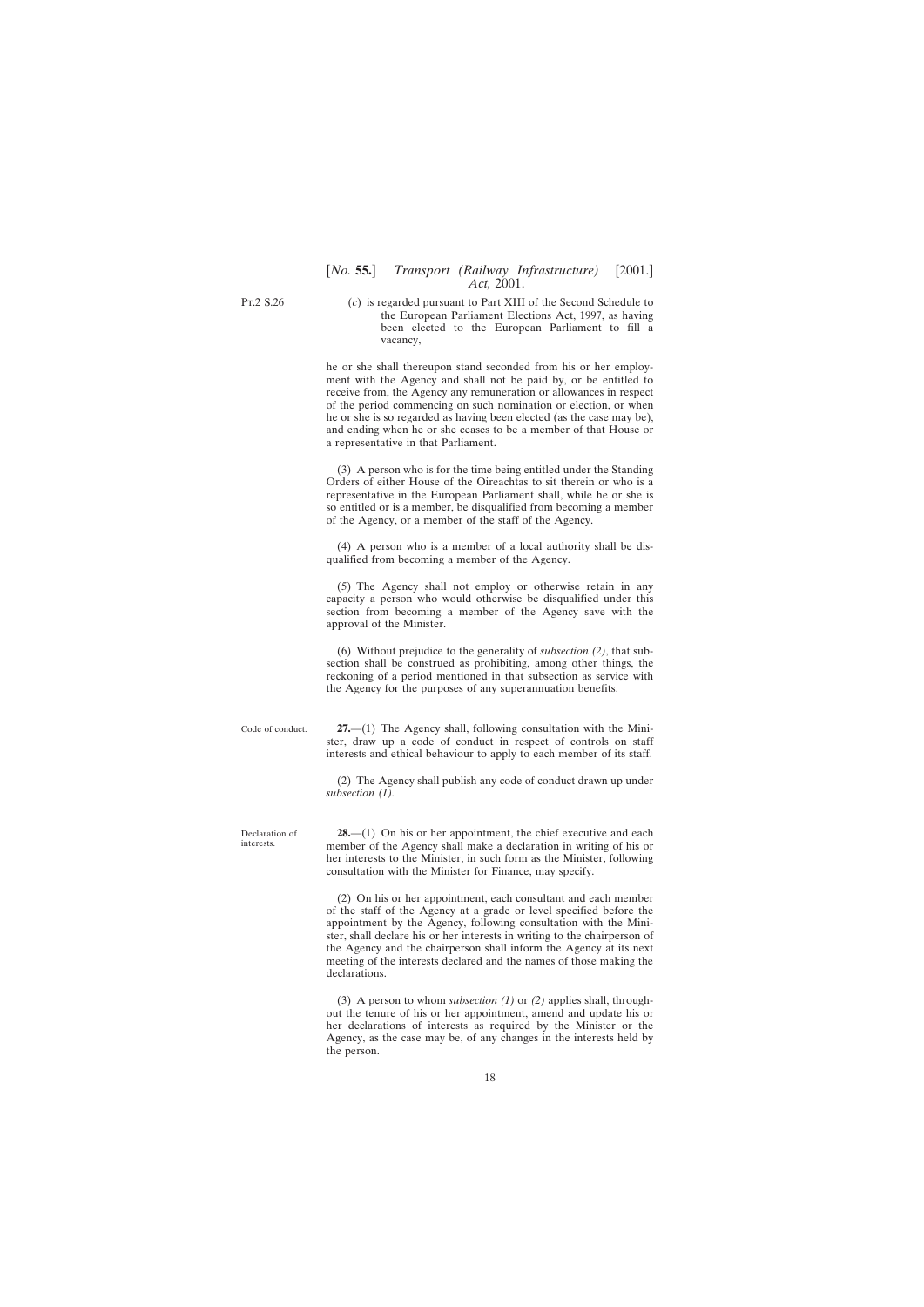(*c*) is regarded pursuant to Part XIII of the Second Schedule to the European Parliament Elections Act, 1997, as having been elected to the European Parliament to fill a vacancy,

he or she shall thereupon stand seconded from his or her employment with the Agency and shall not be paid by, or be entitled to receive from, the Agency any remuneration or allowances in respect of the period commencing on such nomination or election, or when he or she is so regarded as having been elected (as the case may be), and ending when he or she ceases to be a member of that House or a representative in that Parliament.

(3) A person who is for the time being entitled under the Standing Orders of either House of the Oireachtas to sit therein or who is a representative in the European Parliament shall, while he or she is so entitled or is a member, be disqualified from becoming a member of the Agency, or a member of the staff of the Agency.

(4) A person who is a member of a local authority shall be disqualified from becoming a member of the Agency.

(5) The Agency shall not employ or otherwise retain in any capacity a person who would otherwise be disqualified under this section from becoming a member of the Agency save with the approval of the Minister.

(6) Without prejudice to the generality of *subsection (2)*, that subsection shall be construed as prohibiting, among other things, the reckoning of a period mentioned in that subsection as service with the Agency for the purposes of any superannuation benefits.

Code of conduct.

**27.**—(1) The Agency shall, following consultation with the Minister, draw up a code of conduct in respect of controls on staff interests and ethical behaviour to apply to each member of its staff.

(2) The Agency shall publish any code of conduct drawn up under *subsection (1)*.

Declaration of interests.

**28.**—(1) On his or her appointment, the chief executive and each member of the Agency shall make a declaration in writing of his or her interests to the Minister, in such form as the Minister, following consultation with the Minister for Finance, may specify.

(2) On his or her appointment, each consultant and each member of the staff of the Agency at a grade or level specified before the appointment by the Agency, following consultation with the Minister, shall declare his or her interests in writing to the chairperson of the Agency and the chairperson shall inform the Agency at its next meeting of the interests declared and the names of those making the declarations.

(3) A person to whom *subsection (1)* or *(2)* applies shall, throughout the tenure of his or her appointment, amend and update his or her declarations of interests as required by the Minister or the Agency, as the case may be, of any changes in the interests held by the person.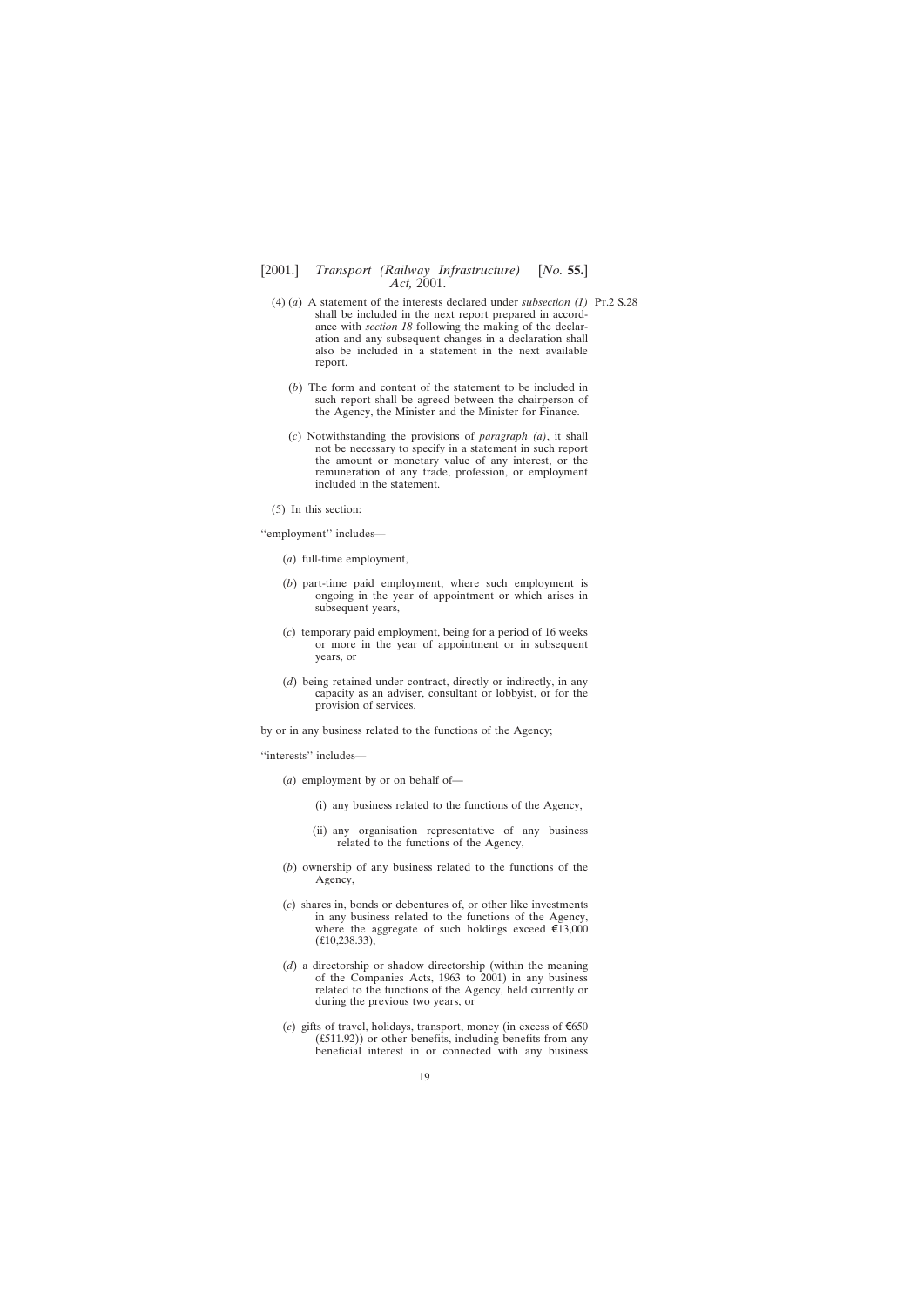(4) (*a*) A statement of the interests declared under *subsection (1)* shall be included in the next report prepared in accordance with *section 18* following the making of the declaration and any subsequent changes in a declaration shall also be included in a statement in the next available report.

(*b*) The form and content of the statement to be included in such report shall be agreed between the chairperson of the Agency, the Minister and the Minister for Finance.

(*c*) Notwithstanding the provisions of *paragraph (a)*, it shall not be necessary to specify in a statement in such report the amount or monetary value of any interest, or the remuneration of any trade, profession, or employment included in the statement.

(5) In this section:

''employment'' includes—

(*a*) full-time employment,

(*b*) part-time paid employment, where such employment is ongoing in the year of appointment or which arises in subsequent years,

(*c*) temporary paid employment, being for a period of 16 weeks or more in the year of appointment or in subsequent years, or

(*d*) being retained under contract, directly or indirectly, in any capacity as an adviser, consultant or lobbyist, or for the provision of services,

by or in any business related to the functions of the Agency;

''interests'' includes—

(*a*) employment by or on behalf of—

(i) any business related to the functions of the Agency,

(ii) any organisation representative of any business related to the functions of the Agency,

(*b*) ownership of any business related to the functions of the Agency,

(*c*) shares in, bonds or debentures of, or other like investments in any business related to the functions of the Agency, where the aggregate of such holdings exceed €13,000 (£10,238.33),

(*d*) a directorship or shadow directorship (within the meaning of the Companies Acts, 1963 to 2001) in any business related to the functions of the Agency, held currently or during the previous two years, or

(*e*) gifts of travel, holidays, transport, money (in excess of €650 (£511.92)) or other benefits, including benefits from any beneficial interest in or connected with any business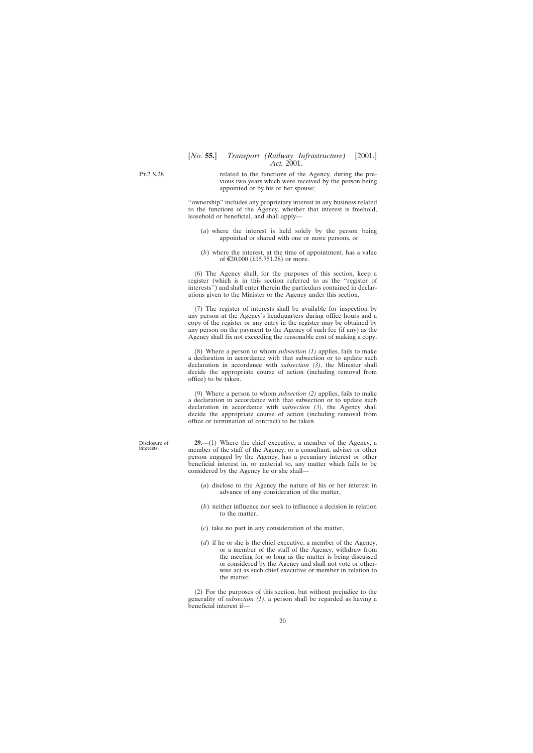related to the functions of the Agency, during the previous two years which were received by the person being appointed or by his or her spouse;

''ownership'' includes any proprietary interest in any business related to the functions of the Agency, whether that interest is freehold, leasehold or beneficial, and shall apply—

(*a*) where the interest is held solely by the person being appointed or shared with one or more persons, or

(*b*) where the interest, at the time of appointment, has a value of €20,000 (£15,751.28) or more.

(6) The Agency shall, for the purposes of this section, keep a register (which is in this section referred to as the ''register of interests'') and shall enter therein the particulars contained in declarations given to the Minister or the Agency under this section.

(7) The register of interests shall be available for inspection by any person at the Agency's headquarters during office hours and a copy of the register or any entry in the register may be obtained by any person on the payment to the Agency of such fee (if any) as the Agency shall fix not exceeding the reasonable cost of making a copy.

(8) Where a person to whom *subsection (1)* applies, fails to make a declaration in accordance with that subsection or to update such declaration in accordance with *subsection (3)*, the Minister shall decide the appropriate course of action (including removal from office) to be taken.

(9) Where a person to whom *subsection (2)* applies, fails to make a declaration in accordance with that subsection or to update such declaration in accordance with *subsection (3)*, the Agency shall decide the appropriate course of action (including removal from office or termination of contract) to be taken.

Disclosure of interests.

**29.**—(1) Where the chief executive, a member of the Agency, a member of the staff of the Agency, or a consultant, adviser or other person engaged by the Agency, has a pecuniary interest or other beneficial interest in, or material to, any matter which falls to be considered by the Agency he or she shall—

(*a*) disclose to the Agency the nature of his or her interest in advance of any consideration of the matter,

(*b*) neither influence nor seek to influence a decision in relation to the matter,

(*c*) take no part in any consideration of the matter,

(*d*) if he or she is the chief executive, a member of the Agency, or a member of the staff of the Agency, withdraw from the meeting for so long as the matter is being discussed or considered by the Agency and shall not vote or otherwise act as such chief executive or member in relation to the matter.

(2) For the purposes of this section, but without prejudice to the generality of *subsection (1)*, a person shall be regarded as having a beneficial interest if—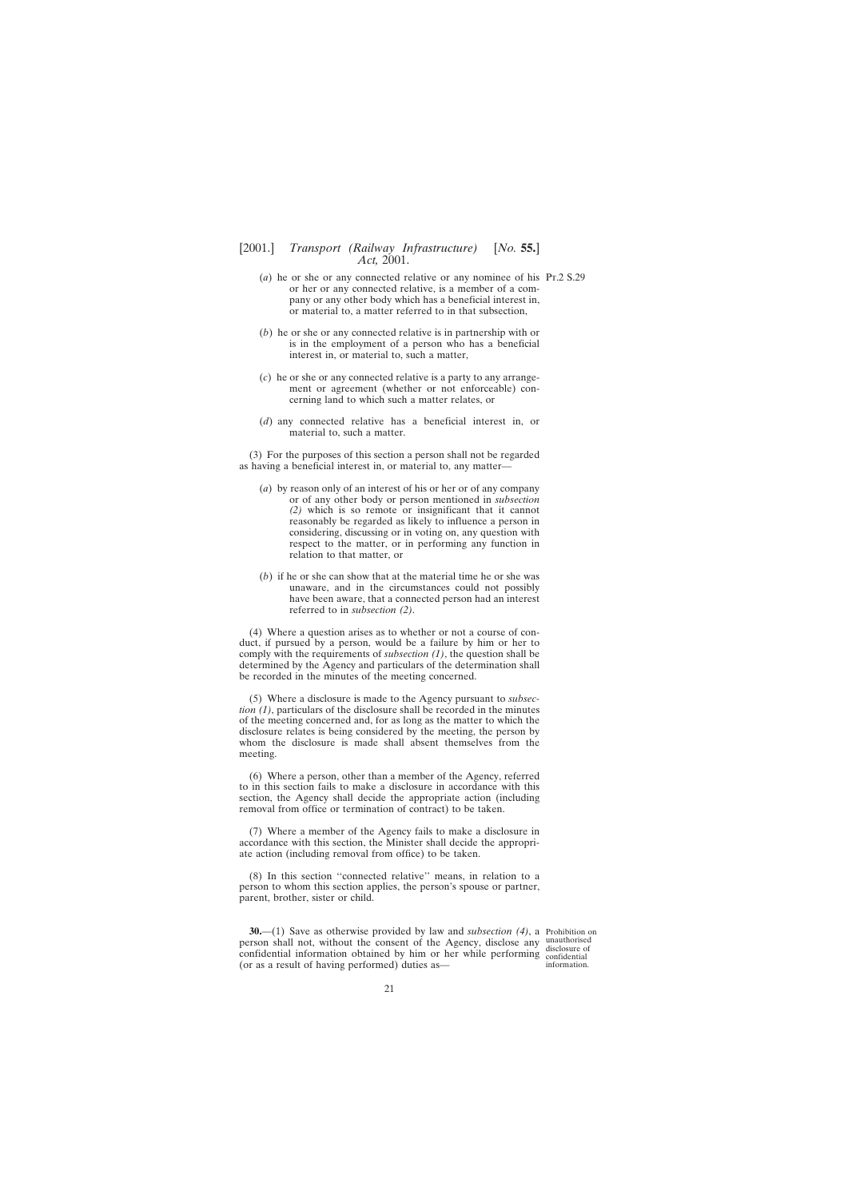(*a*) he or she or any connected relative or any nominee of his or her or any connected relative, is a member of a company or any other body which has a beneficial interest in, or material to, a matter referred to in that subsection,

(*b*) he or she or any connected relative is in partnership with or is in the employment of a person who has a beneficial interest in, or material to, such a matter,

(*c*) he or she or any connected relative is a party to any arrangement or agreement (whether or not enforceable) concerning land to which such a matter relates, or

(*d*) any connected relative has a beneficial interest in, or material to, such a matter.

(3) For the purposes of this section a person shall not be regarded as having a beneficial interest in, or material to, any matter—

(*a*) by reason only of an interest of his or her or of any company or of any other body or person mentioned in *subsection (2)* which is so remote or insignificant that it cannot reasonably be regarded as likely to influence a person in considering, discussing or in voting on, any question with respect to the matter, or in performing any function in relation to that matter, or

(*b*) if he or she can show that at the material time he or she was unaware, and in the circumstances could not possibly have been aware, that a connected person had an interest referred to in *subsection (2)*.

(4) Where a question arises as to whether or not a course of conduct, if pursued by a person, would be a failure by him or her to comply with the requirements of *subsection (1)*, the question shall be determined by the Agency and particulars of the determination shall be recorded in the minutes of the meeting concerned.

(5) Where a disclosure is made to the Agency pursuant to *subsection (1)*, particulars of the disclosure shall be recorded in the minutes of the meeting concerned and, for as long as the matter to which the disclosure relates is being considered by the meeting, the person by whom the disclosure is made shall absent themselves from the meeting.

(6) Where a person, other than a member of the Agency, referred to in this section fails to make a disclosure in accordance with this section, the Agency shall decide the appropriate action (including removal from office or termination of contract) to be taken.

(7) Where a member of the Agency fails to make a disclosure in accordance with this section, the Minister shall decide the appropriate action (including removal from office) to be taken.

(8) In this section ''connected relative'' means, in relation to a person to whom this section applies, the person's spouse or partner, parent, brother, sister or child.

Prohibition on unauthorised disclosure of confidential information.

**30.**—(1) Save as otherwise provided by law and *subsection (4)*, a person shall not, without the consent of the Agency, disclose any confidential information obtained by him or her while performing (or as a result of having performed) duties as—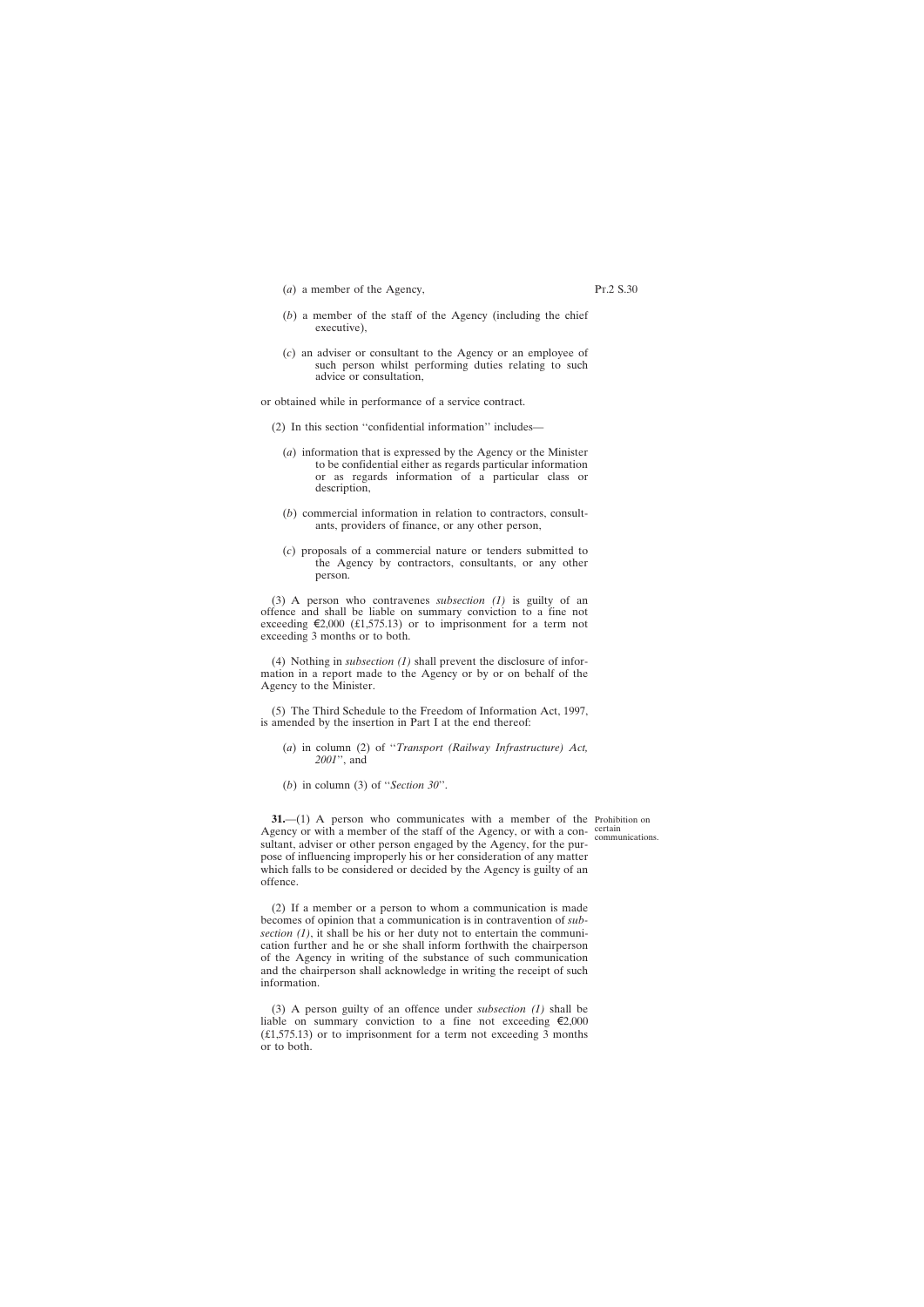(*a*) a member of the Agency,

(*b*) a member of the staff of the Agency (including the chief executive),

(*c*) an adviser or consultant to the Agency or an employee of such person whilst performing duties relating to such advice or consultation,

or obtained while in performance of a service contract.

(2) In this section ''confidential information'' includes—

(*a*) information that is expressed by the Agency or the Minister to be confidential either as regards particular information or as regards information of a particular class or description,

(*b*) commercial information in relation to contractors, consultants, providers of finance, or any other person,

(*c*) proposals of a commercial nature or tenders submitted to the Agency by contractors, consultants, or any other person.

(3) A person who contravenes *subsection (1)* is guilty of an offence and shall be liable on summary conviction to a fine not exceeding €2,000 (£1,575.13) or to imprisonment for a term not exceeding 3 months or to both.

(4) Nothing in *subsection (1)* shall prevent the disclosure of information in a report made to the Agency or by or on behalf of the Agency to the Minister.

(5) The Third Schedule to the Freedom of Information Act, 1997, is amended by the insertion in Part I at the end thereof:

(*a*) in column (2) of ''*Transport (Railway Infrastructure) Act, 2001*'', and

(*b*) in column (3) of ''*Section 30*''.

Prohibition on certain communications.

**31.**—(1) A person who communicates with a member of the Agency or with a member of the staff of the Agency, or with a consultant, adviser or other person engaged by the Agency, for the purpose of influencing improperly his or her consideration of any matter which falls to be considered or decided by the Agency is guilty of an offence.

(2) If a member or a person to whom a communication is made becomes of opinion that a communication is in contravention of *subsection (1)*, it shall be his or her duty not to entertain the communication further and he or she shall inform forthwith the chairperson of the Agency in writing of the substance of such communication and the chairperson shall acknowledge in writing the receipt of such information.

(3) A person guilty of an offence under *subsection (1)* shall be liable on summary conviction to a fine not exceeding €2,000 (£1,575.13) or to imprisonment for a term not exceeding 3 months or to both.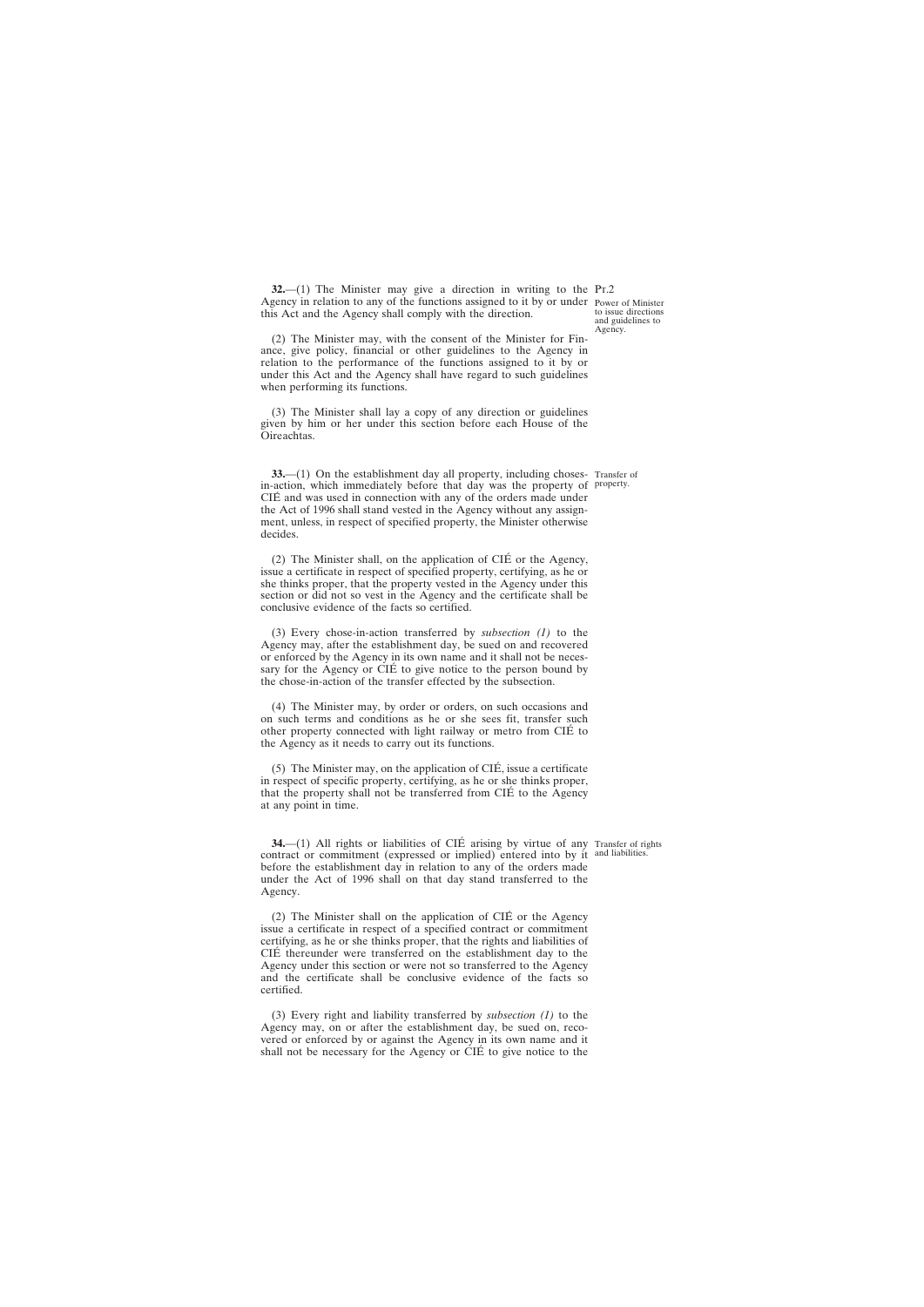**32.**—(1) The Minister may give a direction in writing to the Agency in relation to any of the functions assigned to it by or under this Act and the Agency shall comply with the direction.

Power of Minister to issue directions and guidelines to Agency.

(2) The Minister may, with the consent of the Minister for Finance, give policy, financial or other guidelines to the Agency in relation to the performance of the functions assigned to it by or under this Act and the Agency shall have regard to such guidelines when performing its functions.

(3) The Minister shall lay a copy of any direction or guidelines given by him or her under this section before each House of the Oireachtas.

**33.**—(1) On the establishment day all property, including choses-in-action, which immediately before that day was the property of CIÉ and was used in connection with any of the orders made under the Act of 1996 shall stand vested in the Agency without any assignment, unless, in respect of specified property, the Minister otherwise decides.

Transfer of property.

(2) The Minister shall, on the application of CIÉ or the Agency, issue a certificate in respect of specified property, certifying, as he or she thinks proper, that the property vested in the Agency under this section or did not so vest in the Agency and the certificate shall be conclusive evidence of the facts so certified.

(3) Every chose-in-action transferred by *subsection (1)* to the Agency may, after the establishment day, be sued on and recovered or enforced by the Agency in its own name and it shall not be necessary for the Agency or CIÉ to give notice to the person bound by the chose-in-action of the transfer effected by the subsection.

(4) The Minister may, by order or orders, on such occasions and on such terms and conditions as he or she sees fit, transfer such other property connected with light railway or metro from CIÉ to the Agency as it needs to carry out its functions.

(5) The Minister may, on the application of CIÉ, issue a certificate in respect of specific property, certifying, as he or she thinks proper, that the property shall not be transferred from CIÉ to the Agency at any point in time.

**34.**—(1) All rights or liabilities of CIÉ arising by virtue of any contract or commitment (expressed or implied) entered into by it before the establishment day in relation to any of the orders made under the Act of 1996 shall on that day stand transferred to the Agency.

Transfer of rights and liabilities.

(2) The Minister shall on the application of CIÉ or the Agency issue a certificate in respect of a specified contract or commitment certifying, as he or she thinks proper, that the rights and liabilities of CIÉ thereunder were transferred on the establishment day to the Agency under this section or were not so transferred to the Agency and the certificate shall be conclusive evidence of the facts so certified.

(3) Every right and liability transferred by *subsection (1)* to the Agency may, on or after the establishment day, be sued on, recovered or enforced by or against the Agency in its own name and it shall not be necessary for the Agency or CIÉ to give notice to the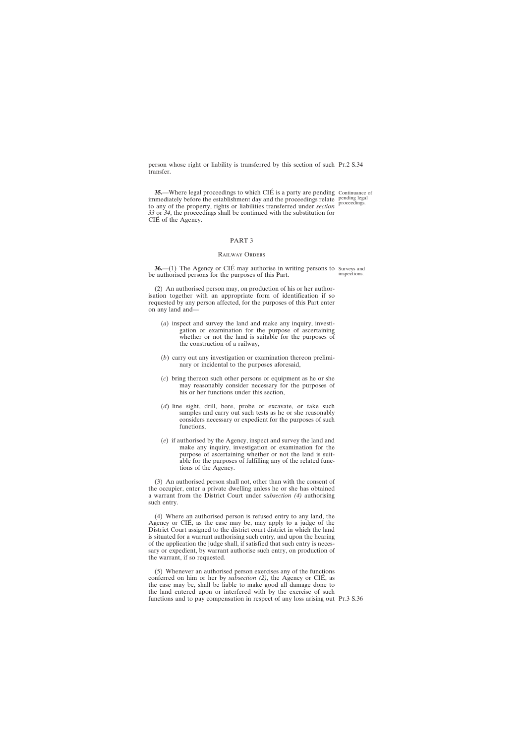person whose right or liability is transferred by this section of such transfer.

Continuance of pending legal proceedings.

**35.**—Where legal proceedings to which CIÉ is a party are pending immediately before the establishment day and the proceedings relate to any of the property, rights or liabilities transferred under *section 33* or *34*, the proceedings shall be continued with the substitution for CIÉ of the Agency.

## PART 3

### Railway Orders

Surveys and inspections.

**36.**—(1) The Agency or CIÉ may authorise in writing persons to be authorised persons for the purposes of this Part.

(2) An authorised person may, on production of his or her authorisation together with an appropriate form of identification if so requested by any person affected, for the purposes of this Part enter on any land and—

(*a*) inspect and survey the land and make any inquiry, investigation or examination for the purpose of ascertaining whether or not the land is suitable for the purposes of the construction of a railway,

(*b*) carry out any investigation or examination thereon preliminary or incidental to the purposes aforesaid,

(*c*) bring thereon such other persons or equipment as he or she may reasonably consider necessary for the purposes of his or her functions under this section,

(*d*) line sight, drill, bore, probe or excavate, or take such samples and carry out such tests as he or she reasonably considers necessary or expedient for the purposes of such functions,

(*e*) if authorised by the Agency, inspect and survey the land and make any inquiry, investigation or examination for the purpose of ascertaining whether or not the land is suitable for the purposes of fulfilling any of the related functions of the Agency.

(3) An authorised person shall not, other than with the consent of the occupier, enter a private dwelling unless he or she has obtained a warrant from the District Court under *subsection (4)* authorising such entry.

(4) Where an authorised person is refused entry to any land, the Agency or CIÉ, as the case may be, may apply to a judge of the District Court assigned to the district court district in which the land is situated for a warrant authorising such entry, and upon the hearing of the application the judge shall, if satisfied that such entry is necessary or expedient, by warrant authorise such entry, on production of the warrant, if so requested.

(5) Whenever an authorised person exercises any of the functions conferred on him or her by *subsection (2)*, the Agency or CIÉ, as the case may be, shall be liable to make good all damage done to the land entered upon or interfered with by the exercise of such functions and to pay compensation in respect of any loss arising out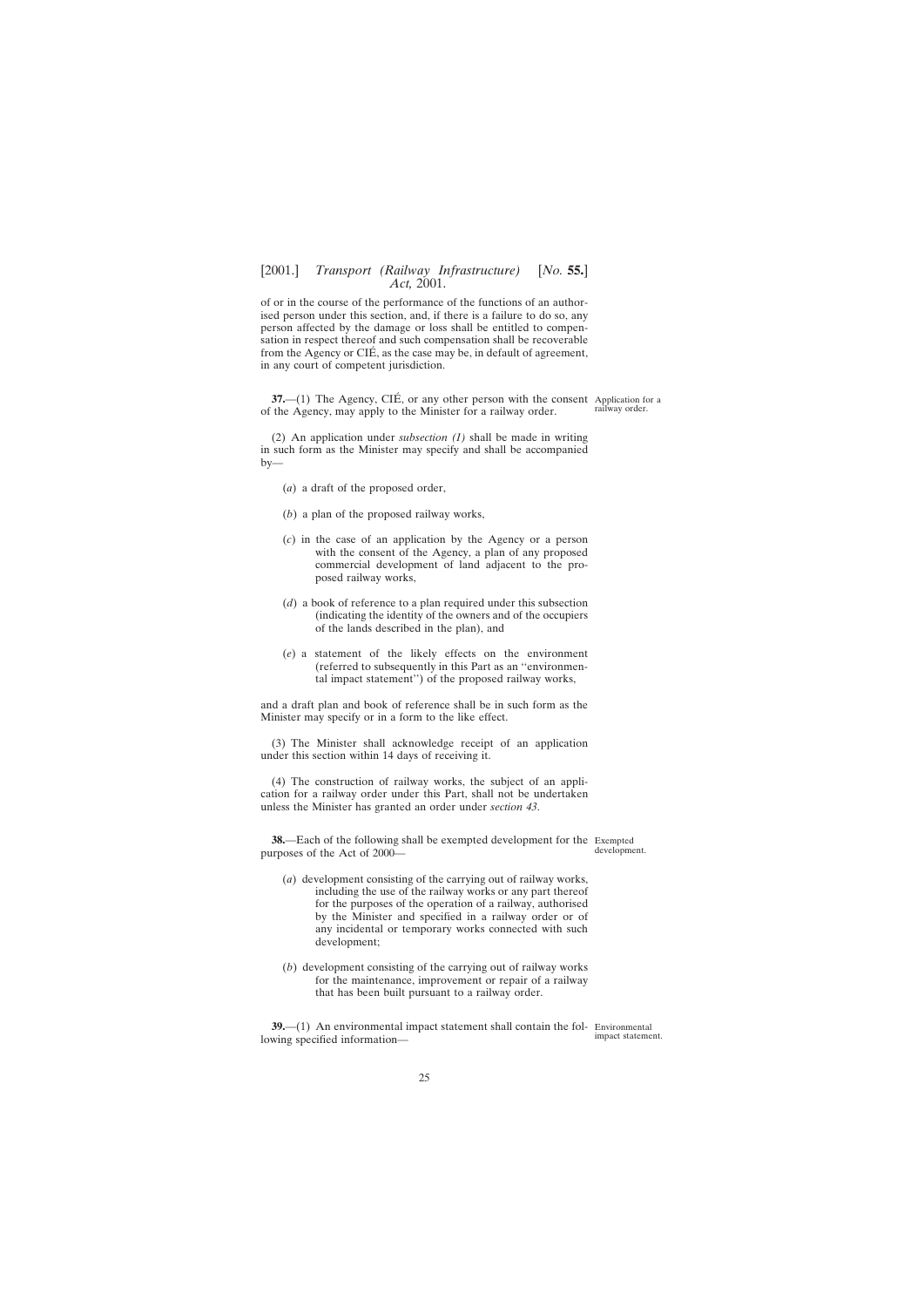of or in the course of the performance of the functions of an authorised person under this section, and, if there is a failure to do so, any person affected by the damage or loss shall be entitled to compensation in respect thereof and such compensation shall be recoverable from the Agency or CIÉ, as the case may be, in default of agreement, in any court of competent jurisdiction.

Application for a railway order.

**37.**—(1) The Agency, CIÉ, or any other person with the consent of the Agency, may apply to the Minister for a railway order.

(2) An application under *subsection (1)* shall be made in writing in such form as the Minister may specify and shall be accompanied by—

(*a*) a draft of the proposed order,

(*b*) a plan of the proposed railway works,

(*c*) in the case of an application by the Agency or a person with the consent of the Agency, a plan of any proposed commercial development of land adjacent to the proposed railway works,

(*d*) a book of reference to a plan required under this subsection (indicating the identity of the owners and of the occupiers of the lands described in the plan), and

(*e*) a statement of the likely effects on the environment (referred to subsequently in this Part as an ''environmental impact statement'') of the proposed railway works,

and a draft plan and book of reference shall be in such form as the Minister may specify or in a form to the like effect.

(3) The Minister shall acknowledge receipt of an application under this section within 14 days of receiving it.

(4) The construction of railway works, the subject of an application for a railway order under this Part, shall not be undertaken unless the Minister has granted an order under *section 43*.

Exempted development.

**38.**—Each of the following shall be exempted development for the purposes of the Act of 2000—

(*a*) development consisting of the carrying out of railway works, including the use of the railway works or any part thereof for the purposes of the operation of a railway, authorised by the Minister and specified in a railway order or of any incidental or temporary works connected with such development;

(*b*) development consisting of the carrying out of railway works for the maintenance, improvement or repair of a railway that has been built pursuant to a railway order.

Environmental impact statement.

**39.**—(1) An environmental impact statement shall contain the following specified information—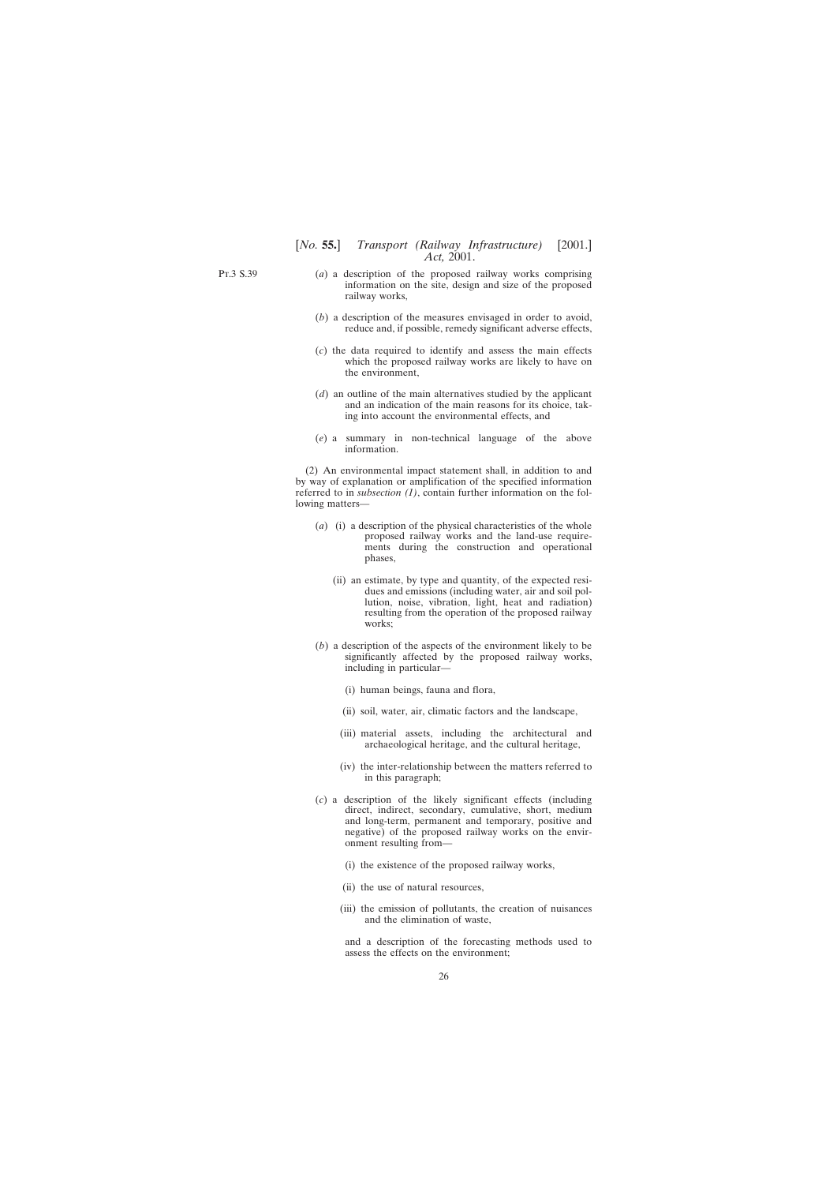(*a*) a description of the proposed railway works comprising information on the site, design and size of the proposed railway works,

(*b*) a description of the measures envisaged in order to avoid, reduce and, if possible, remedy significant adverse effects,

(*c*) the data required to identify and assess the main effects which the proposed railway works are likely to have on the environment,

(*d*) an outline of the main alternatives studied by the applicant and an indication of the main reasons for its choice, taking into account the environmental effects, and

(*e*) a summary in non-technical language of the above information.

(2) An environmental impact statement shall, in addition to and by way of explanation or amplification of the specified information referred to in *subsection (1)*, contain further information on the following matters—

(*a*) (i) a description of the physical characteristics of the whole proposed railway works and the land-use requirements during the construction and operational phases,

(ii) an estimate, by type and quantity, of the expected residues and emissions (including water, air and soil pollution, noise, vibration, light, heat and radiation) resulting from the operation of the proposed railway works;

(*b*) a description of the aspects of the environment likely to be significantly affected by the proposed railway works, including in particular—

(i) human beings, fauna and flora,

(ii) soil, water, air, climatic factors and the landscape,

(iii) material assets, including the architectural and archaeological heritage, and the cultural heritage,

(iv) the inter-relationship between the matters referred to in this paragraph;

(*c*) a description of the likely significant effects (including direct, indirect, secondary, cumulative, short, medium and long-term, permanent and temporary, positive and negative) of the proposed railway works on the environment resulting from—

(i) the existence of the proposed railway works,

(ii) the use of natural resources,

(iii) the emission of pollutants, the creation of nuisances and the elimination of waste,

and a description of the forecasting methods used to assess the effects on the environment;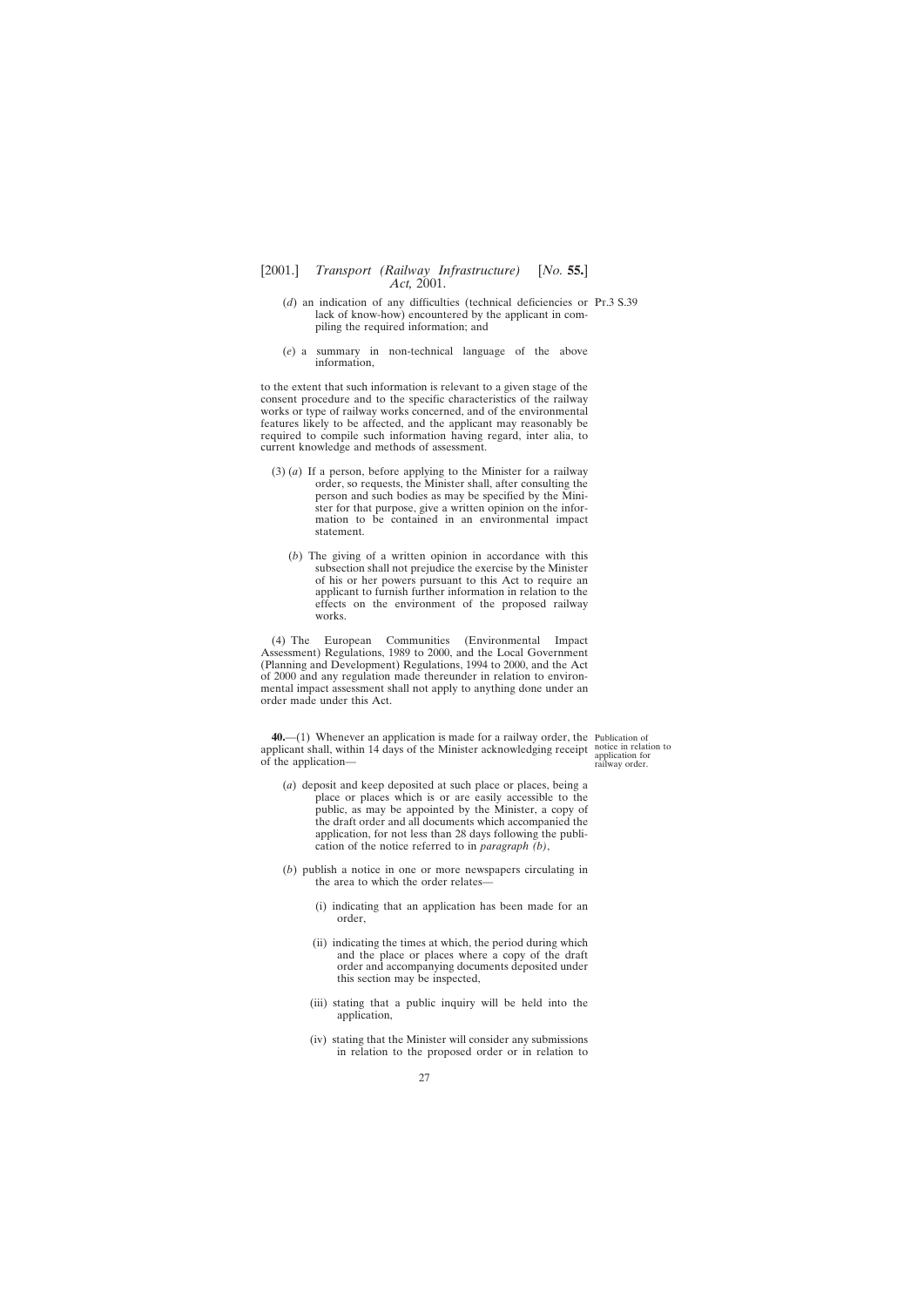(*d*) an indication of any difficulties (technical deficiencies or lack of know-how) encountered by the applicant in compiling the required information; and

Pt.3 S.39

(*e*) a summary in non-technical language of the above information,

to the extent that such information is relevant to a given stage of the consent procedure and to the specific characteristics of the railway works or type of railway works concerned, and of the environmental features likely to be affected, and the applicant may reasonably be required to compile such information having regard, inter alia, to current knowledge and methods of assessment.

(3) (*a*) If a person, before applying to the Minister for a railway order, so requests, the Minister shall, after consulting the person and such bodies as may be specified by the Minister for that purpose, give a written opinion on the information to be contained in an environmental impact statement.

(*b*) The giving of a written opinion in accordance with this subsection shall not prejudice the exercise by the Minister of his or her powers pursuant to this Act to require an applicant to furnish further information in relation to the effects on the environment of the proposed railway works.

(4) The European Communities (Environmental Impact Assessment) Regulations, 1989 to 2000, and the Local Government (Planning and Development) Regulations, 1994 to 2000, and the Act of 2000 and any regulation made thereunder in relation to environmental impact assessment shall not apply to anything done under an order made under this Act.

Publication of notice in relation to application for railway order.

**40.**—(1) Whenever an application is made for a railway order, the applicant shall, within 14 days of the Minister acknowledging receipt of the application—

(*a*) deposit and keep deposited at such place or places, being a place or places which is or are easily accessible to the public, as may be appointed by the Minister, a copy of the draft order and all documents which accompanied the application, for not less than 28 days following the publication of the notice referred to in *paragraph (b)*,

(*b*) publish a notice in one or more newspapers circulating in the area to which the order relates—

(i) indicating that an application has been made for an order,

(ii) indicating the times at which, the period during which and the place or places where a copy of the draft order and accompanying documents deposited under this section may be inspected,

(iii) stating that a public inquiry will be held into the application,

(iv) stating that the Minister will consider any submissions in relation to the proposed order or in relation to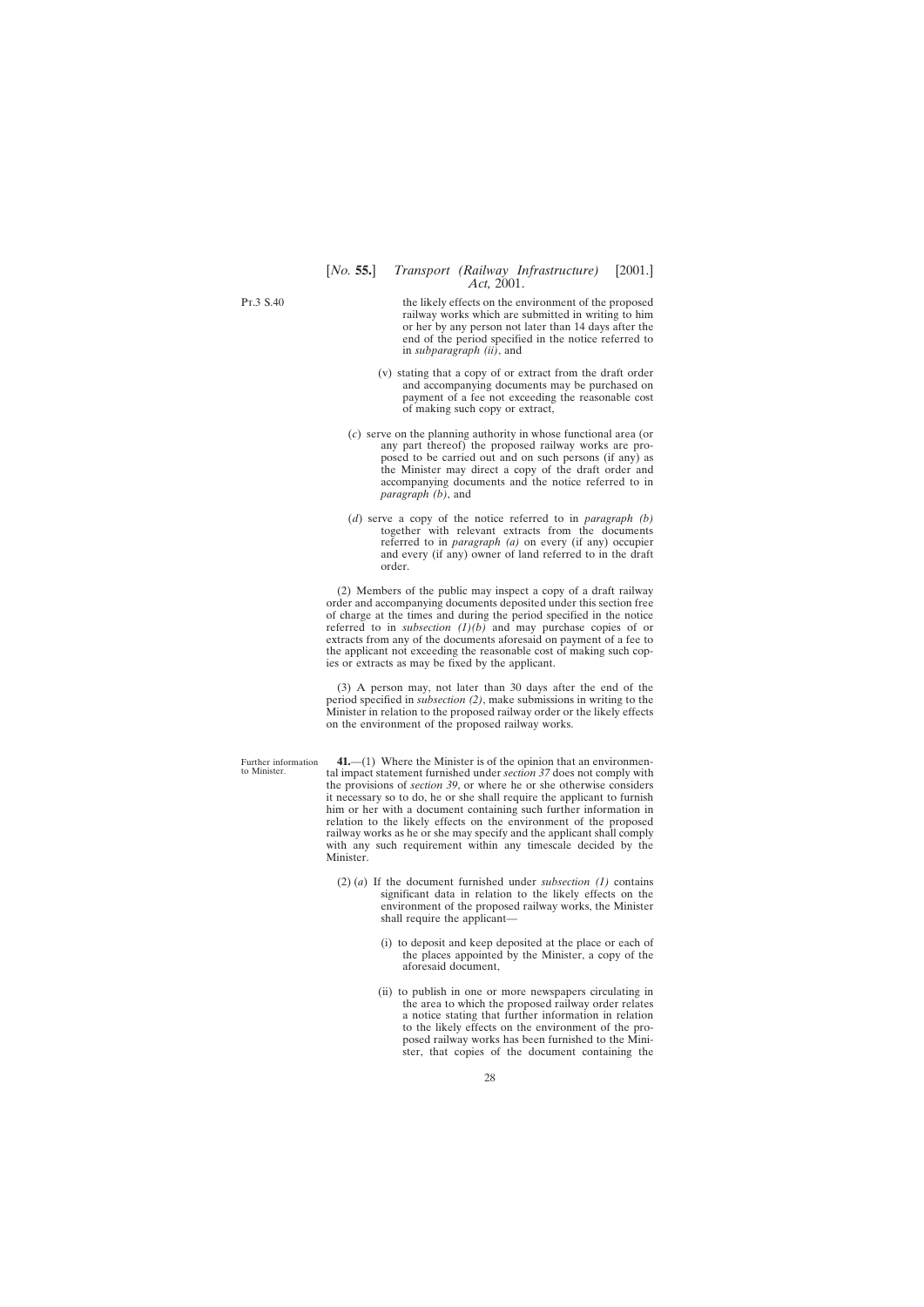the likely effects on the environment of the proposed railway works which are submitted in writing to him or her by any person not later than 14 days after the end of the period specified in the notice referred to in *subparagraph (ii)*, and

(v) stating that a copy of or extract from the draft order and accompanying documents may be purchased on payment of a fee not exceeding the reasonable cost of making such copy or extract,

(*c*) serve on the planning authority in whose functional area (or any part thereof) the proposed railway works are proposed to be carried out and on such persons (if any) as the Minister may direct a copy of the draft order and accompanying documents and the notice referred to in *paragraph (b)*, and

(*d*) serve a copy of the notice referred to in *paragraph (b)* together with relevant extracts from the documents referred to in *paragraph (a)* on every (if any) occupier and every (if any) owner of land referred to in the draft order.

(2) Members of the public may inspect a copy of a draft railway order and accompanying documents deposited under this section free of charge at the times and during the period specified in the notice referred to in *subsection (1)(b)* and may purchase copies of or extracts from any of the documents aforesaid on payment of a fee to the applicant not exceeding the reasonable cost of making such copies or extracts as may be fixed by the applicant.

(3) A person may, not later than 30 days after the end of the period specified in *subsection (2)*, make submissions in writing to the Minister in relation to the proposed railway order or the likely effects on the environment of the proposed railway works.

Further information to Minister.

**41.**—(1) Where the Minister is of the opinion that an environmental impact statement furnished under *section 37* does not comply with the provisions of *section 39*, or where he or she otherwise considers it necessary so to do, he or she shall require the applicant to furnish him or her with a document containing such further information in relation to the likely effects on the environment of the proposed railway works as he or she may specify and the applicant shall comply with any such requirement within any timescale decided by the Minister.

(2) (*a*) If the document furnished under *subsection (1)* contains significant data in relation to the likely effects on the environment of the proposed railway works, the Minister shall require the applicant—

(i) to deposit and keep deposited at the place or each of the places appointed by the Minister, a copy of the aforesaid document,

(ii) to publish in one or more newspapers circulating in the area to which the proposed railway order relates a notice stating that further information in relation to the likely effects on the environment of the proposed railway works has been furnished to the Minister, that copies of the document containing the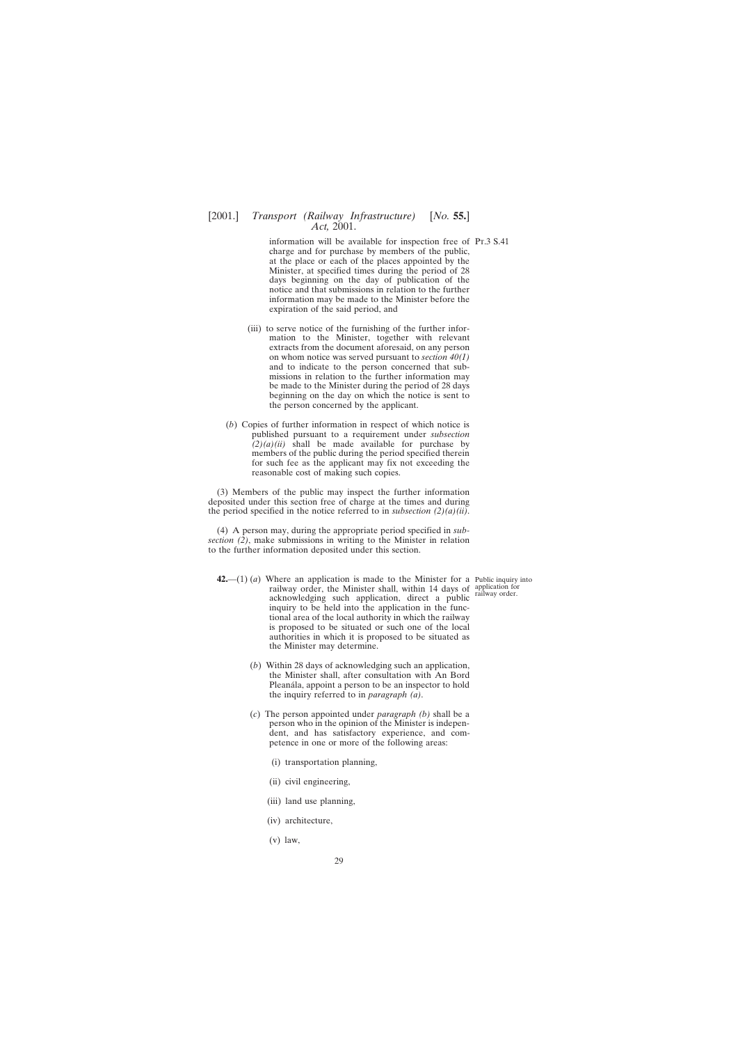information will be available for inspection free of charge and for purchase by members of the public, at the place or each of the places appointed by the Minister, at specified times during the period of 28 days beginning on the day of publication of the notice and that submissions in relation to the further information may be made to the Minister before the expiration of the said period, and

(iii) to serve notice of the furnishing of the further information to the Minister, together with relevant extracts from the document aforesaid, on any person on whom notice was served pursuant to *section 40(1)* and to indicate to the person concerned that submissions in relation to the further information may be made to the Minister during the period of 28 days beginning on the day on which the notice is sent to the person concerned by the applicant.

(*b*) Copies of further information in respect of which notice is published pursuant to a requirement under *subsection (2)(a)(ii)* shall be made available for purchase by members of the public during the period specified therein for such fee as the applicant may fix not exceeding the reasonable cost of making such copies.

(3) Members of the public may inspect the further information deposited under this section free of charge at the times and during the period specified in the notice referred to in *subsection (2)(a)(ii)*.

(4) A person may, during the appropriate period specified in *subsection (2)*, make submissions in writing to the Minister in relation to the further information deposited under this section.

Public inquiry into application for railway order.

**42.**—(1) (*a*) Where an application is made to the Minister for a railway order, the Minister shall, within 14 days of acknowledging such application, direct a public inquiry to be held into the application in the functional area of the local authority in which the railway is proposed to be situated or such one of the local authorities in which it is proposed to be situated as the Minister may determine.

(*b*) Within 28 days of acknowledging such an application, the Minister shall, after consultation with An Bord Pleanála, appoint a person to be an inspector to hold the inquiry referred to in *paragraph (a)*.

(*c*) The person appointed under *paragraph (b)* shall be a person who in the opinion of the Minister is independent, and has satisfactory experience, and competence in one or more of the following areas:

(i) transportation planning,

(ii) civil engineering,

(iii) land use planning,

(iv) architecture,

(v) law,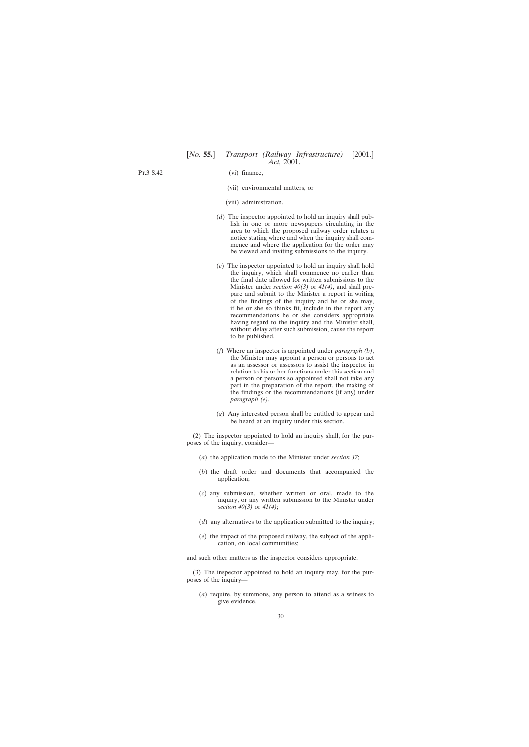(vi) finance,

(vii) environmental matters, or

(viii) administration.

(*d*) The inspector appointed to hold an inquiry shall publish in one or more newspapers circulating in the area to which the proposed railway order relates a notice stating where and when the inquiry shall commence and where the application for the order may be viewed and inviting submissions to the inquiry.

(*e*) The inspector appointed to hold an inquiry shall hold the inquiry, which shall commence no earlier than the final date allowed for written submissions to the Minister under *section 40(3)* or *41(4)*, and shall prepare and submit to the Minister a report in writing of the findings of the inquiry and he or she may, if he or she so thinks fit, include in the report any recommendations he or she considers appropriate having regard to the inquiry and the Minister shall, without delay after such submission, cause the report to be published.

(*f*) Where an inspector is appointed under *paragraph (b)*, the Minister may appoint a person or persons to act as an assessor or assessors to assist the inspector in relation to his or her functions under this section and a person or persons so appointed shall not take any part in the preparation of the report, the making of the findings or the recommendations (if any) under *paragraph (e)*.

(*g*) Any interested person shall be entitled to appear and be heard at an inquiry under this section.

(2) The inspector appointed to hold an inquiry shall, for the purposes of the inquiry, consider—

(*a*) the application made to the Minister under *section 37*;

(*b*) the draft order and documents that accompanied the application;

(*c*) any submission, whether written or oral, made to the inquiry, or any written submission to the Minister under *section 40(3)* or *41(4)*;

(*d*) any alternatives to the application submitted to the inquiry;

(*e*) the impact of the proposed railway, the subject of the application, on local communities;

and such other matters as the inspector considers appropriate.

(3) The inspector appointed to hold an inquiry may, for the purposes of the inquiry—

(*a*) require, by summons, any person to attend as a witness to give evidence,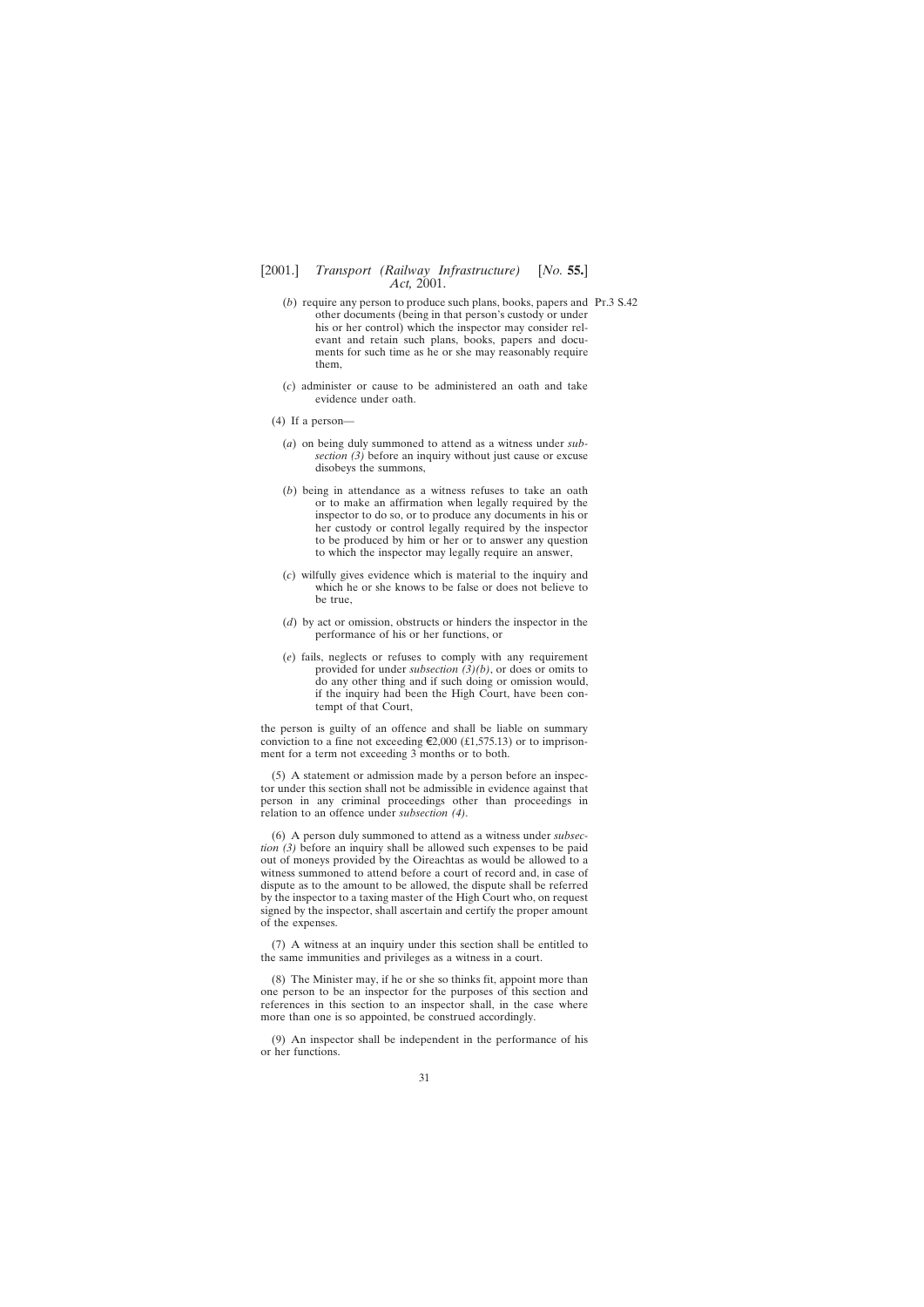(*b*) require any person to produce such plans, books, papers and other documents (being in that person's custody or under his or her control) which the inspector may consider relevant and retain such plans, books, papers and documents for such time as he or she may reasonably require them,

(*c*) administer or cause to be administered an oath and take evidence under oath.

(4) If a person—

(*a*) on being duly summoned to attend as a witness under *subsection (3)* before an inquiry without just cause or excuse disobeys the summons,

(*b*) being in attendance as a witness refuses to take an oath or to make an affirmation when legally required by the inspector to do so, or to produce any documents in his or her custody or control legally required by the inspector to be produced by him or her or to answer any question to which the inspector may legally require an answer,

(*c*) wilfully gives evidence which is material to the inquiry and which he or she knows to be false or does not believe to be true,

(*d*) by act or omission, obstructs or hinders the inspector in the performance of his or her functions, or

(*e*) fails, neglects or refuses to comply with any requirement provided for under *subsection (3)(b)*, or does or omits to do any other thing and if such doing or omission would, if the inquiry had been the High Court, have been contempt of that Court,

the person is guilty of an offence and shall be liable on summary conviction to a fine not exceeding €2,000 (£1,575.13) or to imprisonment for a term not exceeding 3 months or to both.

(5) A statement or admission made by a person before an inspector under this section shall not be admissible in evidence against that person in any criminal proceedings other than proceedings in relation to an offence under *subsection (4)*.

(6) A person duly summoned to attend as a witness under *subsection (3)* before an inquiry shall be allowed such expenses to be paid out of moneys provided by the Oireachtas as would be allowed to a witness summoned to attend before a court of record and, in case of dispute as to the amount to be allowed, the dispute shall be referred by the inspector to a taxing master of the High Court who, on request signed by the inspector, shall ascertain and certify the proper amount of the expenses.

(7) A witness at an inquiry under this section shall be entitled to the same immunities and privileges as a witness in a court.

(8) The Minister may, if he or she so thinks fit, appoint more than one person to be an inspector for the purposes of this section and references in this section to an inspector shall, in the case where more than one is so appointed, be construed accordingly.

(9) An inspector shall be independent in the performance of his or her functions.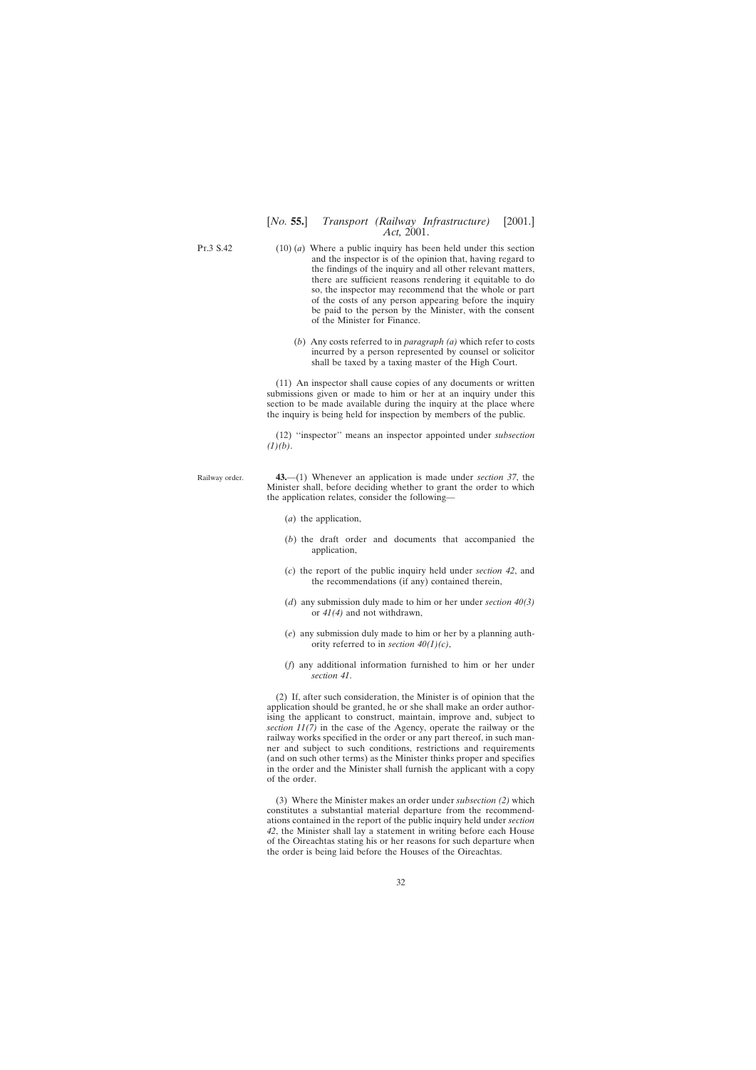(10) (*a*) Where a public inquiry has been held under this section and the inspector is of the opinion that, having regard to the findings of the inquiry and all other relevant matters, there are sufficient reasons rendering it equitable to do so, the inspector may recommend that the whole or part of the costs of any person appearing before the inquiry be paid to the person by the Minister, with the consent of the Minister for Finance.

(*b*) Any costs referred to in *paragraph (a)* which refer to costs incurred by a person represented by counsel or solicitor shall be taxed by a taxing master of the High Court.

(11) An inspector shall cause copies of any documents or written submissions given or made to him or her at an inquiry under this section to be made available during the inquiry at the place where the inquiry is being held for inspection by members of the public.

(12) ''inspector'' means an inspector appointed under *subsection (1)(b)*.

Railway order.

**43.**—(1) Whenever an application is made under *section 37*, the Minister shall, before deciding whether to grant the order to which the application relates, consider the following—

(*a*) the application,

(*b*) the draft order and documents that accompanied the application,

(*c*) the report of the public inquiry held under *section 42*, and the recommendations (if any) contained therein,

(*d*) any submission duly made to him or her under *section 40(3)* or *41(4)* and not withdrawn,

(*e*) any submission duly made to him or her by a planning authority referred to in *section 40(1)(c)*,

(*f*) any additional information furnished to him or her under *section 41*.

(2) If, after such consideration, the Minister is of opinion that the application should be granted, he or she shall make an order authorising the applicant to construct, maintain, improve and, subject to *section 11(7)* in the case of the Agency, operate the railway or the railway works specified in the order or any part thereof, in such manner and subject to such conditions, restrictions and requirements (and on such other terms) as the Minister thinks proper and specifies in the order and the Minister shall furnish the applicant with a copy of the order.

(3) Where the Minister makes an order under *subsection (2)* which constitutes a substantial material departure from the recommendations contained in the report of the public inquiry held under *section 42*, the Minister shall lay a statement in writing before each House of the Oireachtas stating his or her reasons for such departure when the order is being laid before the Houses of the Oireachtas.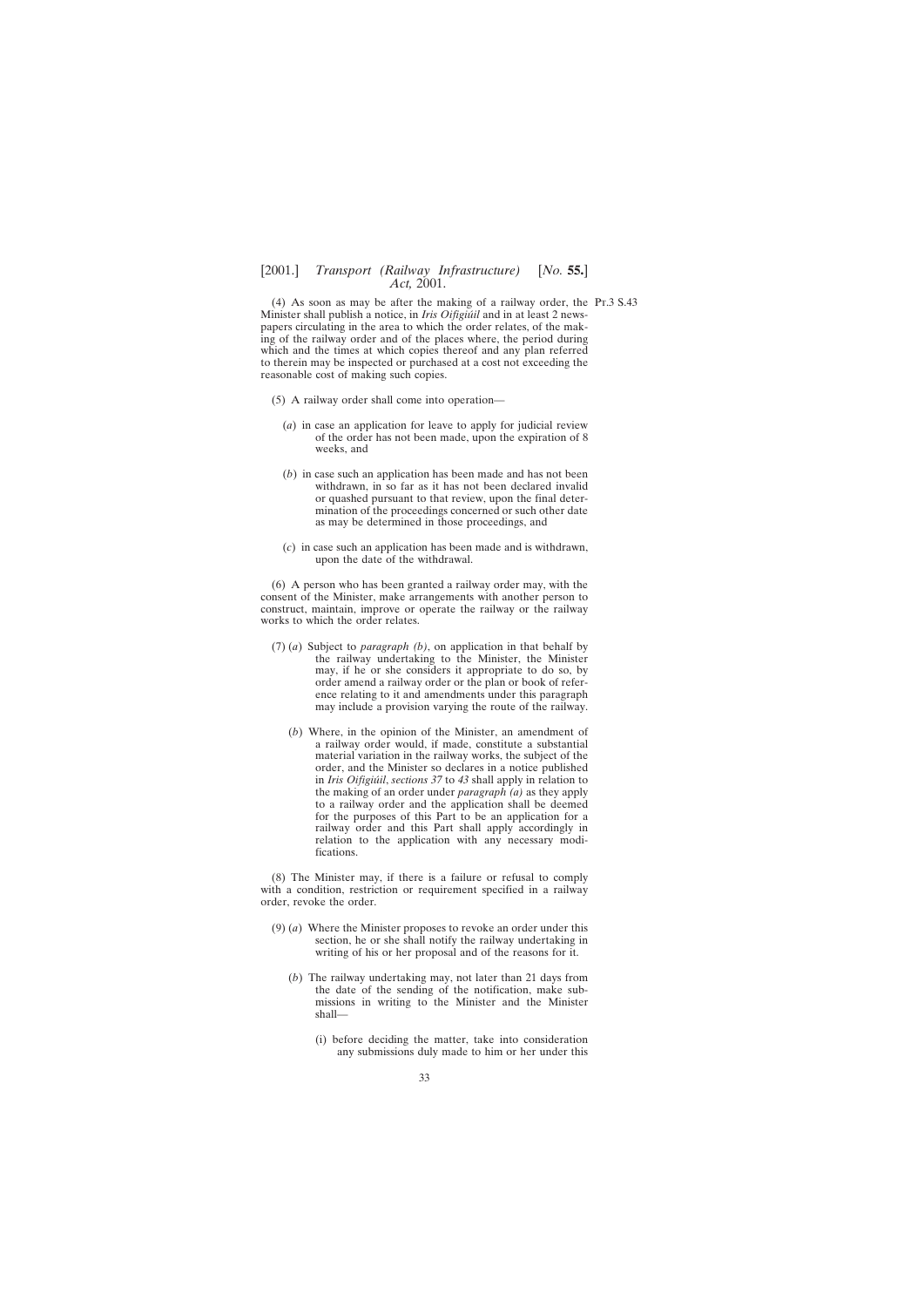(4) As soon as may be after the making of a railway order, the Minister shall publish a notice, in *Iris Oifigiúil* and in at least 2 newspapers circulating in the area to which the order relates, of the making of the railway order and of the places where, the period during which and the times at which copies thereof and any plan referred to therein may be inspected or purchased at a cost not exceeding the reasonable cost of making such copies.

Pt.3 S.43

(5) A railway order shall come into operation—

(*a*) in case an application for leave to apply for judicial review of the order has not been made, upon the expiration of 8 weeks, and

(*b*) in case such an application has been made and has not been withdrawn, in so far as it has not been declared invalid or quashed pursuant to that review, upon the final determination of the proceedings concerned or such other date as may be determined in those proceedings, and

(*c*) in case such an application has been made and is withdrawn, upon the date of the withdrawal.

(6) A person who has been granted a railway order may, with the consent of the Minister, make arrangements with another person to construct, maintain, improve or operate the railway or the railway works to which the order relates.

(7) (*a*) Subject to *paragraph (b)*, on application in that behalf by the railway undertaking to the Minister, the Minister may, if he or she considers it appropriate to do so, by order amend a railway order or the plan or book of reference relating to it and amendments under this paragraph may include a provision varying the route of the railway.

(*b*) Where, in the opinion of the Minister, an amendment of a railway order would, if made, constitute a substantial material variation in the railway works, the subject of the order, and the Minister so declares in a notice published in *Iris Oifigiúil*, *sections 37* to *43* shall apply in relation to the making of an order under *paragraph (a)* as they apply to a railway order and the application shall be deemed for the purposes of this Part to be an application for a railway order and this Part shall apply accordingly in relation to the application with any necessary modifications.

(8) The Minister may, if there is a failure or refusal to comply with a condition, restriction or requirement specified in a railway order, revoke the order.

(9) (*a*) Where the Minister proposes to revoke an order under this section, he or she shall notify the railway undertaking in writing of his or her proposal and of the reasons for it.

(*b*) The railway undertaking may, not later than 21 days from the date of the sending of the notification, make submissions in writing to the Minister and the Minister shall—

(i) before deciding the matter, take into consideration any submissions duly made to him or her under this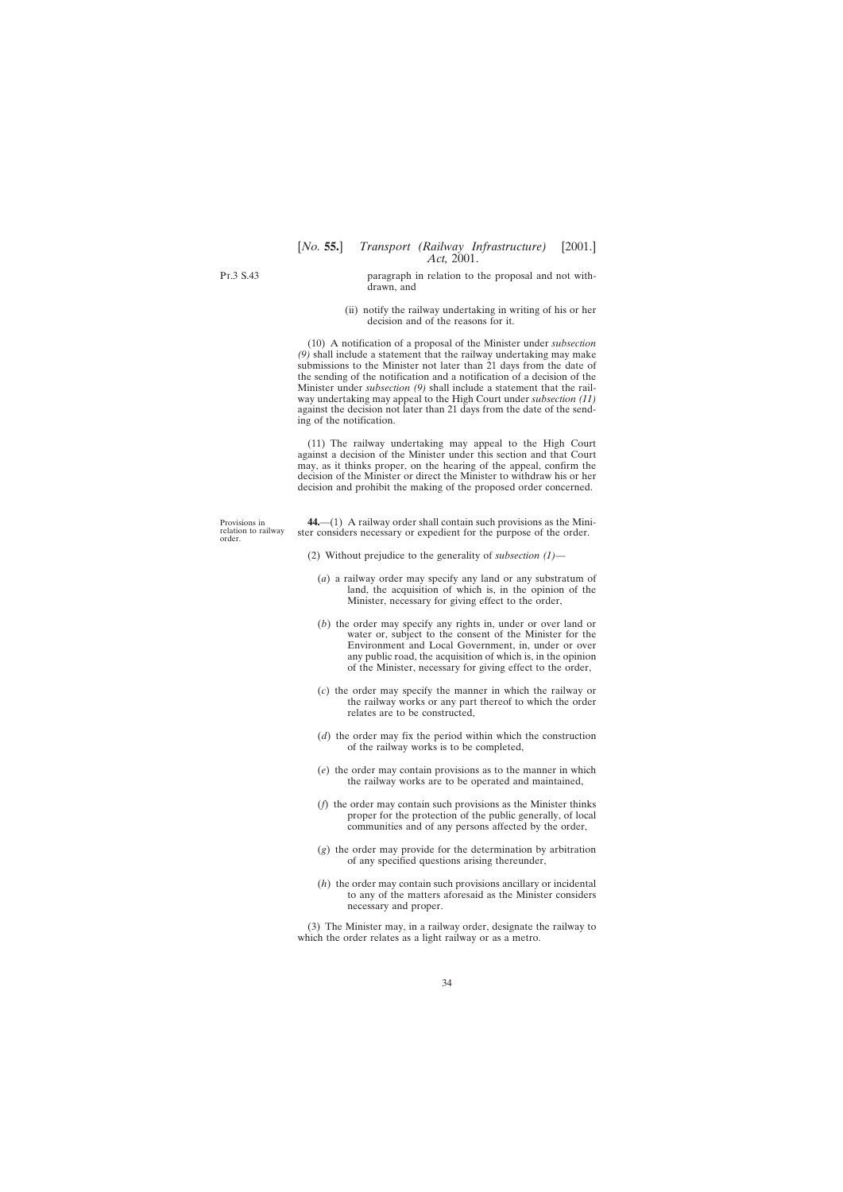paragraph in relation to the proposal and not withdrawn, and

(ii) notify the railway undertaking in writing of his or her decision and of the reasons for it.

(10) A notification of a proposal of the Minister under *subsection (9)* shall include a statement that the railway undertaking may make submissions to the Minister not later than 21 days from the date of the sending of the notification and a notification of a decision of the Minister under *subsection (9)* shall include a statement that the railway undertaking may appeal to the High Court under *subsection (11)* against the decision not later than 21 days from the date of the sending of the notification.

(11) The railway undertaking may appeal to the High Court against a decision of the Minister under this section and that Court may, as it thinks proper, on the hearing of the appeal, confirm the decision of the Minister or direct the Minister to withdraw his or her decision and prohibit the making of the proposed order concerned.

Provisions in relation to railway order.

**44.**—(1) A railway order shall contain such provisions as the Minister considers necessary or expedient for the purpose of the order.

(2) Without prejudice to the generality of *subsection (1)*—

(*a*) a railway order may specify any land or any substratum of land, the acquisition of which is, in the opinion of the Minister, necessary for giving effect to the order,

(*b*) the order may specify any rights in, under or over land or water or, subject to the consent of the Minister for the Environment and Local Government, in, under or over any public road, the acquisition of which is, in the opinion of the Minister, necessary for giving effect to the order,

(*c*) the order may specify the manner in which the railway or the railway works or any part thereof to which the order relates are to be constructed,

(*d*) the order may fix the period within which the construction of the railway works is to be completed,

(*e*) the order may contain provisions as to the manner in which the railway works are to be operated and maintained,

(*f*) the order may contain such provisions as the Minister thinks proper for the protection of the public generally, of local communities and of any persons affected by the order,

(*g*) the order may provide for the determination by arbitration of any specified questions arising thereunder,

(*h*) the order may contain such provisions ancillary or incidental to any of the matters aforesaid as the Minister considers necessary and proper.

(3) The Minister may, in a railway order, designate the railway to which the order relates as a light railway or as a metro.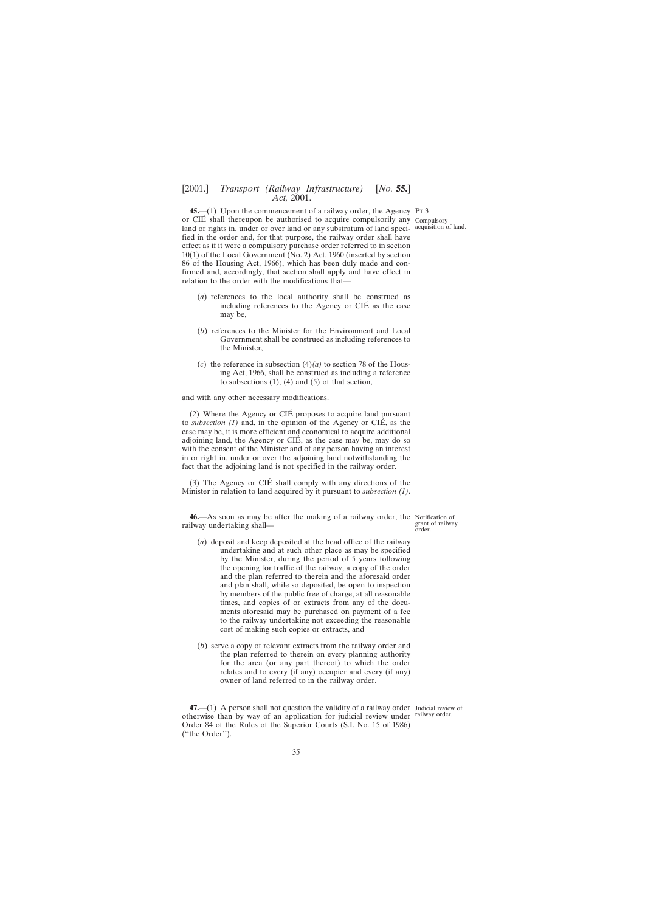**45.**—(1) Upon the commencement of a railway order, the Agency or CIÉ shall thereupon be authorised to acquire compulsorily any land or rights in, under or over land or any substratum of land specified in the order and, for that purpose, the railway order shall have effect as if it were a compulsory purchase order referred to in section 10(1) of the Local Government (No. 2) Act, 1960 (inserted by section 86 of the Housing Act, 1966), which has been duly made and confirmed and, accordingly, that section shall apply and have effect in relation to the order with the modifications that—

Pt.3

Compulsory acquisition of land.

(*a*) references to the local authority shall be construed as including references to the Agency or CIÉ as the case may be,

(*b*) references to the Minister for the Environment and Local Government shall be construed as including references to the Minister,

(*c*) the reference in subsection (4)*(a)* to section 78 of the Housing Act, 1966, shall be construed as including a reference to subsections (1), (4) and (5) of that section,

and with any other necessary modifications.

(2) Where the Agency or CIÉ proposes to acquire land pursuant to *subsection (1)* and, in the opinion of the Agency or CIÉ, as the case may be, it is more efficient and economical to acquire additional adjoining land, the Agency or CIÉ, as the case may be, may do so with the consent of the Minister and of any person having an interest in or right in, under or over the adjoining land notwithstanding the fact that the adjoining land is not specified in the railway order.

(3) The Agency or CIÉ shall comply with any directions of the Minister in relation to land acquired by it pursuant to *subsection (1)*.

**46.**—As soon as may be after the making of a railway order, the railway undertaking shall—

Notification of grant of railway order.

(*a*) deposit and keep deposited at the head office of the railway undertaking and at such other place as may be specified by the Minister, during the period of 5 years following the opening for traffic of the railway, a copy of the order and the plan referred to therein and the aforesaid order and plan shall, while so deposited, be open to inspection by members of the public free of charge, at all reasonable times, and copies of or extracts from any of the documents aforesaid may be purchased on payment of a fee to the railway undertaking not exceeding the reasonable cost of making such copies or extracts, and

(*b*) serve a copy of relevant extracts from the railway order and the plan referred to therein on every planning authority for the area (or any part thereof) to which the order relates and to every (if any) occupier and every (if any) owner of land referred to in the railway order.

**47.**—(1) A person shall not question the validity of a railway order otherwise than by way of an application for judicial review under Order 84 of the Rules of the Superior Courts (S.I. No. 15 of 1986) ("the Order").

Judicial review of railway order.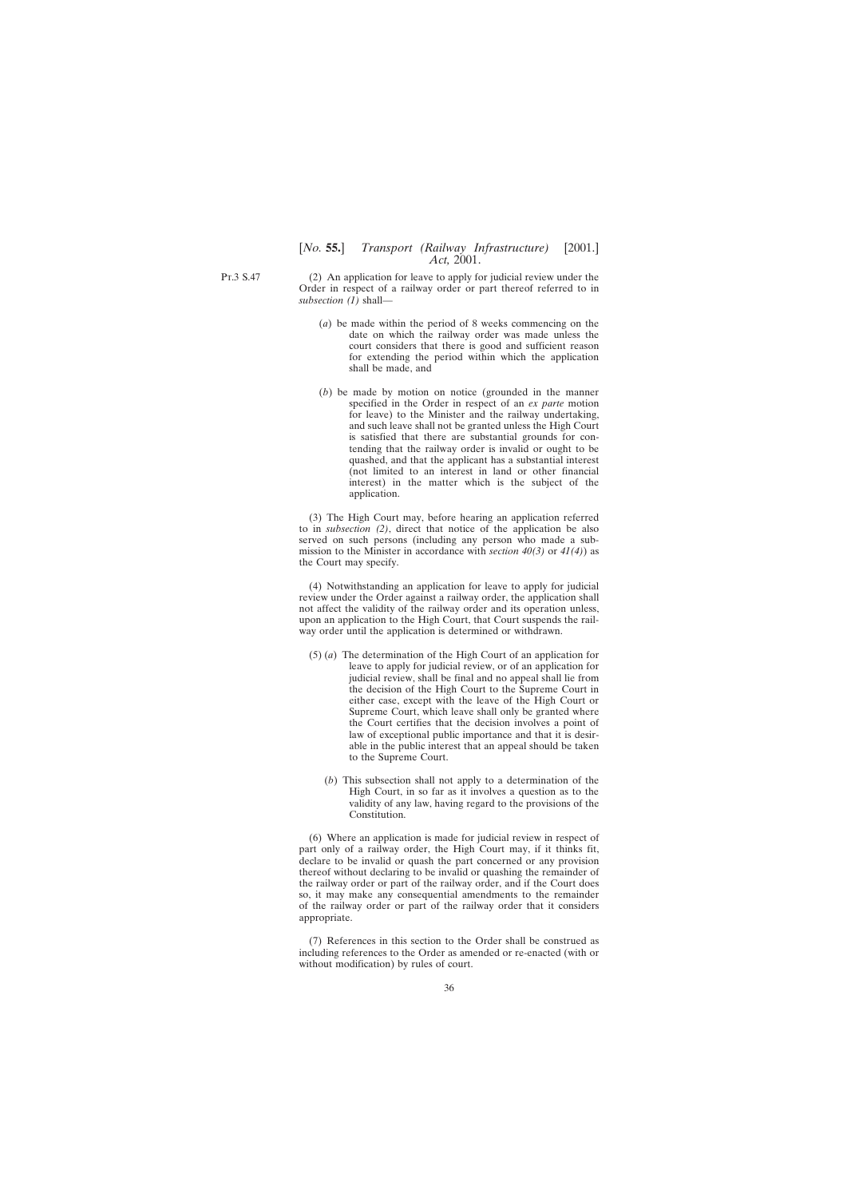(2) An application for leave to apply for judicial review under the Order in respect of a railway order or part thereof referred to in *subsection (1)* shall—

(*a*) be made within the period of 8 weeks commencing on the date on which the railway order was made unless the court considers that there is good and sufficient reason for extending the period within which the application shall be made, and

(*b*) be made by motion on notice (grounded in the manner specified in the Order in respect of an *ex parte* motion for leave) to the Minister and the railway undertaking, and such leave shall not be granted unless the High Court is satisfied that there are substantial grounds for contending that the railway order is invalid or ought to be quashed, and that the applicant has a substantial interest (not limited to an interest in land or other financial interest) in the matter which is the subject of the application.

(3) The High Court may, before hearing an application referred to in *subsection (2)*, direct that notice of the application be also served on such persons (including any person who made a submission to the Minister in accordance with *section 40(3)* or *41(4)*) as the Court may specify.

(4) Notwithstanding an application for leave to apply for judicial review under the Order against a railway order, the application shall not affect the validity of the railway order and its operation unless, upon an application to the High Court, that Court suspends the railway order until the application is determined or withdrawn.

(5) (*a*) The determination of the High Court of an application for leave to apply for judicial review, or of an application for judicial review, shall be final and no appeal shall lie from the decision of the High Court to the Supreme Court in either case, except with the leave of the High Court or Supreme Court, which leave shall only be granted where the Court certifies that the decision involves a point of law of exceptional public importance and that it is desirable in the public interest that an appeal should be taken to the Supreme Court.

(*b*) This subsection shall not apply to a determination of the High Court, in so far as it involves a question as to the validity of any law, having regard to the provisions of the Constitution.

(6) Where an application is made for judicial review in respect of part only of a railway order, the High Court may, if it thinks fit, declare to be invalid or quash the part concerned or any provision thereof without declaring to be invalid or quashing the remainder of the railway order or part of the railway order, and if the Court does so, it may make any consequential amendments to the remainder of the railway order or part of the railway order that it considers appropriate.

(7) References in this section to the Order shall be construed as including references to the Order as amended or re-enacted (with or without modification) by rules of court.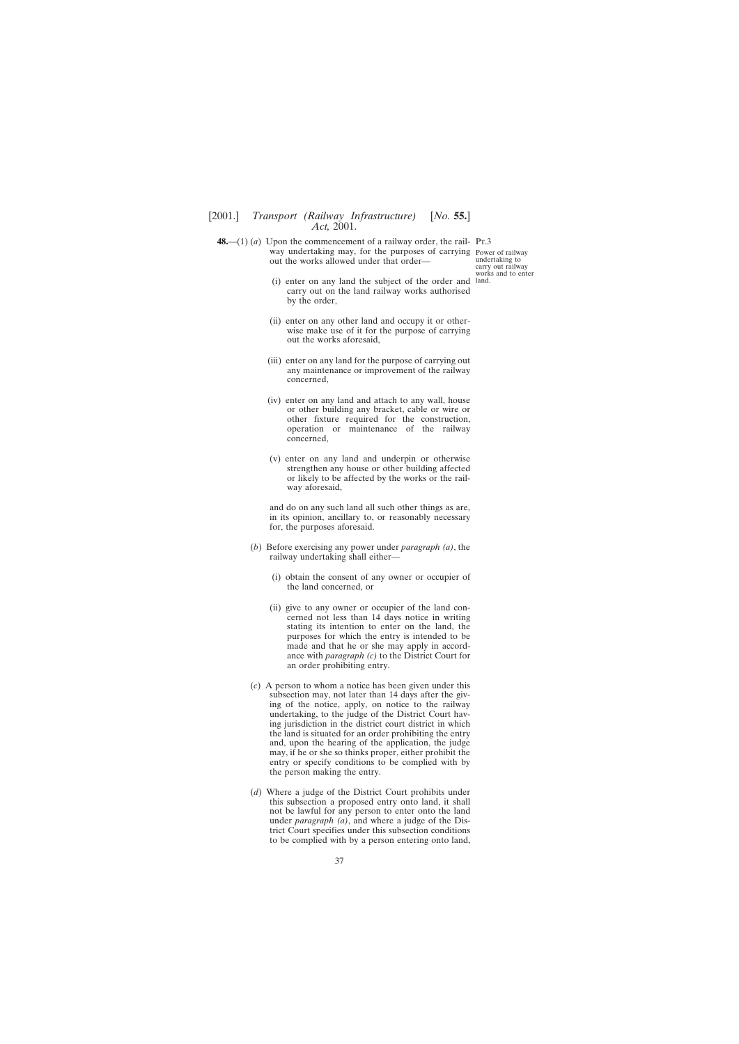**48.**—(1) (*a*) Upon the commencement of a railway order, the railway undertaking may, for the purposes of carrying out the works allowed under that order—

Pt.3

Power of railway undertaking to carry out railway works and to enter land.

(i) enter on any land the subject of the order and carry out on the land railway works authorised by the order,

(ii) enter on any other land and occupy it or otherwise make use of it for the purpose of carrying out the works aforesaid,

(iii) enter on any land for the purpose of carrying out any maintenance or improvement of the railway concerned,

(iv) enter on any land and attach to any wall, house or other building any bracket, cable or wire or other fixture required for the construction, operation or maintenance of the railway concerned,

(v) enter on any land and underpin or otherwise strengthen any house or other building affected or likely to be affected by the works or the railway aforesaid,

and do on any such land all such other things as are, in its opinion, ancillary to, or reasonably necessary for, the purposes aforesaid.

(*b*) Before exercising any power under *paragraph (a)*, the railway undertaking shall either—

(i) obtain the consent of any owner or occupier of the land concerned, or

(ii) give to any owner or occupier of the land concerned not less than 14 days notice in writing stating its intention to enter on the land, the purposes for which the entry is intended to be made and that he or she may apply in accordance with *paragraph (c)* to the District Court for an order prohibiting entry.

(*c*) A person to whom a notice has been given under this subsection may, not later than 14 days after the giving of the notice, apply, on notice to the railway undertaking, to the judge of the District Court having jurisdiction in the district court district in which the land is situated for an order prohibiting the entry and, upon the hearing of the application, the judge may, if he or she so thinks proper, either prohibit the entry or specify conditions to be complied with by the person making the entry.

(*d*) Where a judge of the District Court prohibits under this subsection a proposed entry onto land, it shall not be lawful for any person to enter onto the land under *paragraph (a)*, and where a judge of the District Court specifies under this subsection conditions to be complied with by a person entering onto land,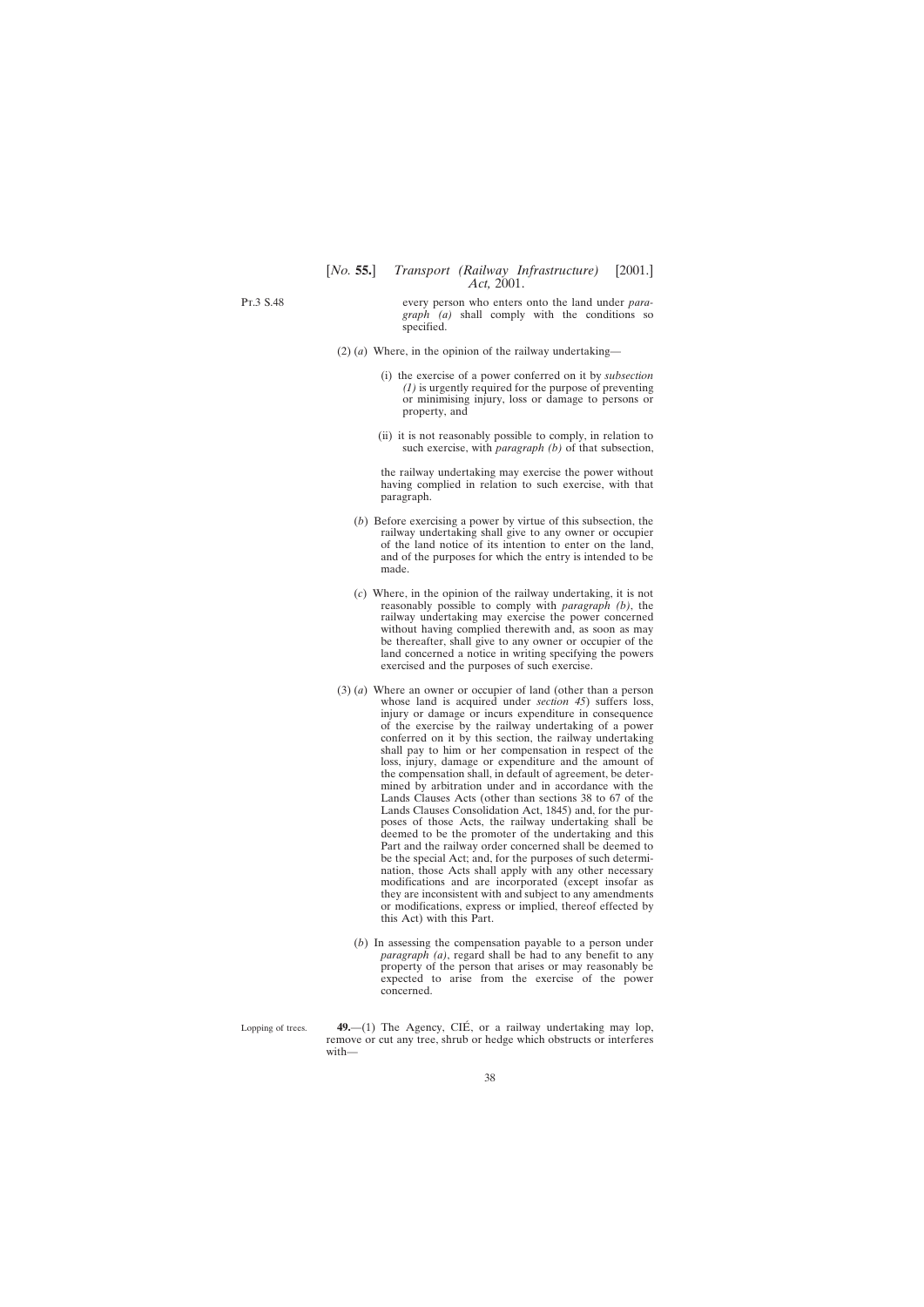every person who enters onto the land under *paragraph (a)* shall comply with the conditions so specified.

(2) (*a*) Where, in the opinion of the railway undertaking—

(i) the exercise of a power conferred on it by *subsection (1)* is urgently required for the purpose of preventing or minimising injury, loss or damage to persons or property, and

(ii) it is not reasonably possible to comply, in relation to such exercise, with *paragraph (b)* of that subsection,

the railway undertaking may exercise the power without having complied in relation to such exercise, with that paragraph.

(*b*) Before exercising a power by virtue of this subsection, the railway undertaking shall give to any owner or occupier of the land notice of its intention to enter on the land, and of the purposes for which the entry is intended to be made.

(*c*) Where, in the opinion of the railway undertaking, it is not reasonably possible to comply with *paragraph (b)*, the railway undertaking may exercise the power concerned without having complied therewith and, as soon as may be thereafter, shall give to any owner or occupier of the land concerned a notice in writing specifying the powers exercised and the purposes of such exercise.

(3) (*a*) Where an owner or occupier of land (other than a person whose land is acquired under *section 45*) suffers loss, injury or damage or incurs expenditure in consequence of the exercise by the railway undertaking of a power conferred on it by this section, the railway undertaking shall pay to him or her compensation in respect of the loss, injury, damage or expenditure and the amount of the compensation shall, in default of agreement, be determined by arbitration under and in accordance with the Lands Clauses Acts (other than sections 38 to 67 of the Lands Clauses Consolidation Act, 1845) and, for the purposes of those Acts, the railway undertaking shall be deemed to be the promoter of the undertaking and this Part and the railway order concerned shall be deemed to be the special Act; and, for the purposes of such determination, those Acts shall apply with any other necessary modifications and are incorporated (except insofar as they are inconsistent with and subject to any amendments or modifications, express or implied, thereof effected by this Act) with this Part.

(*b*) In assessing the compensation payable to a person under *paragraph (a)*, regard shall be had to any benefit to any property of the person that arises or may reasonably be expected to arise from the exercise of the power concerned.

Lopping of trees.

**49.**—(1) The Agency, CIÉ, or a railway undertaking may lop, remove or cut any tree, shrub or hedge which obstructs or interferes with—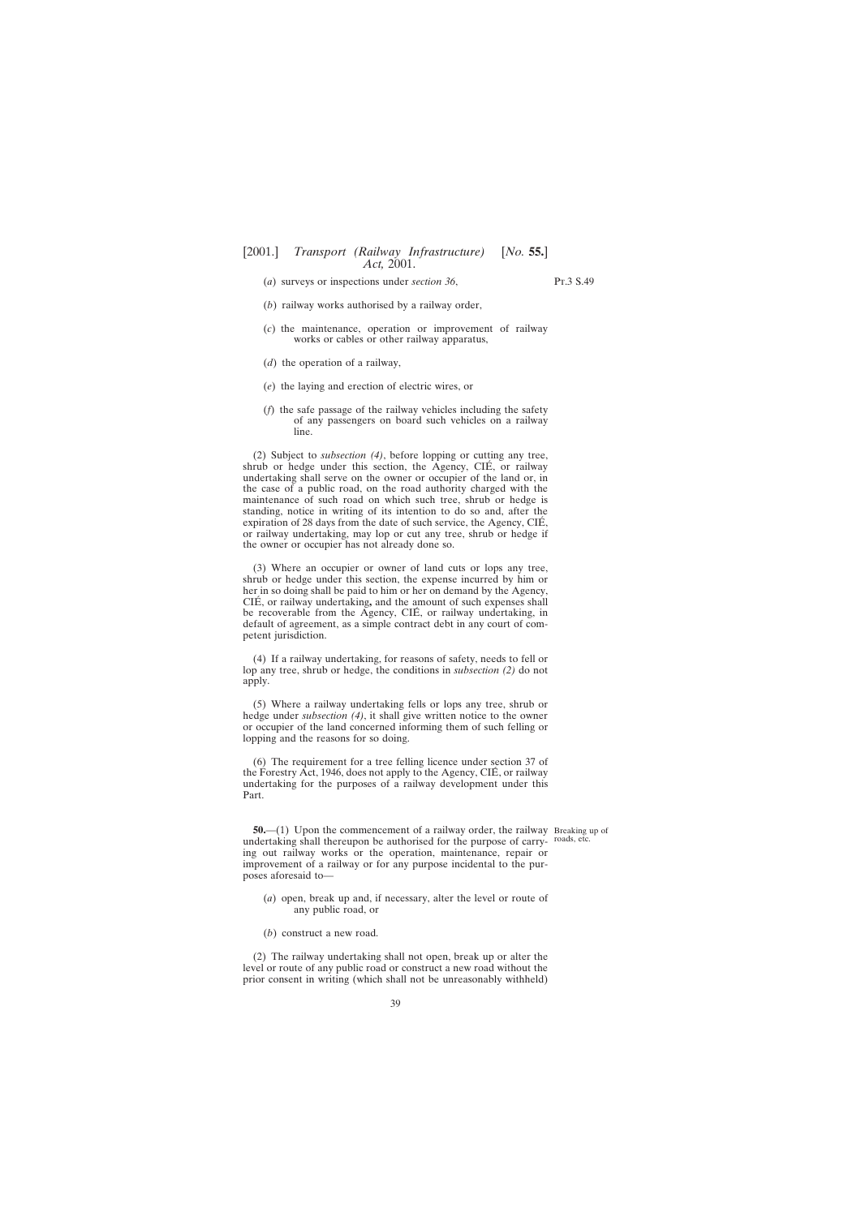(*a*) surveys or inspections under *section 36*,

(*b*) railway works authorised by a railway order,

(*c*) the maintenance, operation or improvement of railway works or cables or other railway apparatus,

(*d*) the operation of a railway,

(*e*) the laying and erection of electric wires, or

(*f*) the safe passage of the railway vehicles including the safety of any passengers on board such vehicles on a railway line.

(2) Subject to *subsection (4)*, before lopping or cutting any tree, shrub or hedge under this section, the Agency, CIÉ, or railway undertaking shall serve on the owner or occupier of the land or, in the case of a public road, on the road authority charged with the maintenance of such road on which such tree, shrub or hedge is standing, notice in writing of its intention to do so and, after the expiration of 28 days from the date of such service, the Agency, CIÉ, or railway undertaking, may lop or cut any tree, shrub or hedge if the owner or occupier has not already done so.

(3) Where an occupier or owner of land cuts or lops any tree, shrub or hedge under this section, the expense incurred by him or her in so doing shall be paid to him or her on demand by the Agency, CIÉ, or railway undertaking**,** and the amount of such expenses shall be recoverable from the Agency, CIÉ, or railway undertaking, in default of agreement, as a simple contract debt in any court of competent jurisdiction.

(4) If a railway undertaking, for reasons of safety, needs to fell or lop any tree, shrub or hedge, the conditions in *subsection (2)* do not apply.

(5) Where a railway undertaking fells or lops any tree, shrub or hedge under *subsection (4)*, it shall give written notice to the owner or occupier of the land concerned informing them of such felling or lopping and the reasons for so doing.

(6) The requirement for a tree felling licence under section 37 of the Forestry Act, 1946, does not apply to the Agency, CIÉ, or railway undertaking for the purposes of a railway development under this Part.

Breaking up of roads, etc.

**50.**—(1) Upon the commencement of a railway order, the railway undertaking shall thereupon be authorised for the purpose of carrying out railway works or the operation, maintenance, repair or improvement of a railway or for any purpose incidental to the purposes aforesaid to—

(*a*) open, break up and, if necessary, alter the level or route of any public road, or

(*b*) construct a new road.

(2) The railway undertaking shall not open, break up or alter the level or route of any public road or construct a new road without the prior consent in writing (which shall not be unreasonably withheld)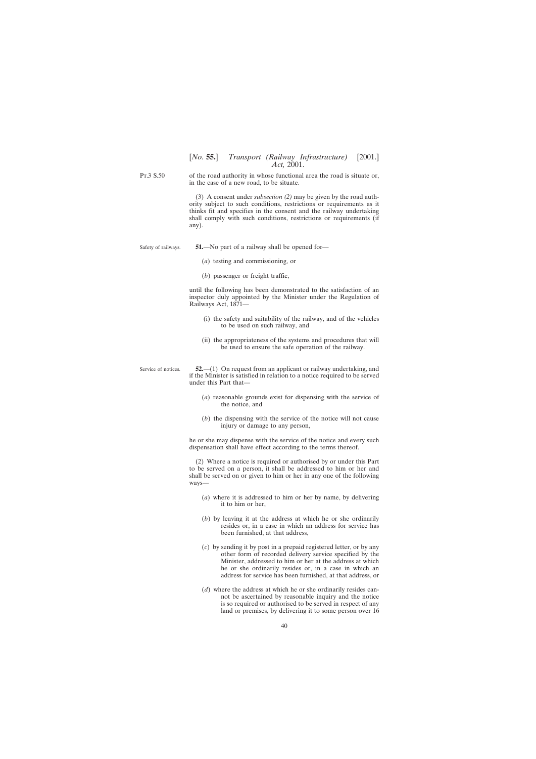Pt.3 S.50

of the road authority in whose functional area the road is situate or, in the case of a new road, to be situate.

(3) A consent under *subsection (2)* may be given by the road authority subject to such conditions, restrictions or requirements as it thinks fit and specifies in the consent and the railway undertaking shall comply with such conditions, restrictions or requirements (if any).

Safety of railways.

**51.**—No part of a railway shall be opened for—

(*a*) testing and commissioning, or

(*b*) passenger or freight traffic,

until the following has been demonstrated to the satisfaction of an inspector duly appointed by the Minister under the Regulation of Railways Act, 1871—

(i) the safety and suitability of the railway, and of the vehicles to be used on such railway, and

(ii) the appropriateness of the systems and procedures that will be used to ensure the safe operation of the railway.

Service of notices.

**52.**—(1) On request from an applicant or railway undertaking, and if the Minister is satisfied in relation to a notice required to be served under this Part that—

(*a*) reasonable grounds exist for dispensing with the service of the notice, and

(*b*) the dispensing with the service of the notice will not cause injury or damage to any person,

he or she may dispense with the service of the notice and every such dispensation shall have effect according to the terms thereof.

(2) Where a notice is required or authorised by or under this Part to be served on a person, it shall be addressed to him or her and shall be served on or given to him or her in any one of the following ways—

(*a*) where it is addressed to him or her by name, by delivering it to him or her,

(*b*) by leaving it at the address at which he or she ordinarily resides or, in a case in which an address for service has been furnished, at that address,

(*c*) by sending it by post in a prepaid registered letter, or by any other form of recorded delivery service specified by the Minister, addressed to him or her at the address at which he or she ordinarily resides or, in a case in which an address for service has been furnished, at that address, or

(*d*) where the address at which he or she ordinarily resides cannot be ascertained by reasonable inquiry and the notice is so required or authorised to be served in respect of any land or premises, by delivering it to some person over 16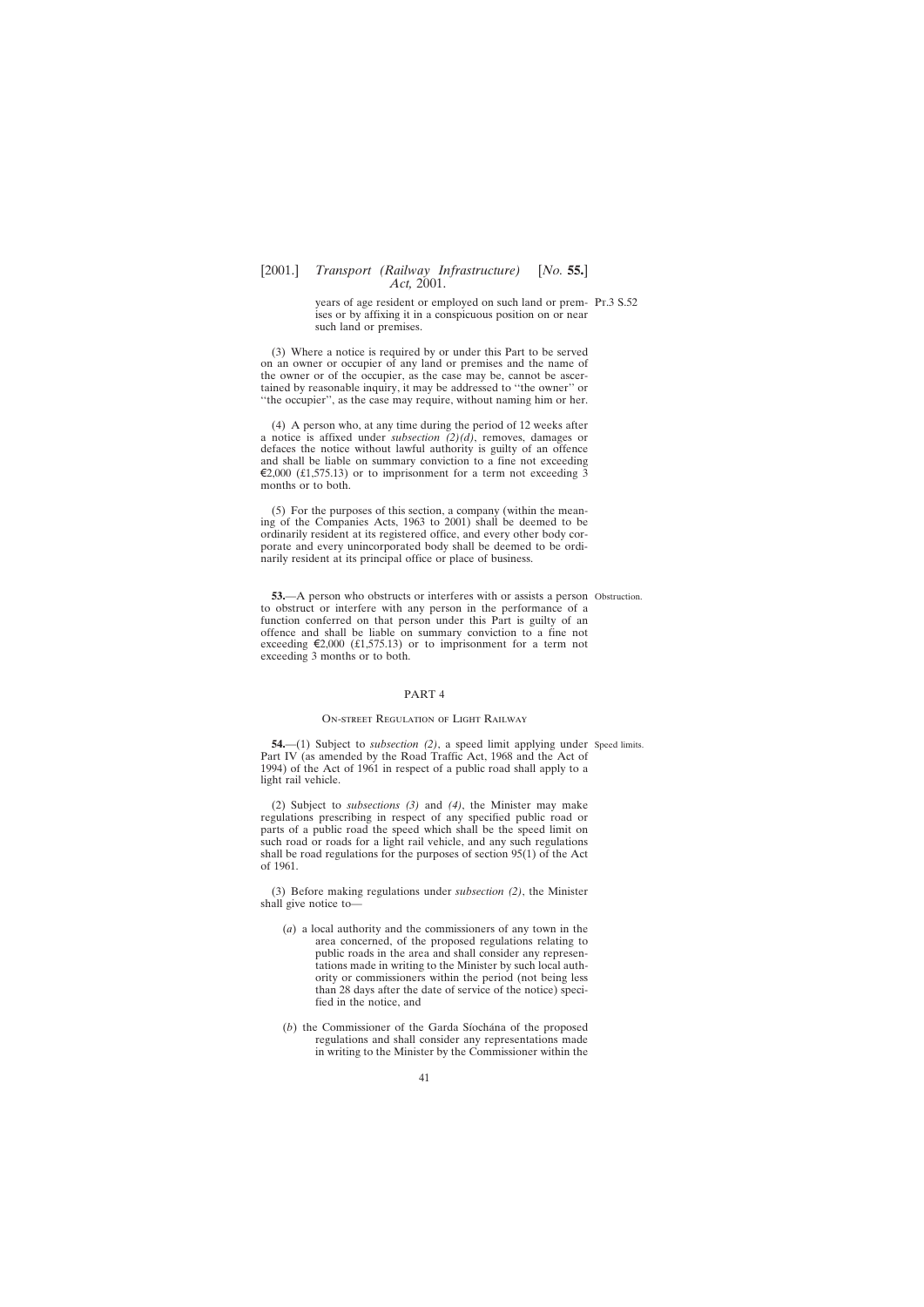years of age resident or employed on such land or premises or by affixing it in a conspicuous position on or near such land or premises.

(3) Where a notice is required by or under this Part to be served on an owner or occupier of any land or premises and the name of the owner or of the occupier, as the case may be, cannot be ascertained by reasonable inquiry, it may be addressed to ''the owner'' or ''the occupier'', as the case may require, without naming him or her.

(4) A person who, at any time during the period of 12 weeks after a notice is affixed under *subsection (2)(d)*, removes, damages or defaces the notice without lawful authority is guilty of an offence and shall be liable on summary conviction to a fine not exceeding €2,000 (£1,575.13) or to imprisonment for a term not exceeding 3 months or to both.

(5) For the purposes of this section, a company (within the meaning of the Companies Acts, 1963 to 2001) shall be deemed to be ordinarily resident at its registered office, and every other body corporate and every unincorporated body shall be deemed to be ordinarily resident at its principal office or place of business.

Obstruction.

**53.**—A person who obstructs or interferes with or assists a person to obstruct or interfere with any person in the performance of a function conferred on that person under this Part is guilty of an offence and shall be liable on summary conviction to a fine not exceeding €2,000 (£1,575.13) or to imprisonment for a term not exceeding 3 months or to both.

## PART 4

### On-street Regulation of Light Railway

Speed limits.

**54.**—(1) Subject to *subsection (2)*, a speed limit applying under Part IV (as amended by the Road Traffic Act, 1968 and the Act of 1994) of the Act of 1961 in respect of a public road shall apply to a light rail vehicle.

(2) Subject to *subsections (3)* and *(4)*, the Minister may make regulations prescribing in respect of any specified public road or parts of a public road the speed which shall be the speed limit on such road or roads for a light rail vehicle, and any such regulations shall be road regulations for the purposes of section 95(1) of the Act of 1961.

(3) Before making regulations under *subsection (2)*, the Minister shall give notice to—

(*a*) a local authority and the commissioners of any town in the area concerned, of the proposed regulations relating to public roads in the area and shall consider any representations made in writing to the Minister by such local authority or commissioners within the period (not being less than 28 days after the date of service of the notice) specified in the notice, and

(*b*) the Commissioner of the Garda Síochána of the proposed regulations and shall consider any representations made in writing to the Minister by the Commissioner within the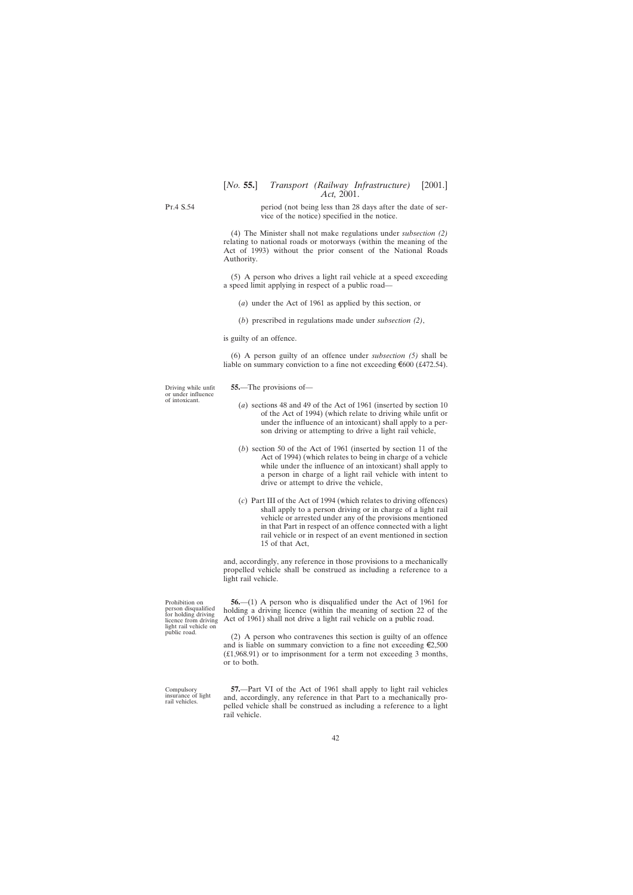period (not being less than 28 days after the date of service of the notice) specified in the notice.

(4) The Minister shall not make regulations under *subsection (2)* relating to national roads or motorways (within the meaning of the Act of 1993) without the prior consent of the National Roads Authority.

(5) A person who drives a light rail vehicle at a speed exceeding a speed limit applying in respect of a public road—

(*a*) under the Act of 1961 as applied by this section, or

(*b*) prescribed in regulations made under *subsection (2)*,

is guilty of an offence.

(6) A person guilty of an offence under *subsection (5)* shall be liable on summary conviction to a fine not exceeding €600 (£472.54).

Driving while unfit or under influence of intoxicant.

**55.**—The provisions of—

(*a*) sections 48 and 49 of the Act of 1961 (inserted by section 10 of the Act of 1994) (which relate to driving while unfit or under the influence of an intoxicant) shall apply to a person driving or attempting to drive a light rail vehicle,

(*b*) section 50 of the Act of 1961 (inserted by section 11 of the Act of 1994) (which relates to being in charge of a vehicle while under the influence of an intoxicant) shall apply to a person in charge of a light rail vehicle with intent to drive or attempt to drive the vehicle,

(*c*) Part III of the Act of 1994 (which relates to driving offences) shall apply to a person driving or in charge of a light rail vehicle or arrested under any of the provisions mentioned in that Part in respect of an offence connected with a light rail vehicle or in respect of an event mentioned in section 15 of that Act,

and, accordingly, any reference in those provisions to a mechanically propelled vehicle shall be construed as including a reference to a light rail vehicle.

Prohibition on person disqualified for holding driving licence from driving light rail vehicle on public road.

**56.**—(1) A person who is disqualified under the Act of 1961 for holding a driving licence (within the meaning of section 22 of the Act of 1961) shall not drive a light rail vehicle on a public road.

(2) A person who contravenes this section is guilty of an offence and is liable on summary conviction to a fine not exceeding €2,500 (£1,968.91) or to imprisonment for a term not exceeding 3 months, or to both.

Compulsory insurance of light rail vehicles.

**57.**—Part VI of the Act of 1961 shall apply to light rail vehicles and, accordingly, any reference in that Part to a mechanically propelled vehicle shall be construed as including a reference to a light rail vehicle.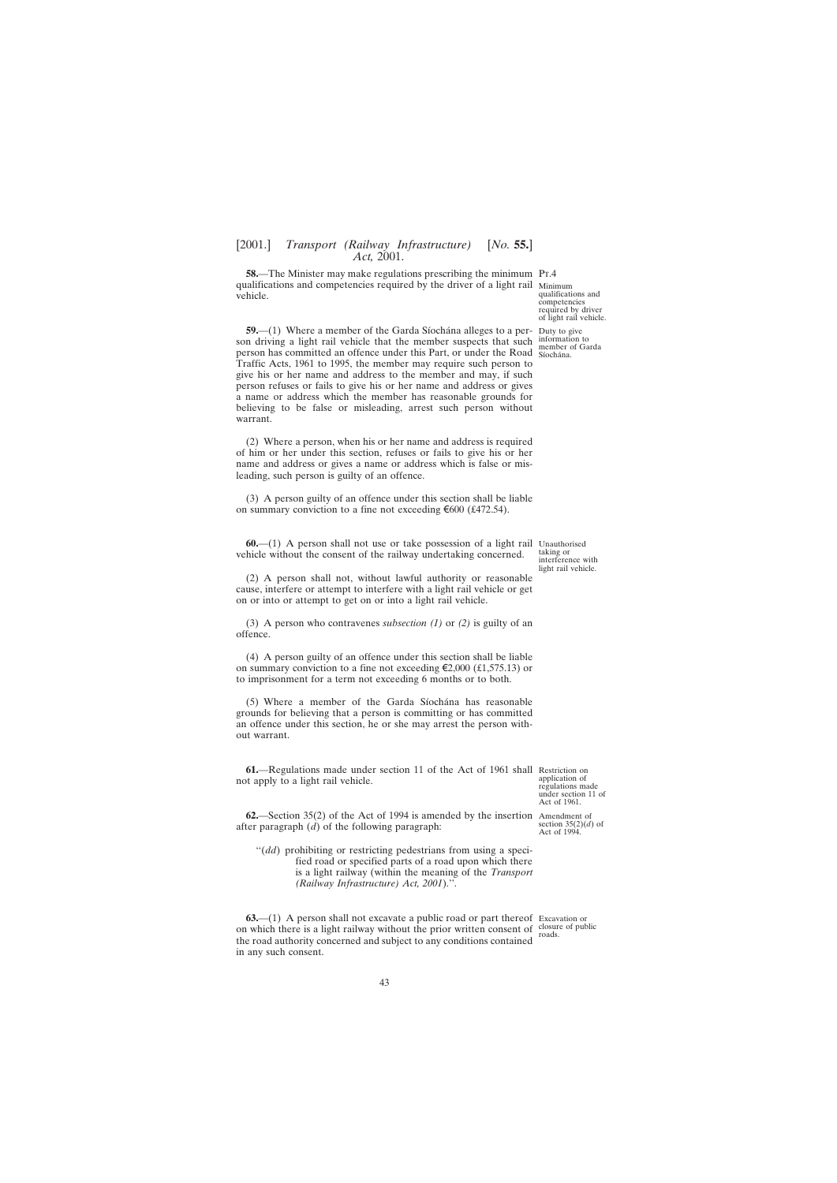**58.**—The Minister may make regulations prescribing the minimum qualifications and competencies required by the driver of a light rail vehicle.

Minimum qualifications and competencies required by driver of light rail vehicle.

**59.**—(1) Where a member of the Garda Síochána alleges to a person driving a light rail vehicle that the member suspects that such person has committed an offence under this Part, or under the Road Traffic Acts, 1961 to 1995, the member may require such person to give his or her name and address to the member and may, if such person refuses or fails to give his or her name and address or gives a name or address which the member has reasonable grounds for believing to be false or misleading, arrest such person without warrant.

Duty to give information to member of Garda Síochána.

(2) Where a person, when his or her name and address is required of him or her under this section, refuses or fails to give his or her name and address or gives a name or address which is false or misleading, such person is guilty of an offence.

(3) A person guilty of an offence under this section shall be liable on summary conviction to a fine not exceeding €600 (£472.54).

**60.**—(1) A person shall not use or take possession of a light rail vehicle without the consent of the railway undertaking concerned.

Unauthorised taking or interference with light rail vehicle.

(2) A person shall not, without lawful authority or reasonable cause, interfere or attempt to interfere with a light rail vehicle or get on or into or attempt to get on or into a light rail vehicle.

(3) A person who contravenes *subsection (1)* or *(2)* is guilty of an offence.

(4) A person guilty of an offence under this section shall be liable on summary conviction to a fine not exceeding €2,000 (£1,575.13) or to imprisonment for a term not exceeding 6 months or to both.

(5) Where a member of the Garda Síochána has reasonable grounds for believing that a person is committing or has committed an offence under this section, he or she may arrest the person without warrant.

**61.**—Regulations made under section 11 of the Act of 1961 shall not apply to a light rail vehicle.

Restriction on application of regulations made under section 11 of Act of 1961.

**62.**—Section 35(2) of the Act of 1994 is amended by the insertion after paragraph (*d*) of the following paragraph:

Amendment of section 35(2)(*d*) of Act of 1994.

> "(*dd*) prohibiting or restricting pedestrians from using a specified road or specified parts of a road upon which there is a light railway (within the meaning of the *Transport (Railway Infrastructure) Act, 2001*).".

**63.**—(1) A person shall not excavate a public road or part thereof on which there is a light railway without the prior written consent of the road authority concerned and subject to any conditions contained in any such consent.

Excavation or closure of public roads.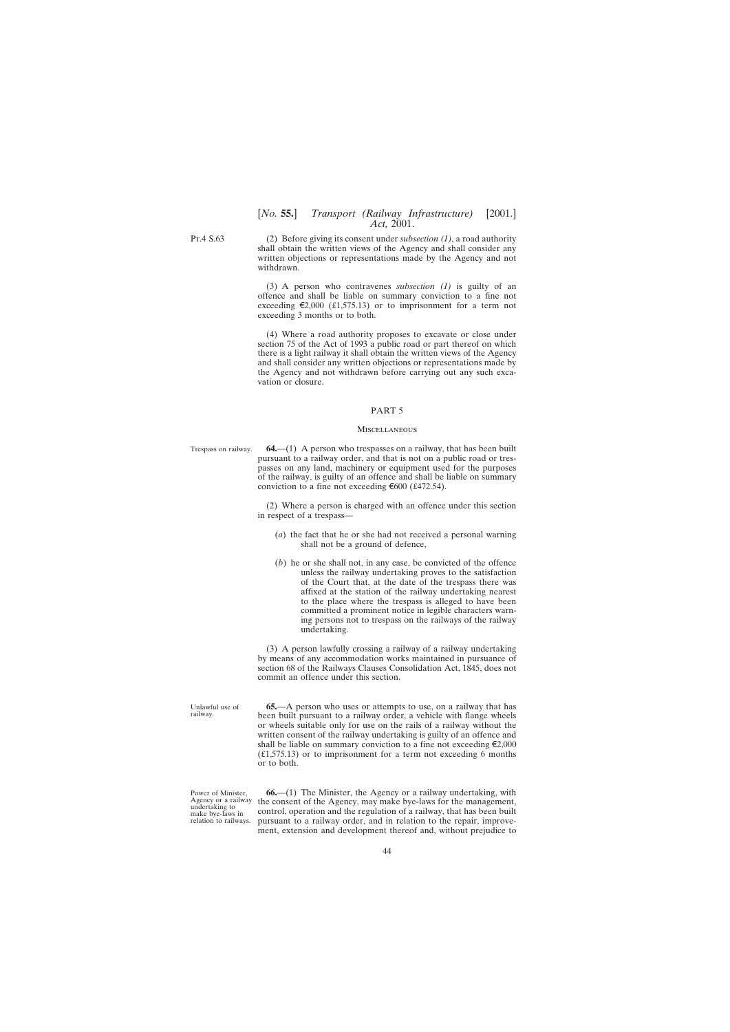Pt.4 S.63

(2) Before giving its consent under *subsection (1)*, a road authority shall obtain the written views of the Agency and shall consider any written objections or representations made by the Agency and not withdrawn.

(3) A person who contravenes *subsection (1)* is guilty of an offence and shall be liable on summary conviction to a fine not exceeding €2,000 (£1,575.13) or to imprisonment for a term not exceeding 3 months or to both.

(4) Where a road authority proposes to excavate or close under section 75 of the Act of 1993 a public road or part thereof on which there is a light railway it shall obtain the written views of the Agency and shall consider any written objections or representations made by the Agency and not withdrawn before carrying out any such excavation or closure.

## PART 5

### Miscellaneous

Trespass on railway.

**64.**—(1) A person who trespasses on a railway, that has been built pursuant to a railway order, and that is not on a public road or trespasses on any land, machinery or equipment used for the purposes of the railway, is guilty of an offence and shall be liable on summary conviction to a fine not exceeding €600 (£472.54).

(2) Where a person is charged with an offence under this section in respect of a trespass—

(*a*) the fact that he or she had not received a personal warning shall not be a ground of defence,

(*b*) he or she shall not, in any case, be convicted of the offence unless the railway undertaking proves to the satisfaction of the Court that, at the date of the trespass there was affixed at the station of the railway undertaking nearest to the place where the trespass is alleged to have been committed a prominent notice in legible characters warning persons not to trespass on the railways of the railway undertaking.

(3) A person lawfully crossing a railway of a railway undertaking by means of any accommodation works maintained in pursuance of section 68 of the Railways Clauses Consolidation Act, 1845, does not commit an offence under this section.

Unlawful use of railway.

**65.**—A person who uses or attempts to use, on a railway that has been built pursuant to a railway order, a vehicle with flange wheels or wheels suitable only for use on the rails of a railway without the written consent of the railway undertaking is guilty of an offence and shall be liable on summary conviction to a fine not exceeding €2,000 (£1,575.13) or to imprisonment for a term not exceeding 6 months or to both.

Power of Minister, Agency or a railway undertaking to make bye-laws in relation to railways.

**66.**—(1) The Minister, the Agency or a railway undertaking, with the consent of the Agency, may make bye-laws for the management, control, operation and the regulation of a railway, that has been built pursuant to a railway order, and in relation to the repair, improvement, extension and development thereof and, without prejudice to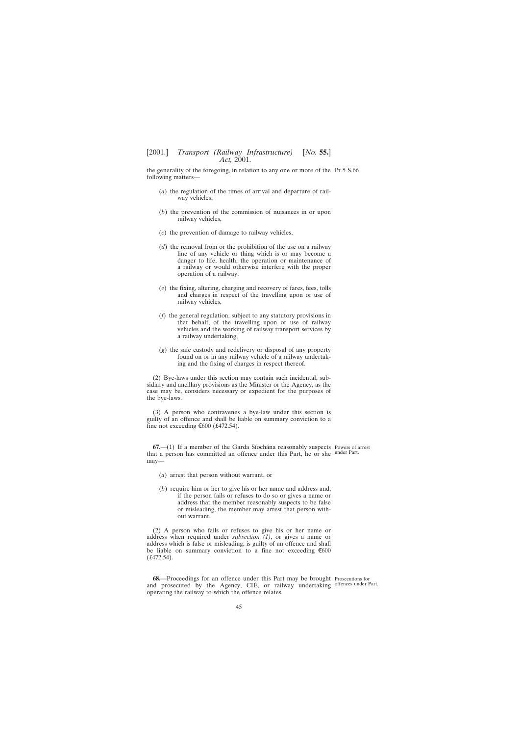the generality of the foregoing, in relation to any one or more of the following matters—

(*a*) the regulation of the times of arrival and departure of railway vehicles,

(*b*) the prevention of the commission of nuisances in or upon railway vehicles,

(*c*) the prevention of damage to railway vehicles,

(*d*) the removal from or the prohibition of the use on a railway line of any vehicle or thing which is or may become a danger to life, health, the operation or maintenance of a railway or would otherwise interfere with the proper operation of a railway,

(*e*) the fixing, altering, charging and recovery of fares, fees, tolls and charges in respect of the travelling upon or use of railway vehicles,

(*f*) the general regulation, subject to any statutory provisions in that behalf, of the travelling upon or use of railway vehicles and the working of railway transport services by a railway undertaking,

(*g*) the safe custody and redelivery or disposal of any property found on or in any railway vehicle of a railway undertaking and the fixing of charges in respect thereof.

(2) Bye-laws under this section may contain such incidental, subsidiary and ancillary provisions as the Minister or the Agency, as the case may be, considers necessary or expedient for the purposes of the bye-laws.

(3) A person who contravenes a bye-law under this section is guilty of an offence and shall be liable on summary conviction to a fine not exceeding €600 (£472.54).

Powers of arrest under Part.

**67.**—(1) If a member of the Garda Síochána reasonably suspects that a person has committed an offence under this Part, he or she may—

(*a*) arrest that person without warrant, or

(*b*) require him or her to give his or her name and address and, if the person fails or refuses to do so or gives a name or address that the member reasonably suspects to be false or misleading, the member may arrest that person without warrant.

(2) A person who fails or refuses to give his or her name or address when required under *subsection (1)*, or gives a name or address which is false or misleading, is guilty of an offence and shall be liable on summary conviction to a fine not exceeding €600 (£472.54).

Prosecutions for offences under Part.

**68.**—Proceedings for an offence under this Part may be brought and prosecuted by the Agency, CIÉ, or railway undertaking operating the railway to which the offence relates.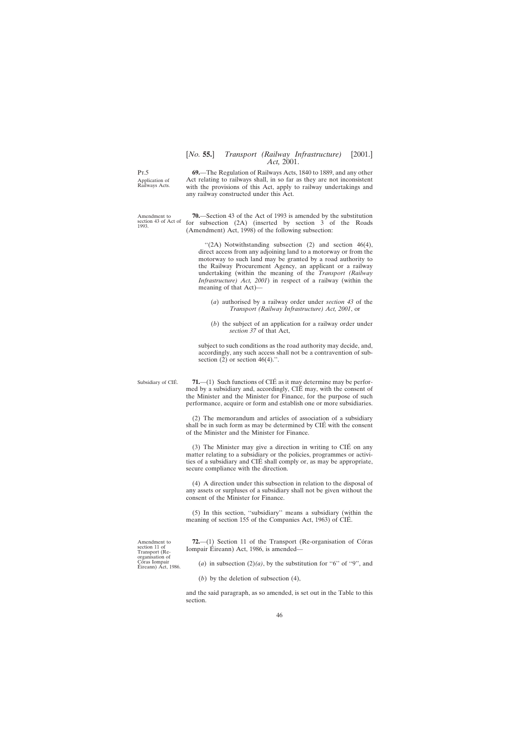Pt.5

Application of Railways Acts.

**69.**—The Regulation of Railways Acts, 1840 to 1889, and any other Act relating to railways shall, in so far as they are not inconsistent with the provisions of this Act, apply to railway undertakings and any railway constructed under this Act.

Amendment to section 43 of Act of 1993.

**70.**—Section 43 of the Act of 1993 is amended by the substitution for subsection (2A) (inserted by section 3 of the Roads (Amendment) Act, 1998) of the following subsection:

> ''(2A) Notwithstanding subsection (2) and section 46(4), direct access from any adjoining land to a motorway or from the motorway to such land may be granted by a road authority to the Railway Procurement Agency, an applicant or a railway undertaking (within the meaning of the *Transport (Railway Infrastructure) Act, 2001*) in respect of a railway (within the meaning of that Act)—
>
> (*a*) authorised by a railway order under *section 43* of the *Transport (Railway Infrastructure) Act, 2001*, or
>
> (*b*) the subject of an application for a railway order under *section 37* of that Act,
>
> subject to such conditions as the road authority may decide, and, accordingly, any such access shall not be a contravention of subsection (2) or section 46(4).''.

Subsidiary of CIÉ.

**71.**—(1) Such functions of CIÉ as it may determine may be performed by a subsidiary and, accordingly, CIÉ may, with the consent of the Minister and the Minister for Finance, for the purpose of such performance, acquire or form and establish one or more subsidiaries.

(2) The memorandum and articles of association of a subsidiary shall be in such form as may be determined by CIÉ with the consent of the Minister and the Minister for Finance.

(3) The Minister may give a direction in writing to CIÉ on any matter relating to a subsidiary or the policies, programmes or activities of a subsidiary and CIÉ shall comply or, as may be appropriate, secure compliance with the direction.

(4) A direction under this subsection in relation to the disposal of any assets or surpluses of a subsidiary shall not be given without the consent of the Minister for Finance.

(5) In this section, ''subsidiary'' means a subsidiary (within the meaning of section 155 of the Companies Act, 1963) of CIÉ.

Amendment to section 11 of Transport (Re-organisation of Córas Iompair Éireann) Act, 1986.

**72.**—(1) Section 11 of the Transport (Re-organisation of Córas Iompair Éireann) Act, 1986, is amended—

(*a*) in subsection (2)*(a)*, by the substitution for ''6'' of ''9'', and

(*b*) by the deletion of subsection (4),

and the said paragraph, as so amended, is set out in the Table to this section.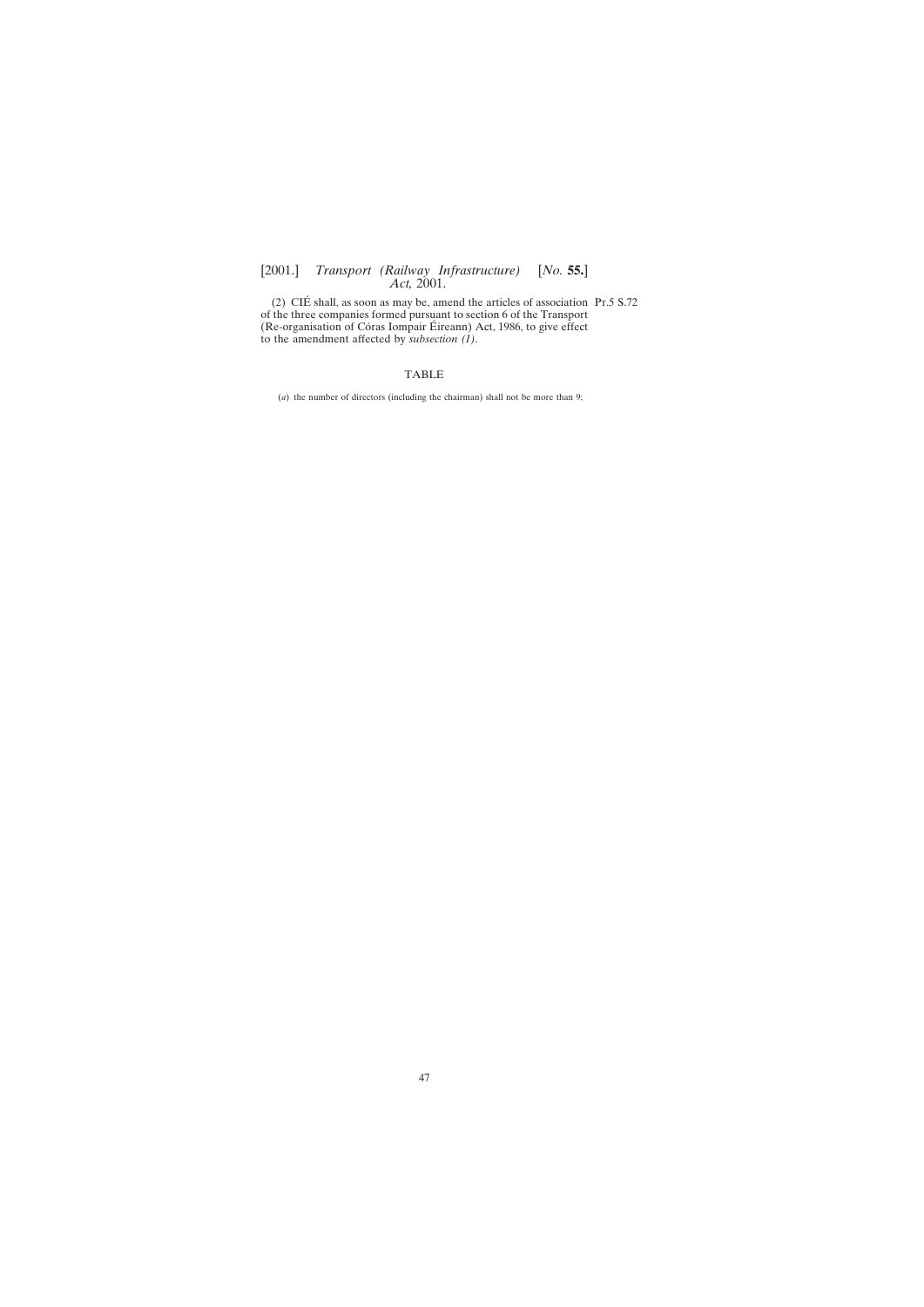(2) CIÉ shall, as soon as may be, amend the articles of association of the three companies formed pursuant to section 6 of the Transport (Re-organisation of Córas Iompair Éireann) Act, 1986, to give effect to the amendment affected by *subsection (1)*.

Pt.5 S.72

TABLE

(*a*) the number of directors (including the chairman) shall not be more than 9;